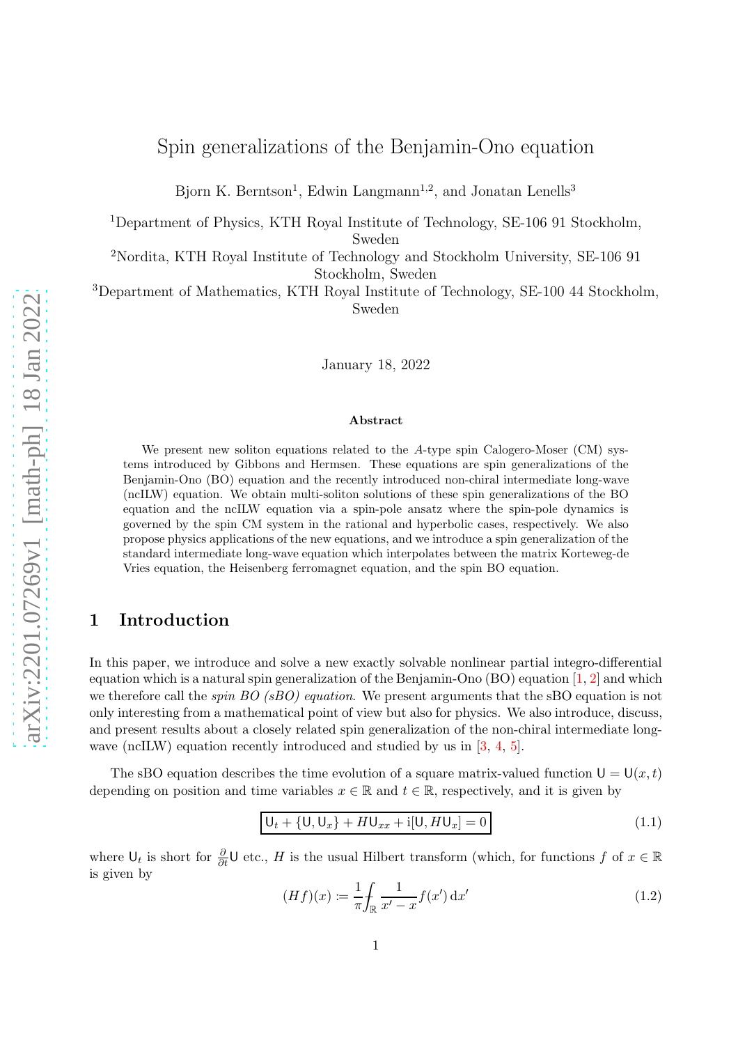# Spin generalizations of the Benjamin-Ono equation

Bjorn K. Berntson[1], Edwin Langmann[1,2], and Jonatan Lenells[3]

[1]Department of Physics, KTH Royal Institute of Technology, SE-106 91 Stockholm, Sweden

[2]Nordita, KTH Royal Institute of Technology and Stockholm University, SE-106 91 Stockholm, Sweden

[3]Department of Mathematics, KTH Royal Institute of Technology, SE-100 44 Stockholm, Sweden

January 18, 2022

**Abstract**

We present new soliton equations related to the $A$-type spin Calogero-Moser (CM) systems introduced by Gibbons and Hermsen. These equations are spin generalizations of the Benjamin-Ono (BO) equation and the recently introduced non-chiral intermediate long-wave (ncILW) equation. We obtain multi-soliton solutions of these spin generalizations of the BO equation and the ncILW equation via a spin-pole ansatz where the spin-pole dynamics is governed by the spin CM system in the rational and hyperbolic cases, respectively. We also propose physics applications of the new equations, and we introduce a spin generalization of the standard intermediate long-wave equation which interpolates between the matrix Korteweg-de Vries equation, the Heisenberg ferromagnet equation, and the spin BO equation.

## 1 Introduction

In this paper, we introduce and solve a new exactly solvable nonlinear partial integro-differential equation which is a natural spin generalization of the Benjamin-Ono (BO) equation [1, 2] and which we therefore call the *spin BO (sBO) equation*. We present arguments that the sBO equation is not only interesting from a mathematical point of view but also for physics. We also introduce, discuss, and present results about a closely related spin generalization of the non-chiral intermediate long-wave (ncILW) equation recently introduced and studied by us in [3, 4, 5].

The sBO equation describes the time evolution of a square matrix-valued function $\mathsf{U} = \mathsf{U}(x, t)$ depending on position and time variables $x \in \mathbb{R}$ and $t \in \mathbb{R}$, respectively, and it is given by

$$\boxed{\mathsf{U}_t + \{\mathsf{U}, \mathsf{U}_x\} + H\mathsf{U}_{xx} + \mathrm{i}[\mathsf{U}, H\mathsf{U}_x] = 0} \tag{1.1}$$

where $\mathsf{U}_t$ is short for $\frac{\partial}{\partial t}\mathsf{U}$ etc., $H$ is the usual Hilbert transform (which, for functions $f$ of $x \in \mathbb{R}$ is given by

$$(Hf)(x) \coloneqq \frac{1}{\pi} \fint_{\mathbb{R}} \frac{1}{x' - x} f(x')\, \mathrm{d}x' \tag{1.2}$$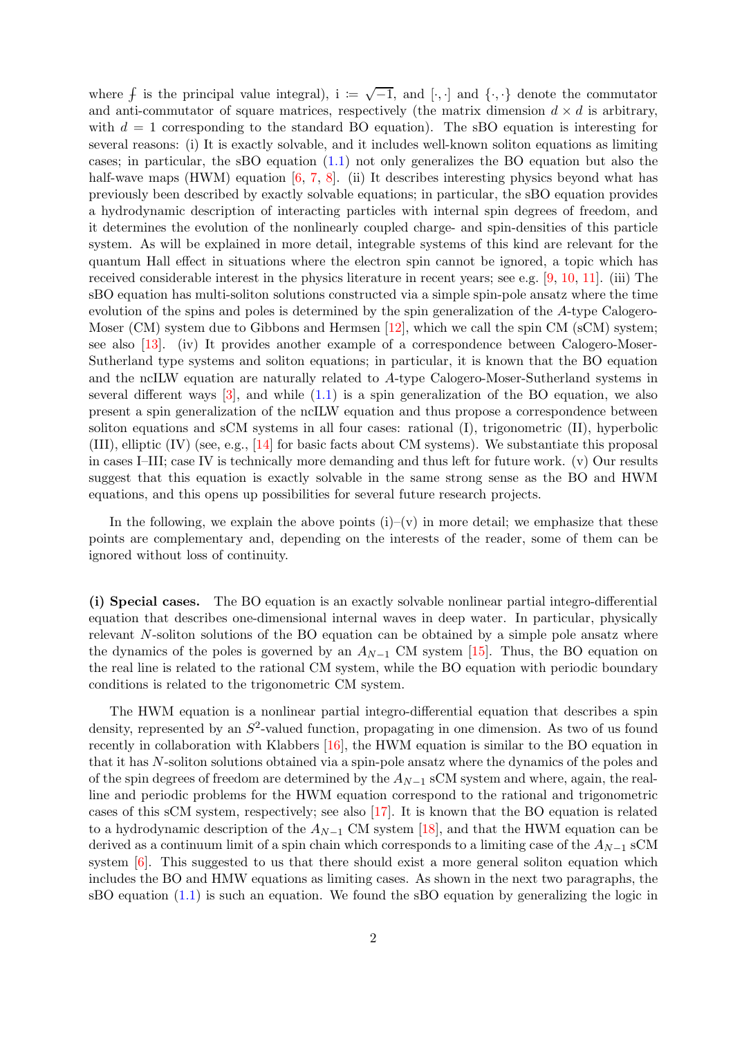where $⨍$ is the principal value integral), $\mathrm{i} \coloneqq \sqrt{-1}$, and $[\cdot,\cdot]$ and $\{\cdot,\cdot\}$ denote the commutator and anti-commutator of square matrices, respectively (the matrix dimension $d \times d$ is arbitrary, with $d = 1$ corresponding to the standard BO equation). The sBO equation is interesting for several reasons: (i) It is exactly solvable, and it includes well-known soliton equations as limiting cases; in particular, the sBO equation (1.1) not only generalizes the BO equation but also the half-wave maps (HWM) equation [6, 7, 8]. (ii) It describes interesting physics beyond what has previously been described by exactly solvable equations; in particular, the sBO equation provides a hydrodynamic description of interacting particles with internal spin degrees of freedom, and it determines the evolution of the nonlinearly coupled charge- and spin-densities of this particle system. As will be explained in more detail, integrable systems of this kind are relevant for the quantum Hall effect in situations where the electron spin cannot be ignored, a topic which has received considerable interest in the physics literature in recent years; see e.g. [9, 10, 11]. (iii) The sBO equation has multi-soliton solutions constructed via a simple spin-pole ansatz where the time evolution of the spins and poles is determined by the spin generalization of the $A$-type Calogero-Moser (CM) system due to Gibbons and Hermsen [12], which we call the spin CM (sCM) system; see also [13]. (iv) It provides another example of a correspondence between Calogero-Moser-Sutherland type systems and soliton equations; in particular, it is known that the BO equation and the ncILW equation are naturally related to $A$-type Calogero-Moser-Sutherland systems in several different ways [3], and while (1.1) is a spin generalization of the BO equation, we also present a spin generalization of the ncILW equation and thus propose a correspondence between soliton equations and sCM systems in all four cases: rational (I), trigonometric (II), hyperbolic (III), elliptic (IV) (see, e.g., [14] for basic facts about CM systems). We substantiate this proposal in cases I–III; case IV is technically more demanding and thus left for future work. (v) Our results suggest that this equation is exactly solvable in the same strong sense as the BO and HWM equations, and this opens up possibilities for several future research projects.

In the following, we explain the above points (i)–(v) in more detail; we emphasize that these points are complementary and, depending on the interests of the reader, some of them can be ignored without loss of continuity.

**(i) Special cases.** The BO equation is an exactly solvable nonlinear partial integro-differential equation that describes one-dimensional internal waves in deep water. In particular, physically relevant $N$-soliton solutions of the BO equation can be obtained by a simple pole ansatz where the dynamics of the poles is governed by an $A_{N-1}$ CM system [15]. Thus, the BO equation on the real line is related to the rational CM system, while the BO equation with periodic boundary conditions is related to the trigonometric CM system.

The HWM equation is a nonlinear partial integro-differential equation that describes a spin density, represented by an $S^2$-valued function, propagating in one dimension. As two of us found recently in collaboration with Klabbers [16], the HWM equation is similar to the BO equation in that it has $N$-soliton solutions obtained via a spin-pole ansatz where the dynamics of the poles and of the spin degrees of freedom are determined by the $A_{N-1}$ sCM system and where, again, the real-line and periodic problems for the HWM equation correspond to the rational and trigonometric cases of this sCM system, respectively; see also [17]. It is known that the BO equation is related to a hydrodynamic description of the $A_{N-1}$ CM system [18], and that the HWM equation can be derived as a continuum limit of a spin chain which corresponds to a limiting case of the $A_{N-1}$ sCM system [6]. This suggested to us that there should exist a more general soliton equation which includes the BO and HMW equations as limiting cases. As shown in the next two paragraphs, the sBO equation (1.1) is such an equation. We found the sBO equation by generalizing the logic in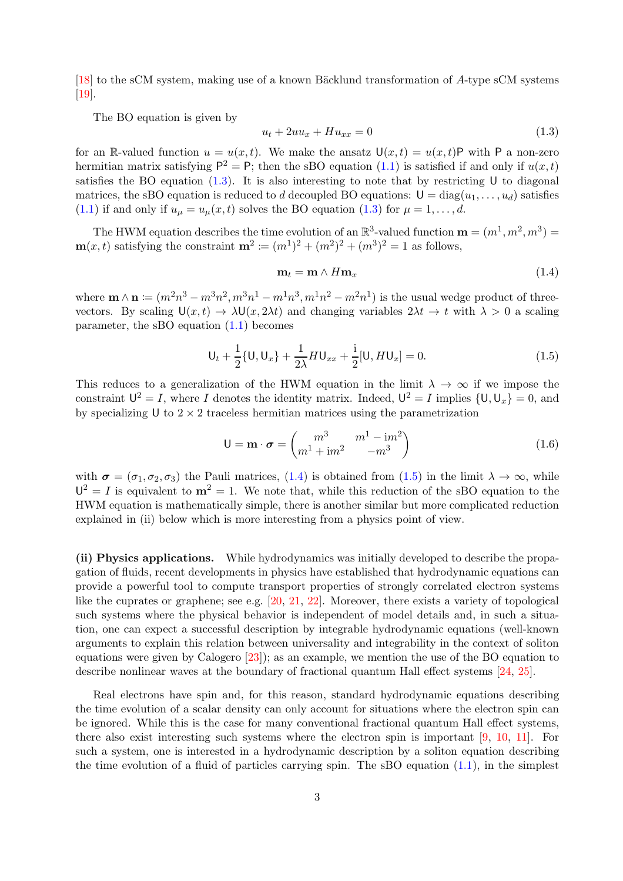[18] to the sCM system, making use of a known Bäcklund transformation of $A$-type sCM systems [19].

The BO equation is given by

$$u_t + 2uu_x + Hu_{xx} = 0 \tag{1.3}$$

for an $\mathbb{R}$-valued function $u = u(x,t)$. We make the ansatz $\mathsf{U}(x,t) = u(x,t)\mathsf{P}$ with $\mathsf{P}$ a non-zero hermitian matrix satisfying $\mathsf{P}^2 = \mathsf{P}$; then the sBO equation (1.1) is satisfied if and only if $u(x,t)$ satisfies the BO equation (1.3). It is also interesting to note that by restricting $\mathsf{U}$ to diagonal matrices, the sBO equation is reduced to $d$ decoupled BO equations: $\mathsf{U} = \mathrm{diag}(u_1, \ldots, u_d)$ satisfies (1.1) if and only if $u_\mu = u_\mu(x,t)$ solves the BO equation (1.3) for $\mu = 1, \ldots, d$.

The HWM equation describes the time evolution of an $\mathbb{R}^3$-valued function $\mathbf{m} = (m^1, m^2, m^3) = \mathbf{m}(x,t)$ satisfying the constraint $\mathbf{m}^2 := (m^1)^2 + (m^2)^2 + (m^3)^2 = 1$ as follows,

$$\mathbf{m}_t = \mathbf{m} \wedge H\mathbf{m}_x \tag{1.4}$$

where $\mathbf{m} \wedge \mathbf{n} := (m^2n^3 - m^3n^2, m^3n^1 - m^1n^3, m^1n^2 - m^2n^1)$ is the usual wedge product of three-vectors. By scaling $\mathsf{U}(x,t) \to \lambda\mathsf{U}(x, 2\lambda t)$ and changing variables $2\lambda t \to t$ with $\lambda > 0$ a scaling parameter, the sBO equation (1.1) becomes

$$\mathsf{U}_t + \frac{1}{2}\{\mathsf{U}, \mathsf{U}_x\} + \frac{1}{2\lambda}H\mathsf{U}_{xx} + \frac{\mathrm{i}}{2}[\mathsf{U}, H\mathsf{U}_x] = 0. \tag{1.5}$$

This reduces to a generalization of the HWM equation in the limit $\lambda \to \infty$ if we impose the constraint $\mathsf{U}^2 = I$, where $I$ denotes the identity matrix. Indeed, $\mathsf{U}^2 = I$ implies $\{\mathsf{U}, \mathsf{U}_x\} = 0$, and by specializing $\mathsf{U}$ to $2 \times 2$ traceless hermitian matrices using the parametrization

$$\mathsf{U} = \mathbf{m} \cdot \boldsymbol{\sigma} = \begin{pmatrix} m^3 & m^1 - \mathrm{i}m^2 \\ m^1 + \mathrm{i}m^2 & -m^3 \end{pmatrix} \tag{1.6}$$

with $\boldsymbol{\sigma} = (\sigma_1, \sigma_2, \sigma_3)$ the Pauli matrices, (1.4) is obtained from (1.5) in the limit $\lambda \to \infty$, while $\mathsf{U}^2 = I$ is equivalent to $\mathbf{m}^2 = 1$. We note that, while this reduction of the sBO equation to the HWM equation is mathematically simple, there is another similar but more complicated reduction explained in (ii) below which is more interesting from a physics point of view.

**(ii) Physics applications.** While hydrodynamics was initially developed to describe the propagation of fluids, recent developments in physics have established that hydrodynamic equations can provide a powerful tool to compute transport properties of strongly correlated electron systems like the cuprates or graphene; see e.g. [20, 21, 22]. Moreover, there exists a variety of topological such systems where the physical behavior is independent of model details and, in such a situation, one can expect a successful description by integrable hydrodynamic equations (well-known arguments to explain this relation between universality and integrability in the context of soliton equations were given by Calogero [23]); as an example, we mention the use of the BO equation to describe nonlinear waves at the boundary of fractional quantum Hall effect systems [24, 25].

Real electrons have spin and, for this reason, standard hydrodynamic equations describing the time evolution of a scalar density can only account for situations where the electron spin can be ignored. While this is the case for many conventional fractional quantum Hall effect systems, there also exist interesting such systems where the electron spin is important [9, 10, 11]. For such a system, one is interested in a hydrodynamic description by a soliton equation describing the time evolution of a fluid of particles carrying spin. The sBO equation (1.1), in the simplest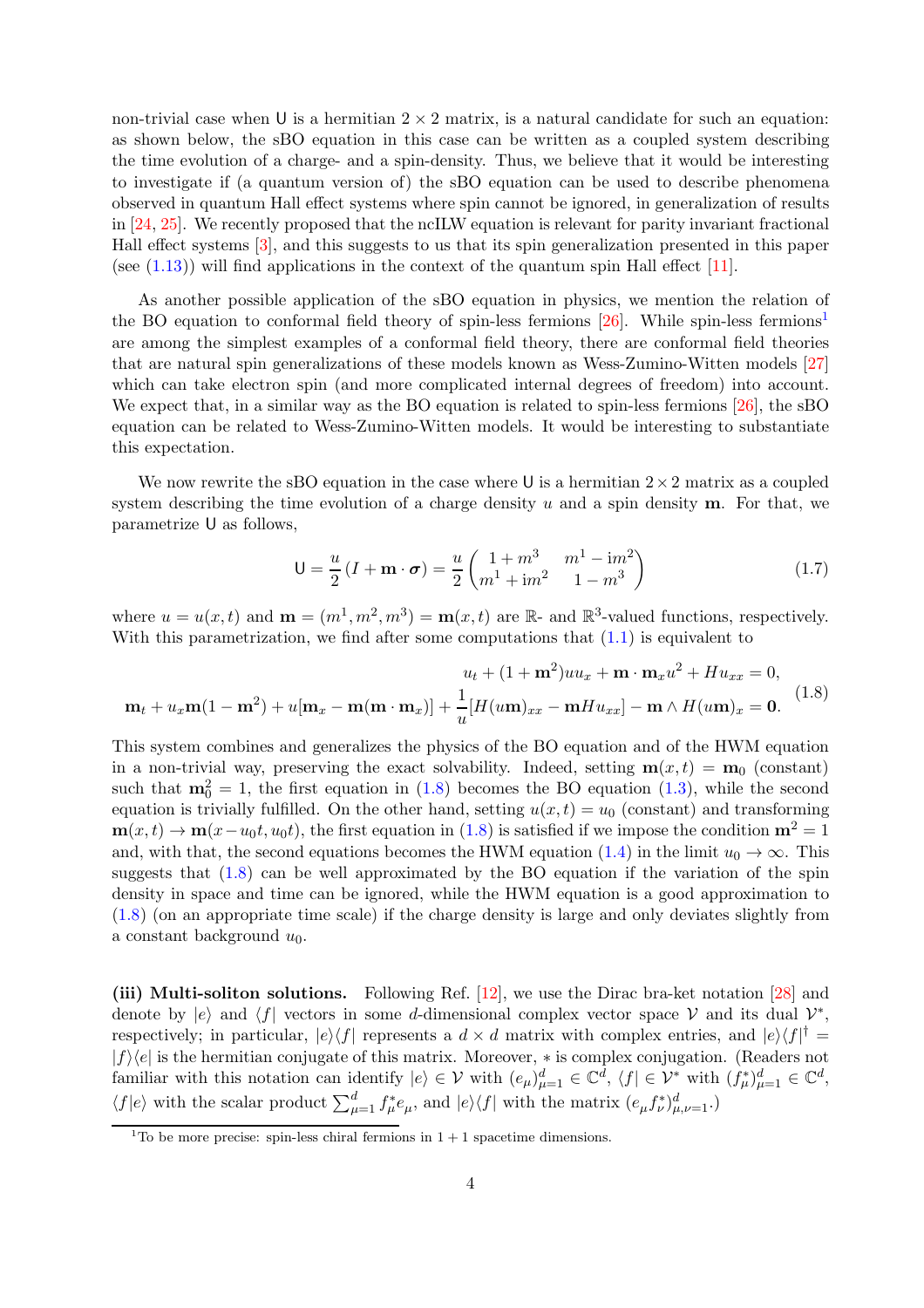non-trivial case when $\mathsf{U}$ is a hermitian $2\times 2$ matrix, is a natural candidate for such an equation: as shown below, the sBO equation in this case can be written as a coupled system describing the time evolution of a charge- and a spin-density. Thus, we believe that it would be interesting to investigate if (a quantum version of) the sBO equation can be used to describe phenomena observed in quantum Hall effect systems where spin cannot be ignored, in generalization of results in [24, 25]. We recently proposed that the ncILW equation is relevant for parity invariant fractional Hall effect systems [3], and this suggests to us that its spin generalization presented in this paper (see (1.13)) will find applications in the context of the quantum spin Hall effect [11].

As another possible application of the sBO equation in physics, we mention the relation of the BO equation to conformal field theory of spin-less fermions [26]. While spin-less fermions[1] are among the simplest examples of a conformal field theory, there are conformal field theories that are natural spin generalizations of these models known as Wess-Zumino-Witten models [27] which can take electron spin (and more complicated internal degrees of freedom) into account. We expect that, in a similar way as the BO equation is related to spin-less fermions [26], the sBO equation can be related to Wess-Zumino-Witten models. It would be interesting to substantiate this expectation.

We now rewrite the sBO equation in the case where $\mathsf{U}$ is a hermitian $2\times 2$ matrix as a coupled system describing the time evolution of a charge density $u$ and a spin density $\mathbf{m}$. For that, we parametrize $\mathsf{U}$ as follows,

$$\mathsf{U} = \frac{u}{2}\left(I + \mathbf{m}\cdot\boldsymbol{\sigma}\right) = \frac{u}{2}\begin{pmatrix} 1+m^3 & m^1 - \mathrm{i}m^2 \\ m^1+\mathrm{i}m^2 & 1-m^3\end{pmatrix} \tag{1.7}$$

where $u = u(x,t)$ and $\mathbf{m} = (m^1, m^2, m^3) = \mathbf{m}(x,t)$ are $\mathbb{R}$- and $\mathbb{R}^3$-valued functions, respectively. With this parametrization, we find after some computations that (1.1) is equivalent to

$$\begin{gathered} u_t + (1+\mathbf{m}^2)uu_x + \mathbf{m}\cdot\mathbf{m}_x u^2 + Hu_{xx} = 0, \\ \mathbf{m}_t + u_x\mathbf{m}(1-\mathbf{m}^2) + u[\mathbf{m}_x - \mathbf{m}(\mathbf{m}\cdot\mathbf{m}_x)] + \frac{1}{u}[H(u\mathbf{m})_{xx} - \mathbf{m}Hu_{xx}] - \mathbf{m}\wedge H(u\mathbf{m})_x = \mathbf{0}. \end{gathered} \tag{1.8}$$

This system combines and generalizes the physics of the BO equation and of the HWM equation in a non-trivial way, preserving the exact solvability. Indeed, setting $\mathbf{m}(x,t) = \mathbf{m}_0$ (constant) such that $\mathbf{m}_0^2 = 1$, the first equation in (1.8) becomes the BO equation (1.3), while the second equation is trivially fulfilled. On the other hand, setting $u(x,t) = u_0$ (constant) and transforming $\mathbf{m}(x,t) \to \mathbf{m}(x-u_0t, u_0t)$, the first equation in (1.8) is satisfied if we impose the condition $\mathbf{m}^2 = 1$ and, with that, the second equations becomes the HWM equation (1.4) in the limit $u_0 \to \infty$. This suggests that (1.8) can be well approximated by the BO equation if the variation of the spin density in space and time can be ignored, while the HWM equation is a good approximation to (1.8) (on an appropriate time scale) if the charge density is large and only deviates slightly from a constant background $u_0$.

**(iii) Multi-soliton solutions.** Following Ref. [12], we use the Dirac bra-ket notation [28] and denote by $|e\rangle$ and $\langle f|$ vectors in some $d$-dimensional complex vector space $\mathcal{V}$ and its dual $\mathcal{V}^*$, respectively; in particular, $|e\rangle\langle f|$ represents a $d\times d$ matrix with complex entries, and $|e\rangle\langle f|^\dagger = |f\rangle\langle e|$ is the hermitian conjugate of this matrix. Moreover, $*$ is complex conjugation. (Readers not familiar with this notation can identify $|e\rangle \in \mathcal{V}$ with $(e_\mu)_{\mu=1}^d \in \mathbb{C}^d$, $\langle f| \in \mathcal{V}^*$ with $(f_\mu^*)_{\mu=1}^d \in \mathbb{C}^d$, $\langle f|e\rangle$ with the scalar product $\sum_{\mu=1}^d f_\mu^* e_\mu$, and $|e\rangle\langle f|$ with the matrix $(e_\mu f_\nu^*)_{\mu,\nu=1}^d$.)

[1] To be more precise: spin-less chiral fermions in $1+1$ spacetime dimensions.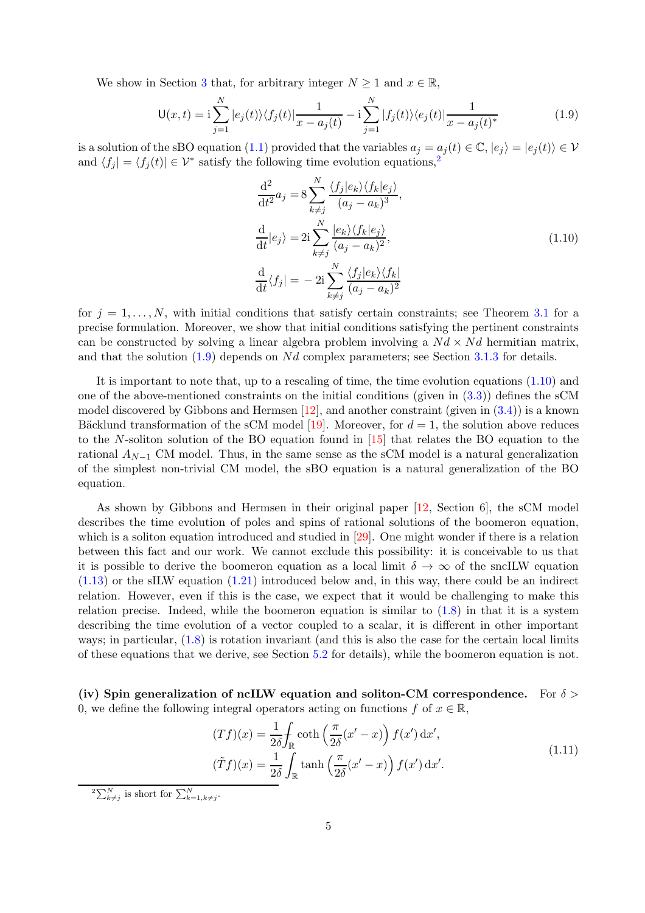We show in Section 3 that, for arbitrary integer $N \geq 1$ and $x \in \mathbb{R}$,

$$\mathsf{U}(x,t) = \mathrm{i}\sum_{j=1}^{N} |e_j(t)\rangle\langle f_j(t)| \frac{1}{x - a_j(t)} - \mathrm{i}\sum_{j=1}^{N} |f_j(t)\rangle\langle e_j(t)| \frac{1}{x - a_j(t)^*} \tag{1.9}$$

is a solution of the sBO equation (1.1) provided that the variables $a_j = a_j(t) \in \mathbb{C}$, $|e_j\rangle = |e_j(t)\rangle \in \mathcal{V}$ and $\langle f_j| = \langle f_j(t)| \in \mathcal{V}^*$ satisfy the following time evolution equations,[2]

$$\begin{aligned}
\frac{\mathrm{d}^2}{\mathrm{d}t^2} a_j &= 8 \sum_{k\neq j}^{N} \frac{\langle f_j|e_k\rangle\langle f_k|e_j\rangle}{(a_j - a_k)^3}, \\
\frac{\mathrm{d}}{\mathrm{d}t}|e_j\rangle &= 2\mathrm{i} \sum_{k\neq j}^{N} \frac{|e_k\rangle\langle f_k|e_j\rangle}{(a_j - a_k)^2}, \\
\frac{\mathrm{d}}{\mathrm{d}t}\langle f_j| &= -2\mathrm{i} \sum_{k\neq j}^{N} \frac{\langle f_j|e_k\rangle\langle f_k|}{(a_j - a_k)^2}
\end{aligned} \tag{1.10}$$

for $j = 1, \ldots, N$, with initial conditions that satisfy certain constraints; see Theorem 3.1 for a precise formulation. Moreover, we show that initial conditions satisfying the pertinent constraints can be constructed by solving a linear algebra problem involving a $Nd \times Nd$ hermitian matrix, and that the solution (1.9) depends on $Nd$ complex parameters; see Section 3.1.3 for details.

It is important to note that, up to a rescaling of time, the time evolution equations (1.10) and one of the above-mentioned constraints on the initial conditions (given in (3.3)) defines the sCM model discovered by Gibbons and Hermsen [12], and another constraint (given in (3.4)) is a known Bäcklund transformation of the sCM model [19]. Moreover, for $d = 1$, the solution above reduces to the $N$-soliton solution of the BO equation found in [15] that relates the BO equation to the rational $A_{N-1}$ CM model. Thus, in the same sense as the sCM model is a natural generalization of the simplest non-trivial CM model, the sBO equation is a natural generalization of the BO equation.

As shown by Gibbons and Hermsen in their original paper [12, Section 6], the sCM model describes the time evolution of poles and spins of rational solutions of the boomeron equation, which is a soliton equation introduced and studied in [29]. One might wonder if there is a relation between this fact and our work. We cannot exclude this possibility: it is conceivable to us that it is possible to derive the boomeron equation as a local limit $\delta \to \infty$ of the sncILW equation (1.13) or the sILW equation (1.21) introduced below and, in this way, there could be an indirect relation. However, even if this is the case, we expect that it would be challenging to make this relation precise. Indeed, while the boomeron equation is similar to (1.8) in that it is a system describing the time evolution of a vector coupled to a scalar, it is different in other important ways; in particular, (1.8) is rotation invariant (and this is also the case for the certain local limits of these equations that we derive, see Section 5.2 for details), while the boomeron equation is not.

**(iv) Spin generalization of ncILW equation and soliton-CM correspondence.** For $\delta > 0$, we define the following integral operators acting on functions $f$ of $x \in \mathbb{R}$,

$$\begin{aligned}
(Tf)(x) &= \frac{1}{2\delta} \fint_{\mathbb{R}} \coth\left(\frac{\pi}{2\delta}(x' - x)\right) f(x')\,\mathrm{d}x', \\
(\tilde{T}f)(x) &= \frac{1}{2\delta} \int_{\mathbb{R}} \tanh\left(\frac{\pi}{2\delta}(x' - x)\right) f(x')\,\mathrm{d}x'.
\end{aligned} \tag{1.11}$$

[2] $\sum_{k\neq j}^{N}$ is short for $\sum_{k=1,k\neq j}^{N}$.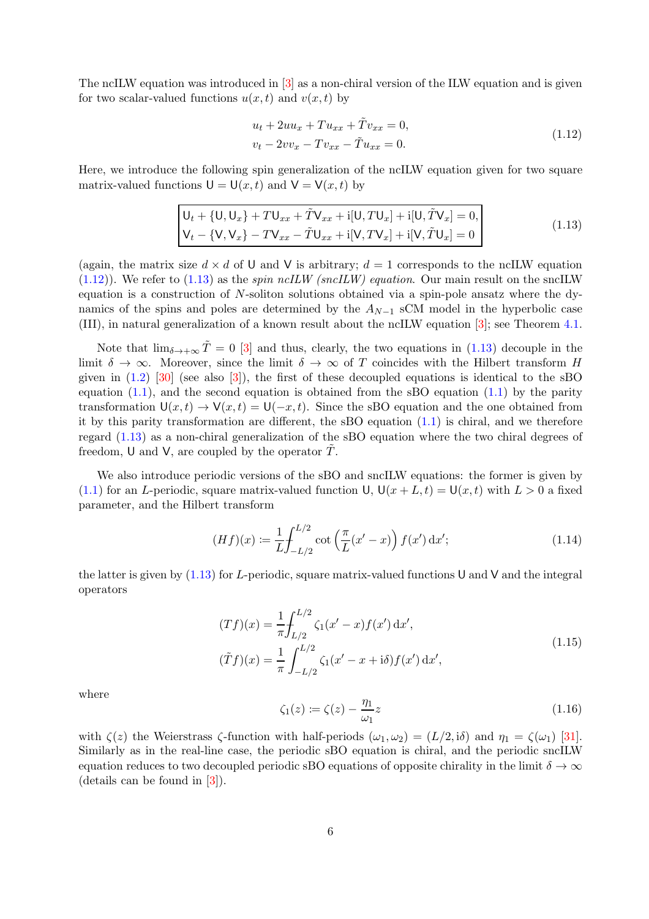The ncILW equation was introduced in [3] as a non-chiral version of the ILW equation and is given for two scalar-valued functions $u(x,t)$ and $v(x,t)$ by

$$
\begin{aligned}
&u_t + 2uu_x + Tu_{xx} + \tilde{T}v_{xx} = 0, \\
&v_t - 2vv_x - Tv_{xx} - \tilde{T}u_{xx} = 0.
\end{aligned}
\tag{1.12}
$$

Here, we introduce the following spin generalization of the ncILW equation given for two square matrix-valued functions $\mathsf{U} = \mathsf{U}(x,t)$ and $\mathsf{V} = \mathsf{V}(x,t)$ by

$$
\boxed{
\begin{aligned}
&\mathsf{U}_t + \{\mathsf{U}, \mathsf{U}_x\} + T\mathsf{U}_{xx} + \tilde{T}\mathsf{V}_{xx} + \mathrm{i}[\mathsf{U}, T\mathsf{U}_x] + \mathrm{i}[\mathsf{U}, \tilde{T}\mathsf{V}_x] = 0, \\
&\mathsf{V}_t - \{\mathsf{V}, \mathsf{V}_x\} - T\mathsf{V}_{xx} - \tilde{T}\mathsf{U}_{xx} + \mathrm{i}[\mathsf{V}, T\mathsf{V}_x] + \mathrm{i}[\mathsf{V}, \tilde{T}\mathsf{U}_x] = 0
\end{aligned}
}
\tag{1.13}
$$

(again, the matrix size $d \times d$ of $\mathsf{U}$ and $\mathsf{V}$ is arbitrary; $d = 1$ corresponds to the ncILW equation (1.12)). We refer to (1.13) as the *spin ncILW (sncILW) equation*. Our main result on the sncILW equation is a construction of $N$-soliton solutions obtained via a spin-pole ansatz where the dynamics of the spins and poles are determined by the $A_{N-1}$ sCM model in the hyperbolic case (III), in natural generalization of a known result about the ncILW equation [3]; see Theorem 4.1.

Note that $\lim_{\delta \to +\infty} \tilde{T} = 0$ [3] and thus, clearly, the two equations in (1.13) decouple in the limit $\delta \to \infty$. Moreover, since the limit $\delta \to \infty$ of $T$ coincides with the Hilbert transform $H$ given in (1.2) [30] (see also [3]), the first of these decoupled equations is identical to the sBO equation (1.1), and the second equation is obtained from the sBO equation (1.1) by the parity transformation $\mathsf{U}(x,t) \to \mathsf{V}(x,t) = \mathsf{U}(-x,t)$. Since the sBO equation and the one obtained from it by this parity transformation are different, the sBO equation (1.1) is chiral, and we therefore regard (1.13) as a non-chiral generalization of the sBO equation where the two chiral degrees of freedom, $\mathsf{U}$ and $\mathsf{V}$, are coupled by the operator $\tilde{T}$.

We also introduce periodic versions of the sBO and sncILW equations: the former is given by (1.1) for an $L$-periodic, square matrix-valued function $\mathsf{U}$, $\mathsf{U}(x+L,t) = \mathsf{U}(x,t)$ with $L > 0$ a fixed parameter, and the Hilbert transform

$$
(Hf)(x) \coloneqq \frac{1}{L} \fint_{-L/2}^{L/2} \cot\left(\frac{\pi}{L}(x'-x)\right) f(x')\,\mathrm{d}x'; \tag{1.14}
$$

the latter is given by (1.13) for $L$-periodic, square matrix-valued functions $\mathsf{U}$ and $\mathsf{V}$ and the integral operators

$$
\begin{aligned}
(Tf)(x) &= \frac{1}{\pi} \fint_{L/2}^{L/2} \zeta_1(x'-x) f(x')\,\mathrm{d}x', \\
(\tilde{T}f)(x) &= \frac{1}{\pi} \int_{-L/2}^{L/2} \zeta_1(x'-x+\mathrm{i}\delta) f(x')\,\mathrm{d}x',
\end{aligned}
\tag{1.15}
$$

where

$$
\zeta_1(z) \coloneqq \zeta(z) - \frac{\eta_1}{\omega_1} z \tag{1.16}
$$

with $\zeta(z)$ the Weierstrass $\zeta$-function with half-periods $(\omega_1, \omega_2) = (L/2, \mathrm{i}\delta)$ and $\eta_1 = \zeta(\omega_1)$ [31]. Similarly as in the real-line case, the periodic sBO equation is chiral, and the periodic sncILW equation reduces to two decoupled periodic sBO equations of opposite chirality in the limit $\delta \to \infty$ (details can be found in [3]).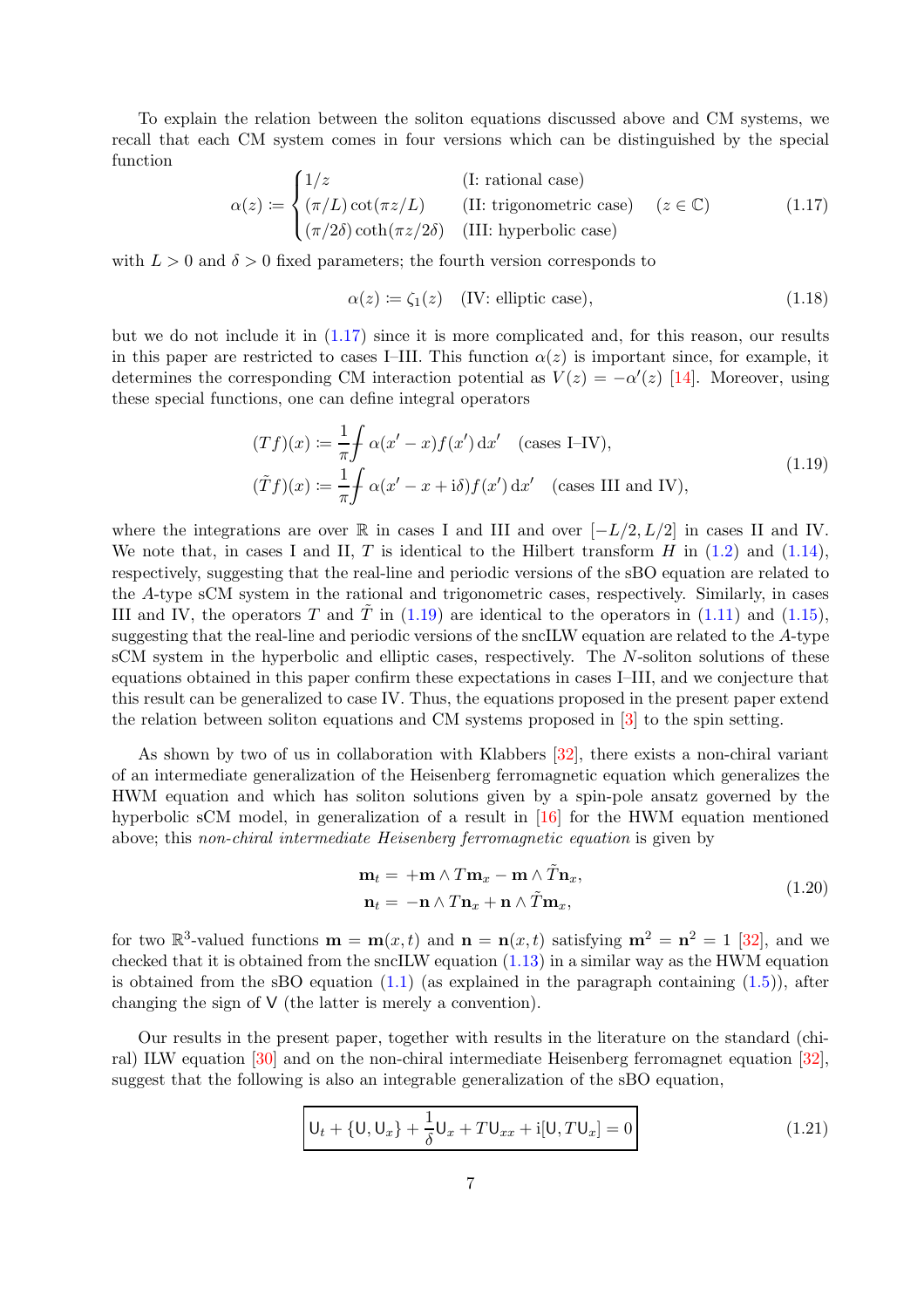To explain the relation between the soliton equations discussed above and CM systems, we recall that each CM system comes in four versions which can be distinguished by the special function

$$\alpha(z) \coloneqq \begin{cases} 1/z & \text{(I: rational case)} \\ (\pi/L)\cot(\pi z/L) & \text{(II: trigonometric case)} \\ (\pi/2\delta)\coth(\pi z/2\delta) & \text{(III: hyperbolic case)} \end{cases} \quad (z \in \mathbb{C}) \tag{1.17}$$

with $L > 0$ and $\delta > 0$ fixed parameters; the fourth version corresponds to

$$\alpha(z) \coloneqq \zeta_1(z) \quad \text{(IV: elliptic case)}, \tag{1.18}$$

but we do not include it in (1.17) since it is more complicated and, for this reason, our results in this paper are restricted to cases I–III. This function $\alpha(z)$ is important since, for example, it determines the corresponding CM interaction potential as $V(z) = -\alpha'(z)$ [14]. Moreover, using these special functions, one can define integral operators

$$\begin{aligned} (Tf)(x) &\coloneqq \frac{1}{\pi}⨍ \alpha(x'-x)f(x')\,\mathrm{d}x' \quad \text{(cases I–IV)}, \\ (\tilde{T}f)(x) &\coloneqq \frac{1}{\pi}⨍ \alpha(x'-x+\mathrm{i}\delta)f(x')\,\mathrm{d}x' \quad \text{(cases III and IV)}, \end{aligned} \tag{1.19}$$

where the integrations are over $\mathbb{R}$ in cases I and III and over $[-L/2, L/2]$ in cases II and IV. We note that, in cases I and II, $T$ is identical to the Hilbert transform $H$ in (1.2) and (1.14), respectively, suggesting that the real-line and periodic versions of the sBO equation are related to the $A$-type sCM system in the rational and trigonometric cases, respectively. Similarly, in cases III and IV, the operators $T$ and $\tilde{T}$ in (1.19) are identical to the operators in (1.11) and (1.15), suggesting that the real-line and periodic versions of the sncILW equation are related to the $A$-type sCM system in the hyperbolic and elliptic cases, respectively. The $N$-soliton solutions of these equations obtained in this paper confirm these expectations in cases I–III, and we conjecture that this result can be generalized to case IV. Thus, the equations proposed in the present paper extend the relation between soliton equations and CM systems proposed in [3] to the spin setting.

As shown by two of us in collaboration with Klabbers [32], there exists a non-chiral variant of an intermediate generalization of the Heisenberg ferromagnetic equation which generalizes the HWM equation and which has soliton solutions given by a spin-pole ansatz governed by the hyperbolic sCM model, in generalization of a result in [16] for the HWM equation mentioned above; this *non-chiral intermediate Heisenberg ferromagnetic equation* is given by

$$\begin{aligned} \mathbf{m}_t &= +\mathbf{m}\wedge T\mathbf{m}_x - \mathbf{m}\wedge \tilde{T}\mathbf{n}_x, \\ \mathbf{n}_t &= -\mathbf{n}\wedge T\mathbf{n}_x + \mathbf{n}\wedge \tilde{T}\mathbf{m}_x, \end{aligned} \tag{1.20}$$

for two $\mathbb{R}^3$-valued functions $\mathbf{m} = \mathbf{m}(x,t)$ and $\mathbf{n} = \mathbf{n}(x,t)$ satisfying $\mathbf{m}^2 = \mathbf{n}^2 = 1$ [32], and we checked that it is obtained from the sncILW equation (1.13) in a similar way as the HWM equation is obtained from the sBO equation (1.1) (as explained in the paragraph containing (1.5)), after changing the sign of $\mathsf{V}$ (the latter is merely a convention).

Our results in the present paper, together with results in the literature on the standard (chiral) ILW equation [30] and on the non-chiral intermediate Heisenberg ferromagnet equation [32], suggest that the following is also an integrable generalization of the sBO equation,

$$\boxed{\mathsf{U}_t + \{\mathsf{U}, \mathsf{U}_x\} + \frac{1}{\delta}\mathsf{U}_x + T\mathsf{U}_{xx} + \mathrm{i}[\mathsf{U}, T\mathsf{U}_x] = 0} \tag{1.21}$$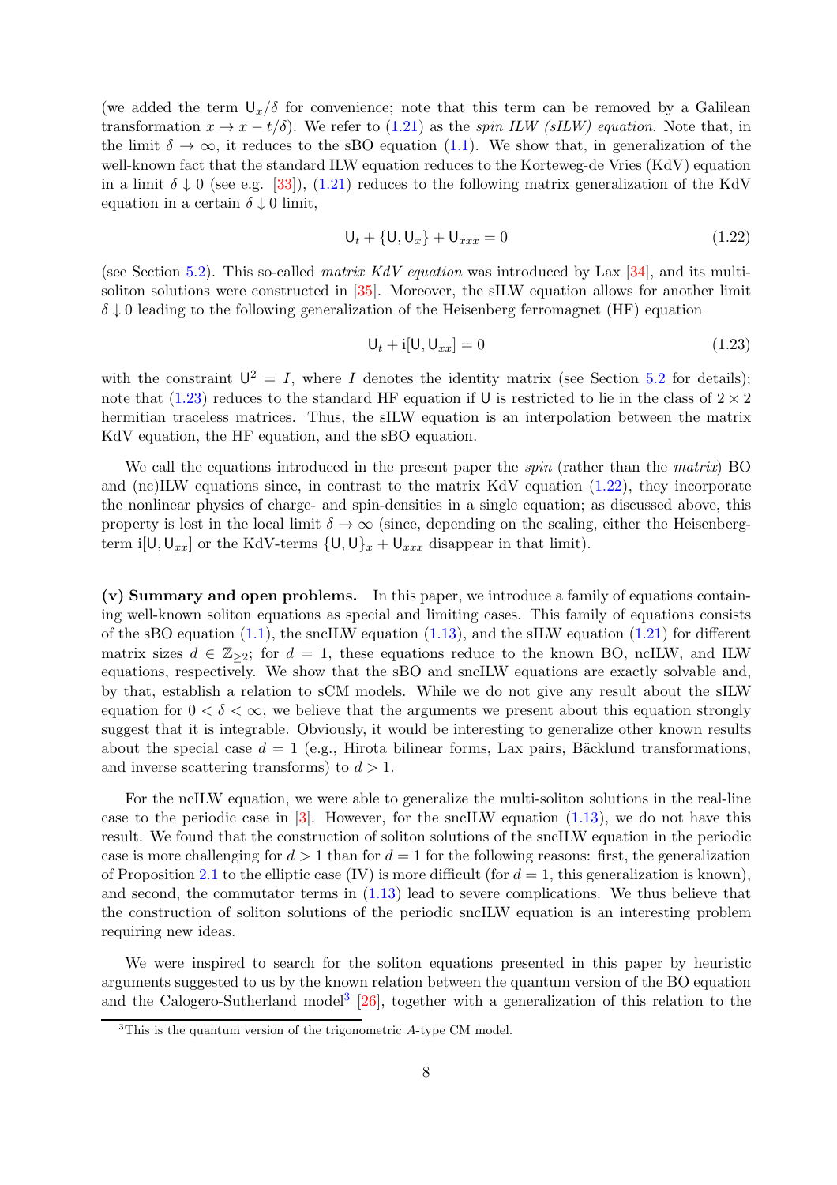(we added the term $\mathsf{U}_x/\delta$ for convenience; note that this term can be removed by a Galilean transformation $x \to x - t/\delta$). We refer to (1.21) as the *spin ILW (sILW) equation*. Note that, in the limit $\delta \to \infty$, it reduces to the sBO equation (1.1). We show that, in generalization of the well-known fact that the standard ILW equation reduces to the Korteweg-de Vries (KdV) equation in a limit $\delta \downarrow 0$ (see e.g. [33]), (1.21) reduces to the following matrix generalization of the KdV equation in a certain $\delta \downarrow 0$ limit,

$$\mathsf{U}_t + \{\mathsf{U}, \mathsf{U}_x\} + \mathsf{U}_{xxx} = 0 \tag{1.22}$$

(see Section 5.2). This so-called *matrix KdV equation* was introduced by Lax [34], and its multi-soliton solutions were constructed in [35]. Moreover, the sILW equation allows for another limit $\delta \downarrow 0$ leading to the following generalization of the Heisenberg ferromagnet (HF) equation

$$\mathsf{U}_t + \mathrm{i}[\mathsf{U}, \mathsf{U}_{xx}] = 0 \tag{1.23}$$

with the constraint $\mathsf{U}^2 = I$, where $I$ denotes the identity matrix (see Section 5.2 for details); note that (1.23) reduces to the standard HF equation if $\mathsf{U}$ is restricted to lie in the class of $2 \times 2$ hermitian traceless matrices. Thus, the sILW equation is an interpolation between the matrix KdV equation, the HF equation, and the sBO equation.

We call the equations introduced in the present paper the *spin* (rather than the *matrix*) BO and (nc)ILW equations since, in contrast to the matrix KdV equation (1.22), they incorporate the nonlinear physics of charge- and spin-densities in a single equation; as discussed above, this property is lost in the local limit $\delta \to \infty$ (since, depending on the scaling, either the Heisenberg-term $\mathrm{i}[\mathsf{U}, \mathsf{U}_{xx}]$ or the KdV-terms $\{\mathsf{U}, \mathsf{U}\}_x + \mathsf{U}_{xxx}$ disappear in that limit).

**(v) Summary and open problems.** In this paper, we introduce a family of equations containing well-known soliton equations as special and limiting cases. This family of equations consists of the sBO equation (1.1), the sncILW equation (1.13), and the sILW equation (1.21) for different matrix sizes $d \in \mathbb{Z}_{\geq 2}$; for $d = 1$, these equations reduce to the known BO, ncILW, and ILW equations, respectively. We show that the sBO and sncILW equations are exactly solvable and, by that, establish a relation to sCM models. While we do not give any result about the sILW equation for $0 < \delta < \infty$, we believe that the arguments we present about this equation strongly suggest that it is integrable. Obviously, it would be interesting to generalize other known results about the special case $d = 1$ (e.g., Hirota bilinear forms, Lax pairs, Bäcklund transformations, and inverse scattering transforms) to $d > 1$.

For the ncILW equation, we were able to generalize the multi-soliton solutions in the real-line case to the periodic case in [3]. However, for the sncILW equation (1.13), we do not have this result. We found that the construction of soliton solutions of the sncILW equation in the periodic case is more challenging for $d > 1$ than for $d = 1$ for the following reasons: first, the generalization of Proposition 2.1 to the elliptic case (IV) is more difficult (for $d = 1$, this generalization is known), and second, the commutator terms in (1.13) lead to severe complications. We thus believe that the construction of soliton solutions of the periodic sncILW equation is an interesting problem requiring new ideas.

We were inspired to search for the soliton equations presented in this paper by heuristic arguments suggested to us by the known relation between the quantum version of the BO equation and the Calogero-Sutherland model[3] [26], together with a generalization of this relation to the

[3] This is the quantum version of the trigonometric $A$-type CM model.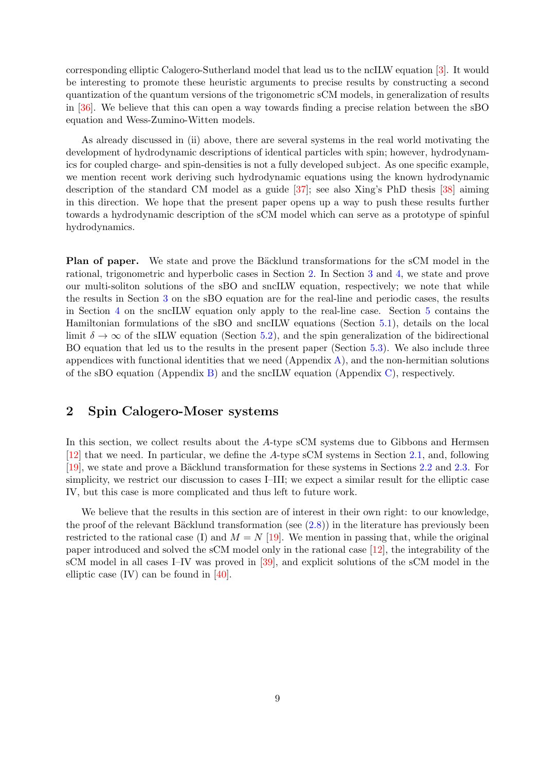corresponding elliptic Calogero-Sutherland model that lead us to the ncILW equation [3]. It would be interesting to promote these heuristic arguments to precise results by constructing a second quantization of the quantum versions of the trigonometric sCM models, in generalization of results in [36]. We believe that this can open a way towards finding a precise relation between the sBO equation and Wess-Zumino-Witten models.

As already discussed in (ii) above, there are several systems in the real world motivating the development of hydrodynamic descriptions of identical particles with spin; however, hydrodynamics for coupled charge- and spin-densities is not a fully developed subject. As one specific example, we mention recent work deriving such hydrodynamic equations using the known hydrodynamic description of the standard CM model as a guide [37]; see also Xing's PhD thesis [38] aiming in this direction. We hope that the present paper opens up a way to push these results further towards a hydrodynamic description of the sCM model which can serve as a prototype of spinful hydrodynamics.

**Plan of paper.** We state and prove the Bäcklund transformations for the sCM model in the rational, trigonometric and hyperbolic cases in Section 2. In Section 3 and 4, we state and prove our multi-soliton solutions of the sBO and sncILW equation, respectively; we note that while the results in Section 3 on the sBO equation are for the real-line and periodic cases, the results in Section 4 on the sncILW equation only apply to the real-line case. Section 5 contains the Hamiltonian formulations of the sBO and sncILW equations (Section 5.1), details on the local limit $\delta \to \infty$ of the sILW equation (Section 5.2), and the spin generalization of the bidirectional BO equation that led us to the results in the present paper (Section 5.3). We also include three appendices with functional identities that we need (Appendix A), and the non-hermitian solutions of the sBO equation (Appendix B) and the sncILW equation (Appendix C), respectively.

## 2 Spin Calogero-Moser systems

In this section, we collect results about the $A$-type sCM systems due to Gibbons and Hermsen [12] that we need. In particular, we define the $A$-type sCM systems in Section 2.1, and, following [19], we state and prove a Bäcklund transformation for these systems in Sections 2.2 and 2.3. For simplicity, we restrict our discussion to cases I–III; we expect a similar result for the elliptic case IV, but this case is more complicated and thus left to future work.

We believe that the results in this section are of interest in their own right: to our knowledge, the proof of the relevant Bäcklund transformation (see (2.8)) in the literature has previously been restricted to the rational case (I) and $M = N$ [19]. We mention in passing that, while the original paper introduced and solved the sCM model only in the rational case [12], the integrability of the sCM model in all cases I–IV was proved in [39], and explicit solutions of the sCM model in the elliptic case (IV) can be found in [40].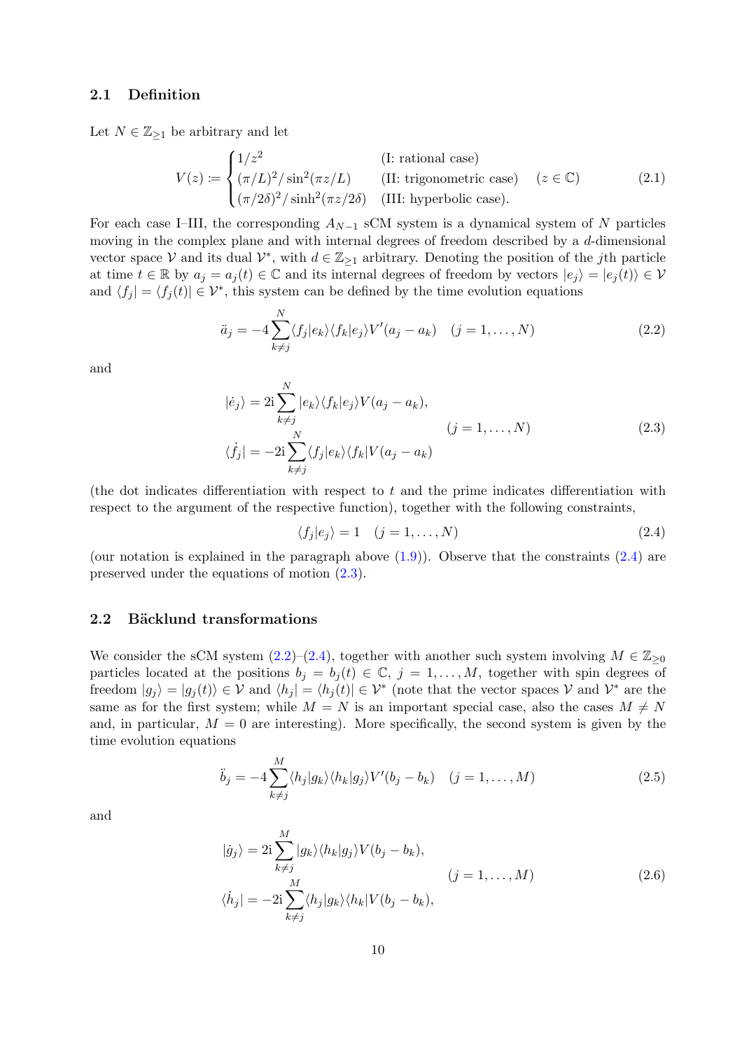### 2.1 Definition

Let $N \in \mathbb{Z}_{\geq 1}$ be arbitrary and let

$$V(z) := \begin{cases} 1/z^2 & \text{(I: rational case)} \\ (\pi/L)^2/\sin^2(\pi z/L) & \text{(II: trigonometric case)} \\ (\pi/2\delta)^2/\sinh^2(\pi z/2\delta) & \text{(III: hyperbolic case).} \end{cases} \quad (z \in \mathbb{C}) \tag{2.1}$$

For each case I–III, the corresponding $A_{N-1}$ sCM system is a dynamical system of $N$ particles moving in the complex plane and with internal degrees of freedom described by a $d$-dimensional vector space $\mathcal{V}$ and its dual $\mathcal{V}^*$, with $d \in \mathbb{Z}_{\geq 1}$ arbitrary. Denoting the position of the $j$th particle at time $t \in \mathbb{R}$ by $a_j = a_j(t) \in \mathbb{C}$ and its internal degrees of freedom by vectors $|e_j\rangle = |e_j(t)\rangle \in \mathcal{V}$ and $\langle f_j| = \langle f_j(t)| \in \mathcal{V}^*$, this system can be defined by the time evolution equations

$$\ddot{a}_j = -4\sum_{k\neq j}^{N} \langle f_j|e_k\rangle\langle f_k|e_j\rangle V'(a_j - a_k) \quad (j = 1, \ldots, N) \tag{2.2}$$

and

$$\begin{aligned} |\dot{e}_j\rangle &= 2\mathrm{i}\sum_{k\neq j}^{N} |e_k\rangle\langle f_k|e_j\rangle V(a_j - a_k), \\ \langle \dot{f}_j| &= -2\mathrm{i}\sum_{k\neq j}^{N} \langle f_j|e_k\rangle\langle f_k|V(a_j - a_k) \end{aligned} \qquad (j = 1, \ldots, N) \tag{2.3}$$

(the dot indicates differentiation with respect to $t$ and the prime indicates differentiation with respect to the argument of the respective function), together with the following constraints,

$$\langle f_j|e_j\rangle = 1 \quad (j = 1, \ldots, N) \tag{2.4}$$

(our notation is explained in the paragraph above (1.9)). Observe that the constraints (2.4) are preserved under the equations of motion (2.3).

### 2.2 Bäcklund transformations

We consider the sCM system (2.2)–(2.4), together with another such system involving $M \in \mathbb{Z}_{\geq 0}$ particles located at the positions $b_j = b_j(t) \in \mathbb{C}$, $j = 1, \ldots, M$, together with spin degrees of freedom $|g_j\rangle = |g_j(t)\rangle \in \mathcal{V}$ and $\langle h_j| = \langle h_j(t)| \in \mathcal{V}^*$ (note that the vector spaces $\mathcal{V}$ and $\mathcal{V}^*$ are the same as for the first system; while $M = N$ is an important special case, also the cases $M \neq N$ and, in particular, $M = 0$ are interesting). More specifically, the second system is given by the time evolution equations

$$\ddot{b}_j = -4\sum_{k\neq j}^{M} \langle h_j|g_k\rangle\langle h_k|g_j\rangle V'(b_j - b_k) \quad (j = 1, \ldots, M) \tag{2.5}$$

and

$$\begin{aligned} |\dot{g}_j\rangle &= 2\mathrm{i}\sum_{k\neq j}^{M} |g_k\rangle\langle h_k|g_j\rangle V(b_j - b_k), \\ \langle \dot{h}_j| &= -2\mathrm{i}\sum_{k\neq j}^{M} \langle h_j|g_k\rangle\langle h_k|V(b_j - b_k), \end{aligned} \qquad (j = 1, \ldots, M) \tag{2.6}$$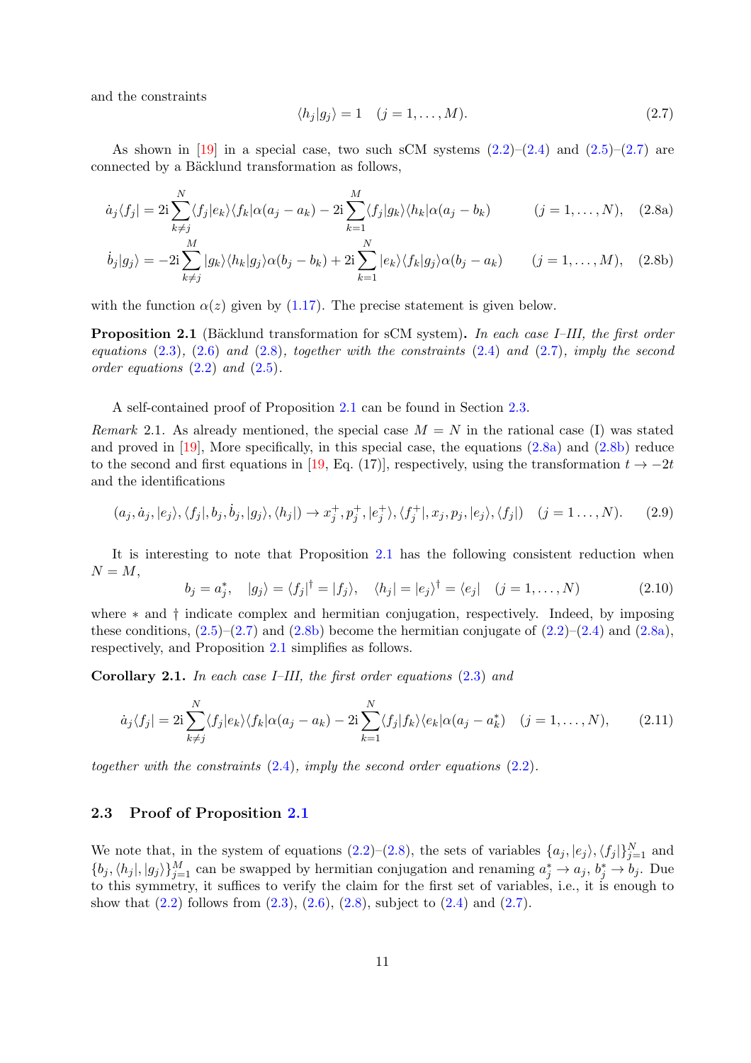and the constraints

$$\langle h_j | g_j \rangle = 1 \quad (j = 1, \ldots, M). \tag{2.7}$$

As shown in [19] in a special case, two such sCM systems (2.2)–(2.4) and (2.5)–(2.7) are connected by a Bäcklund transformation as follows,

$$\dot{a}_j \langle f_j | = 2\mathrm{i} \sum_{k \neq j}^{N} \langle f_j | e_k \rangle \langle f_k | \alpha(a_j - a_k) - 2\mathrm{i} \sum_{k=1}^{M} \langle f_j | g_k \rangle \langle h_k | \alpha(a_j - b_k) \qquad (j = 1, \ldots, N), \tag{2.8a}$$

$$\dot{b}_j | g_j \rangle = -2\mathrm{i} \sum_{k \neq j}^{M} | g_k \rangle \langle h_k | g_j \rangle \alpha(b_j - b_k) + 2\mathrm{i} \sum_{k=1}^{N} | e_k \rangle \langle f_k | g_j \rangle \alpha(b_j - a_k) \qquad (j = 1, \ldots, M), \tag{2.8b}$$

with the function $\alpha(z)$ given by (1.17). The precise statement is given below.

**Proposition 2.1** (Bäcklund transformation for sCM system)**.** *In each case I–III, the first order equations (2.3), (2.6) and (2.8), together with the constraints (2.4) and (2.7), imply the second order equations (2.2) and (2.5).*

A self-contained proof of Proposition 2.1 can be found in Section 2.3.

*Remark* 2.1. As already mentioned, the special case $M = N$ in the rational case (I) was stated and proved in [19], More specifically, in this special case, the equations (2.8a) and (2.8b) reduce to the second and first equations in [19, Eq. (17)], respectively, using the transformation $t \to -2t$ and the identifications

$$(a_j, \dot{a}_j, |e_j\rangle, \langle f_j|, b_j, \dot{b}_j, |g_j\rangle, \langle h_j|) \to x_j^+, p_j^+, |e_j^+\rangle, \langle f_j^+|, x_j, p_j, |e_j\rangle, \langle f_j| \quad (j = 1 \ldots, N). \tag{2.9}$$

It is interesting to note that Proposition 2.1 has the following consistent reduction when $N = M$,

$$b_j = a_j^*, \quad |g_j\rangle = \langle f_j|^\dagger = |f_j\rangle, \quad \langle h_j| = |e_j\rangle^\dagger = \langle e_j| \quad (j = 1, \ldots, N) \tag{2.10}$$

where $*$ and $\dagger$ indicate complex and hermitian conjugation, respectively. Indeed, by imposing these conditions, (2.5)–(2.7) and (2.8b) become the hermitian conjugate of (2.2)–(2.4) and (2.8a), respectively, and Proposition 2.1 simplifies as follows.

**Corollary 2.1.** *In each case I–III, the first order equations (2.3) and*

$$\dot{a}_j \langle f_j | = 2\mathrm{i} \sum_{k \neq j}^{N} \langle f_j | e_k \rangle \langle f_k | \alpha(a_j - a_k) - 2\mathrm{i} \sum_{k=1}^{N} \langle f_j | f_k \rangle \langle e_k | \alpha(a_j - a_k^*) \quad (j = 1, \ldots, N), \tag{2.11}$$

*together with the constraints (2.4), imply the second order equations (2.2).*

### 2.3 Proof of Proposition 2.1

We note that, in the system of equations (2.2)–(2.8), the sets of variables $\{a_j, |e_j\rangle, \langle f_j|\}_{j=1}^N$ and $\{b_j, \langle h_j|, |g_j\rangle\}_{j=1}^M$ can be swapped by hermitian conjugation and renaming $a_j^* \to a_j$, $b_j^* \to b_j$. Due to this symmetry, it suffices to verify the claim for the first set of variables, i.e., it is enough to show that (2.2) follows from (2.3), (2.6), (2.8), subject to (2.4) and (2.7).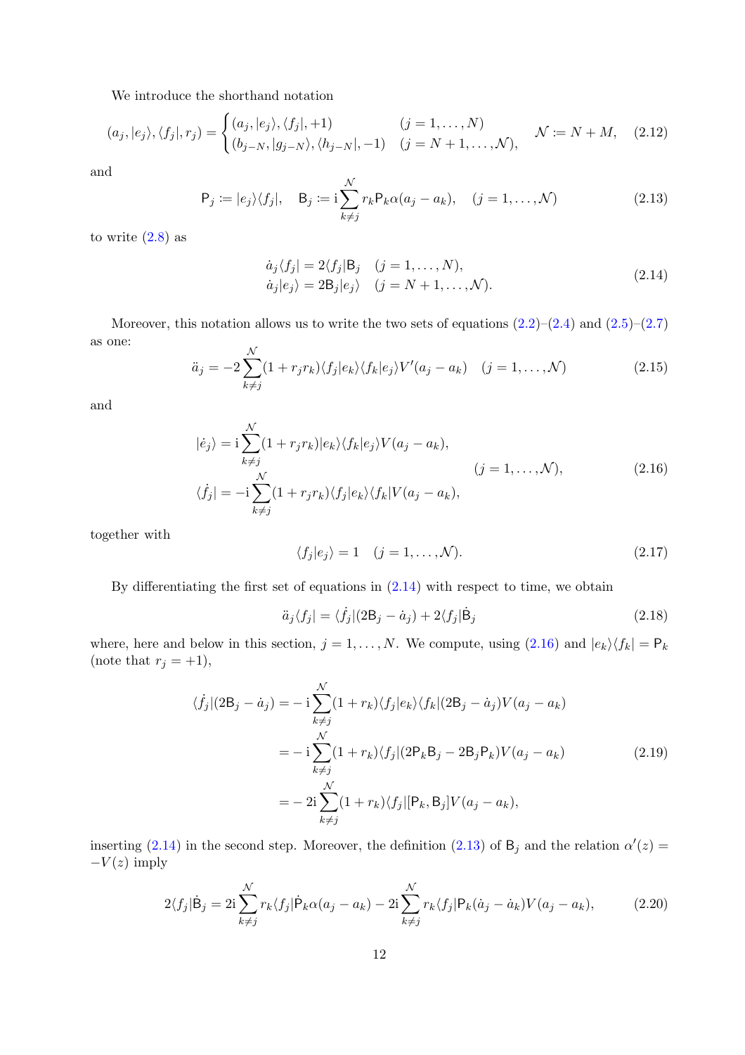We introduce the shorthand notation

$$(a_j, |e_j\rangle, \langle f_j|, r_j) = \begin{cases} (a_j, |e_j\rangle, \langle f_j|, +1) & (j = 1, \ldots, N) \\ (b_{j-N}, |g_{j-N}\rangle, \langle h_{j-N}|, -1) & (j = N+1, \ldots, \mathcal{N}), \end{cases} \quad \mathcal{N} := N + M, \tag{2.12}$$

and

$$\mathsf{P}_j := |e_j\rangle\langle f_j|, \quad \mathsf{B}_j := \mathrm{i}\sum_{k\neq j}^{\mathcal{N}} r_k \mathsf{P}_k \alpha(a_j - a_k), \quad (j = 1, \ldots, \mathcal{N}) \tag{2.13}$$

to write (2.8) as

$$\begin{aligned} \dot{a}_j \langle f_j| &= 2\langle f_j|\mathsf{B}_j \quad (j = 1, \ldots, N), \\ \dot{a}_j |e_j\rangle &= 2\mathsf{B}_j|e_j\rangle \quad (j = N+1, \ldots, \mathcal{N}). \end{aligned} \tag{2.14}$$

Moreover, this notation allows us to write the two sets of equations (2.2)–(2.4) and (2.5)–(2.7) as one:

$$\ddot{a}_j = -2\sum_{k\neq j}^{\mathcal{N}} (1 + r_j r_k)\langle f_j|e_k\rangle\langle f_k|e_j\rangle V'(a_j - a_k) \quad (j = 1, \ldots, \mathcal{N}) \tag{2.15}$$

and

$$\begin{aligned} |\dot{e}_j\rangle &= \mathrm{i}\sum_{k\neq j}^{\mathcal{N}} (1 + r_j r_k)|e_k\rangle\langle f_k|e_j\rangle V(a_j - a_k), \\ \langle \dot{f}_j| &= -\mathrm{i}\sum_{k\neq j}^{\mathcal{N}} (1 + r_j r_k)\langle f_j|e_k\rangle\langle f_k|V(a_j - a_k), \end{aligned} \quad (j = 1, \ldots, \mathcal{N}), \tag{2.16}$$

together with

$$\langle f_j|e_j\rangle = 1 \quad (j = 1, \ldots, \mathcal{N}). \tag{2.17}$$

By differentiating the first set of equations in (2.14) with respect to time, we obtain

$$\ddot{a}_j \langle f_j| = \langle \dot{f}_j|(2\mathsf{B}_j - \dot{a}_j) + 2\langle f_j|\dot{\mathsf{B}}_j \tag{2.18}$$

where, here and below in this section, $j = 1, \ldots, N$. We compute, using (2.16) and $|e_k\rangle\langle f_k| = \mathsf{P}_k$ (note that $r_j = +1$),

$$\begin{aligned} \langle \dot{f}_j|(2\mathsf{B}_j - \dot{a}_j) &= -\mathrm{i}\sum_{k\neq j}^{\mathcal{N}} (1 + r_k)\langle f_j|e_k\rangle\langle f_k|(2\mathsf{B}_j - \dot{a}_j)V(a_j - a_k) \\ &= -\mathrm{i}\sum_{k\neq j}^{\mathcal{N}} (1 + r_k)\langle f_j|(2\mathsf{P}_k\mathsf{B}_j - 2\mathsf{B}_j\mathsf{P}_k)V(a_j - a_k) \\ &= -2\mathrm{i}\sum_{k\neq j}^{\mathcal{N}} (1 + r_k)\langle f_j|[\mathsf{P}_k, \mathsf{B}_j]V(a_j - a_k), \end{aligned} \tag{2.19}$$

inserting (2.14) in the second step. Moreover, the definition (2.13) of $\mathsf{B}_j$ and the relation $\alpha'(z) = -V(z)$ imply

$$2\langle f_j|\dot{\mathsf{B}}_j = 2\mathrm{i}\sum_{k\neq j}^{\mathcal{N}} r_k\langle f_j|\dot{\mathsf{P}}_k\alpha(a_j - a_k) - 2\mathrm{i}\sum_{k\neq j}^{\mathcal{N}} r_k\langle f_j|\mathsf{P}_k(\dot{a}_j - \dot{a}_k)V(a_j - a_k), \tag{2.20}$$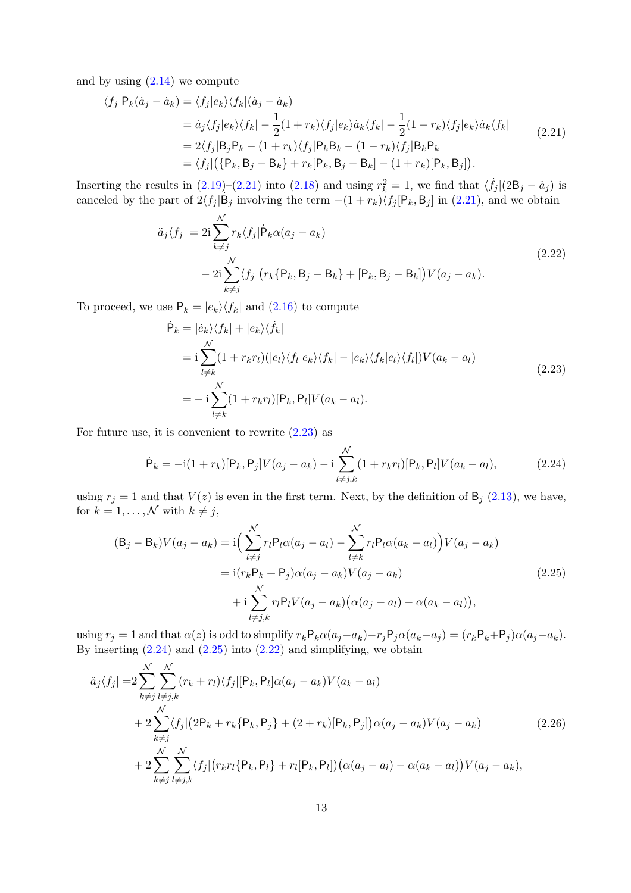and by using (2.14) we compute

$$
\begin{aligned}
\langle f_j|\mathsf{P}_k(\dot{a}_j-\dot{a}_k) &= \langle f_j|e_k\rangle\langle f_k|(\dot{a}_j-\dot{a}_k)\\
&= \dot{a}_j\langle f_j|e_k\rangle\langle f_k| - \frac{1}{2}(1+r_k)\langle f_j|e_k\rangle\dot{a}_k\langle f_k| - \frac{1}{2}(1-r_k)\langle f_j|e_k\rangle\dot{a}_k\langle f_k|\\
&= 2\langle f_j|\mathsf{B}_j\mathsf{P}_k - (1+r_k)\langle f_j|\mathsf{P}_k\mathsf{B}_k - (1-r_k)\langle f_j|\mathsf{B}_k\mathsf{P}_k\\
&= \langle f_j|\big(\{\mathsf{P}_k,\mathsf{B}_j-\mathsf{B}_k\} + r_k[\mathsf{P}_k,\mathsf{B}_j-\mathsf{B}_k] - (1+r_k)[\mathsf{P}_k,\mathsf{B}_j]\big).
\end{aligned}
\tag{2.21}
$$

Inserting the results in (2.19)–(2.21) into (2.18) and using $r_k^2=1$, we find that $\langle\dot{f}_j|(2\mathsf{B}_j-\dot{a}_j)$ is canceled by the part of $2\langle f_j|\dot{\mathsf{B}}_j$ involving the term $-(1+r_k)\langle f_j[\mathsf{P}_k,\mathsf{B}_j]$ in (2.21), and we obtain

$$
\begin{aligned}
\ddot{a}_j\langle f_j| = {}& 2\mathrm{i}\sum_{k\neq j}^{\mathcal{N}} r_k\langle f_j|\dot{\mathsf{P}}_k\alpha(a_j-a_k)\\
&- 2\mathrm{i}\sum_{k\neq j}^{\mathcal{N}}\langle f_j|\big(r_k\{\mathsf{P}_k,\mathsf{B}_j-\mathsf{B}_k\} + [\mathsf{P}_k,\mathsf{B}_j-\mathsf{B}_k]\big)V(a_j-a_k).
\end{aligned}
\tag{2.22}
$$

To proceed, we use $\mathsf{P}_k=|e_k\rangle\langle f_k|$ and (2.16) to compute

$$
\begin{aligned}
\dot{\mathsf{P}}_k &= |\dot{e}_k\rangle\langle f_k| + |e_k\rangle\langle\dot{f}_k|\\
&= \mathrm{i}\sum_{l\neq k}^{\mathcal{N}}(1+r_kr_l)(|e_l\rangle\langle f_l|e_k\rangle\langle f_k| - |e_k\rangle\langle f_k|e_l\rangle\langle f_l|)V(a_k-a_l)\\
&= -\mathrm{i}\sum_{l\neq k}^{\mathcal{N}}(1+r_kr_l)[\mathsf{P}_k,\mathsf{P}_l]V(a_k-a_l).
\end{aligned}
\tag{2.23}
$$

For future use, it is convenient to rewrite (2.23) as

$$
\dot{\mathsf{P}}_k = -\mathrm{i}(1+r_k)[\mathsf{P}_k,\mathsf{P}_j]V(a_j-a_k) - \mathrm{i}\sum_{l\neq j,k}^{\mathcal{N}}(1+r_kr_l)[\mathsf{P}_k,\mathsf{P}_l]V(a_k-a_l),
\tag{2.24}
$$

using $r_j=1$ and that $V(z)$ is even in the first term. Next, by the definition of $\mathsf{B}_j$ (2.13), we have, for $k=1,\ldots,\mathcal{N}$ with $k\neq j$,

$$
\begin{aligned}
(\mathsf{B}_j-\mathsf{B}_k)V(a_j-a_k) &= \mathrm{i}\Big(\sum_{l\neq j}^{\mathcal{N}} r_l\mathsf{P}_l\alpha(a_j-a_l) - \sum_{l\neq k}^{\mathcal{N}} r_l\mathsf{P}_l\alpha(a_k-a_l)\Big)V(a_j-a_k)\\
&= \mathrm{i}(r_k\mathsf{P}_k+\mathsf{P}_j)\alpha(a_j-a_k)V(a_j-a_k)\\
&\quad + \mathrm{i}\sum_{l\neq j,k}^{\mathcal{N}} r_l\mathsf{P}_lV(a_j-a_k)\big(\alpha(a_j-a_l)-\alpha(a_k-a_l)\big),
\end{aligned}
\tag{2.25}
$$

using $r_j=1$ and that $\alpha(z)$ is odd to simplify $r_k\mathsf{P}_k\alpha(a_j-a_k)-r_j\mathsf{P}_j\alpha(a_k-a_j)=(r_k\mathsf{P}_k+\mathsf{P}_j)\alpha(a_j-a_k)$. By inserting (2.24) and (2.25) into (2.22) and simplifying, we obtain

$$
\begin{aligned}
\ddot{a}_j\langle f_j| = {}& 2\sum_{k\neq j}^{\mathcal{N}}\sum_{l\neq j,k}^{\mathcal{N}}(r_k+r_l)\langle f_j|[\mathsf{P}_k,\mathsf{P}_l]\alpha(a_j-a_k)V(a_k-a_l)\\
&+ 2\sum_{k\neq j}^{\mathcal{N}}\langle f_j|\big(2\mathsf{P}_k + r_k\{\mathsf{P}_k,\mathsf{P}_j\} + (2+r_k)[\mathsf{P}_k,\mathsf{P}_j]\big)\alpha(a_j-a_k)V(a_j-a_k)\\
&+ 2\sum_{k\neq j}^{\mathcal{N}}\sum_{l\neq j,k}^{\mathcal{N}}\langle f_j|\big(r_kr_l\{\mathsf{P}_k,\mathsf{P}_l\} + r_l[\mathsf{P}_k,\mathsf{P}_l]\big)\big(\alpha(a_j-a_l)-\alpha(a_k-a_l)\big)V(a_j-a_k),
\end{aligned}
\tag{2.26}
$$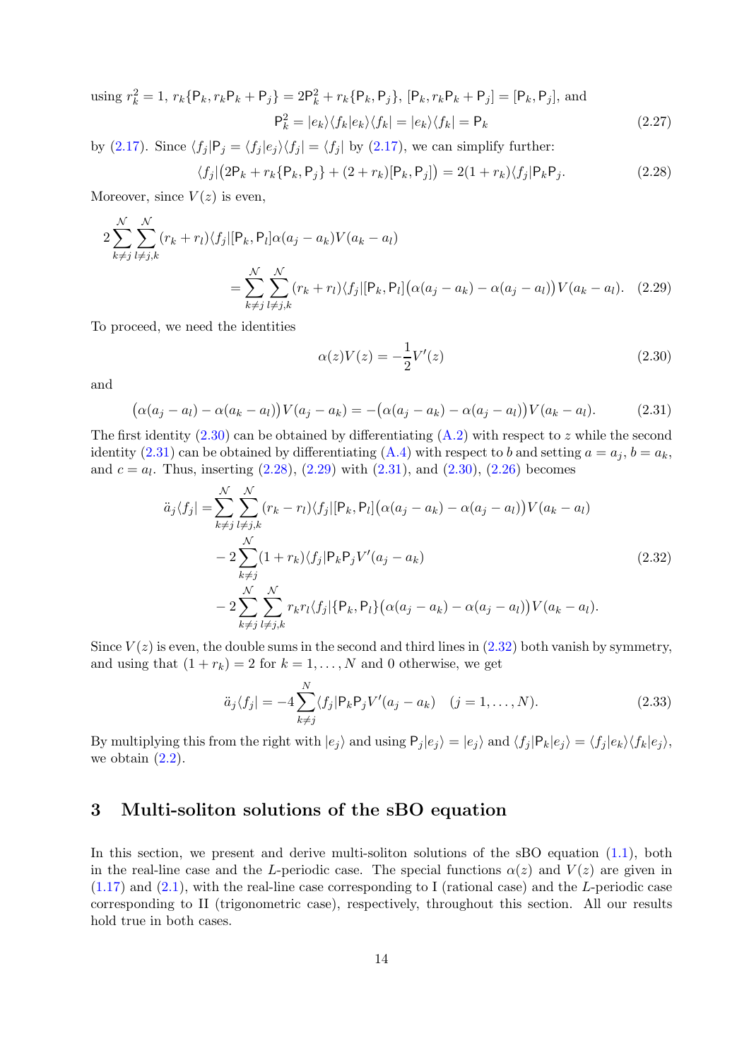using $r_k^2 = 1$, $r_k\{\mathsf{P}_k, r_k\mathsf{P}_k + \mathsf{P}_j\} = 2\mathsf{P}_k^2 + r_k\{\mathsf{P}_k, \mathsf{P}_j\}$, $[\mathsf{P}_k, r_k\mathsf{P}_k + \mathsf{P}_j] = [\mathsf{P}_k, \mathsf{P}_j]$, and

$$\mathsf{P}_k^2 = |e_k\rangle\langle f_k|e_k\rangle\langle f_k| = |e_k\rangle\langle f_k| = \mathsf{P}_k \tag{2.27}$$

by (2.17). Since $\langle f_j|\mathsf{P}_j = \langle f_j|e_j\rangle\langle f_j| = \langle f_j|$ by (2.17), we can simplify further:

$$\langle f_j|\big(2\mathsf{P}_k + r_k\{\mathsf{P}_k, \mathsf{P}_j\} + (2 + r_k)[\mathsf{P}_k, \mathsf{P}_j]\big) = 2(1 + r_k)\langle f_j|\mathsf{P}_k\mathsf{P}_j. \tag{2.28}$$

Moreover, since $V(z)$ is even,

$$\begin{aligned} 2\sum_{k\neq j}^{\mathcal{N}}\sum_{l\neq j,k}^{\mathcal{N}}&(r_k + r_l)\langle f_j|[\mathsf{P}_k, \mathsf{P}_l]\alpha(a_j - a_k)V(a_k - a_l) \\ &= \sum_{k\neq j}^{\mathcal{N}}\sum_{l\neq j,k}^{\mathcal{N}}(r_k + r_l)\langle f_j|[\mathsf{P}_k, \mathsf{P}_l]\big(\alpha(a_j - a_k) - \alpha(a_j - a_l)\big)V(a_k - a_l). \end{aligned} \tag{2.29}$$

To proceed, we need the identities

$$\alpha(z)V(z) = -\frac{1}{2}V'(z) \tag{2.30}$$

and

$$\big(\alpha(a_j - a_l) - \alpha(a_k - a_l)\big)V(a_j - a_k) = -\big(\alpha(a_j - a_k) - \alpha(a_j - a_l)\big)V(a_k - a_l). \tag{2.31}$$

The first identity (2.30) can be obtained by differentiating (A.2) with respect to $z$ while the second identity (2.31) can be obtained by differentiating (A.4) with respect to $b$ and setting $a = a_j$, $b = a_k$, and $c = a_l$. Thus, inserting (2.28), (2.29) with (2.31), and (2.30), (2.26) becomes

$$\begin{aligned} \ddot{a}_j\langle f_j| = &\sum_{k\neq j}^{\mathcal{N}}\sum_{l\neq j,k}^{\mathcal{N}}(r_k - r_l)\langle f_j|[\mathsf{P}_k, \mathsf{P}_l]\big(\alpha(a_j - a_k) - \alpha(a_j - a_l)\big)V(a_k - a_l) \\ &- 2\sum_{k\neq j}^{\mathcal{N}}(1 + r_k)\langle f_j|\mathsf{P}_k\mathsf{P}_j V'(a_j - a_k) \\ &- 2\sum_{k\neq j}^{\mathcal{N}}\sum_{l\neq j,k}^{\mathcal{N}}r_k r_l\langle f_j|\{\mathsf{P}_k, \mathsf{P}_l\}\big(\alpha(a_j - a_k) - \alpha(a_j - a_l)\big)V(a_k - a_l). \end{aligned} \tag{2.32}$$

Since $V(z)$ is even, the double sums in the second and third lines in (2.32) both vanish by symmetry, and using that $(1 + r_k) = 2$ for $k = 1, \ldots, N$ and 0 otherwise, we get

$$\ddot{a}_j\langle f_j| = -4\sum_{k\neq j}^{N}\langle f_j|\mathsf{P}_k\mathsf{P}_j V'(a_j - a_k) \quad (j = 1, \ldots, N). \tag{2.33}$$

By multiplying this from the right with $|e_j\rangle$ and using $\mathsf{P}_j|e_j\rangle = |e_j\rangle$ and $\langle f_j|\mathsf{P}_k|e_j\rangle = \langle f_j|e_k\rangle\langle f_k|e_j\rangle$, we obtain (2.2).

## 3 Multi-soliton solutions of the sBO equation

In this section, we present and derive multi-soliton solutions of the sBO equation (1.1), both in the real-line case and the $L$-periodic case. The special functions $\alpha(z)$ and $V(z)$ are given in (1.17) and (2.1), with the real-line case corresponding to I (rational case) and the $L$-periodic case corresponding to II (trigonometric case), respectively, throughout this section. All our results hold true in both cases.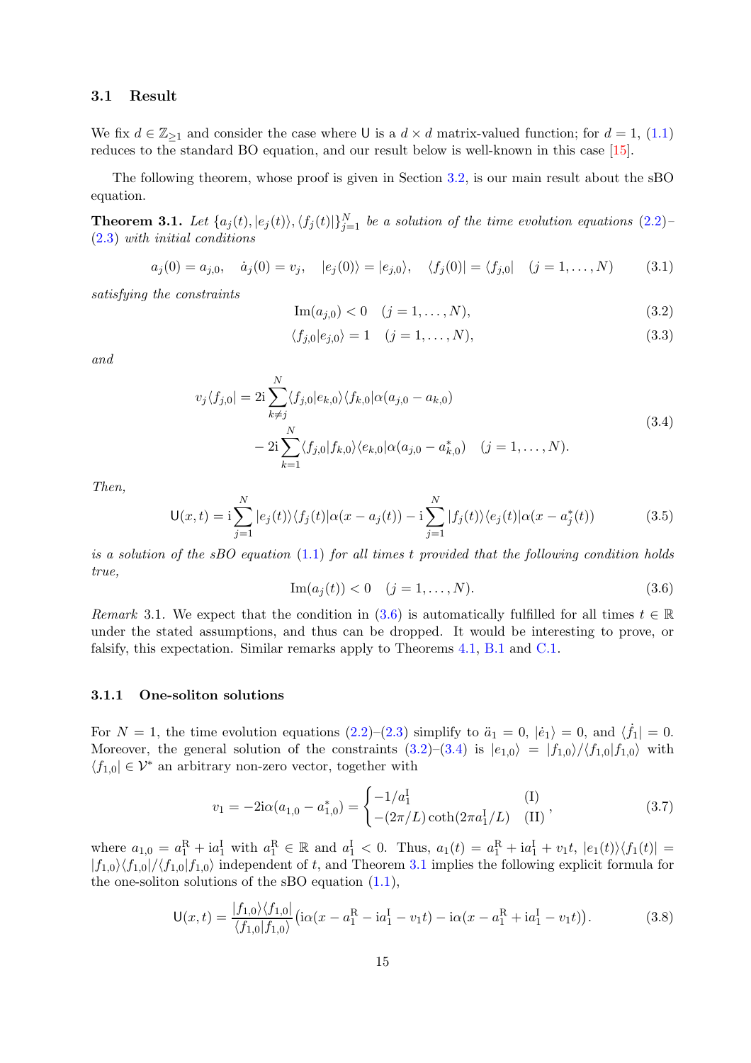### 3.1 Result

We fix $d \in \mathbb{Z}_{\geq 1}$ and consider the case where $\mathsf{U}$ is a $d \times d$ matrix-valued function; for $d = 1$, (1.1) reduces to the standard BO equation, and our result below is well-known in this case [15].

The following theorem, whose proof is given in Section 3.2, is our main result about the sBO equation.

**Theorem 3.1.** *Let $\{a_j(t), |e_j(t)\rangle, \langle f_j(t)|\}_{j=1}^N$ be a solution of the time evolution equations (2.2)–(2.3) with initial conditions*

$$a_j(0) = a_{j,0}, \quad \dot{a}_j(0) = v_j, \quad |e_j(0)\rangle = |e_{j,0}\rangle, \quad \langle f_j(0)| = \langle f_{j,0}| \quad (j = 1, \ldots, N) \tag{3.1}$$

*satisfying the constraints*

$$\mathrm{Im}(a_{j,0}) < 0 \quad (j = 1, \ldots, N), \tag{3.2}$$

$$\langle f_{j,0}|e_{j,0}\rangle = 1 \quad (j = 1, \ldots, N), \tag{3.3}$$

*and*

$$\begin{aligned} v_j \langle f_{j,0}| = {} & 2\mathrm{i} \sum_{k \neq j}^N \langle f_{j,0}|e_{k,0}\rangle\langle f_{k,0}|\alpha(a_{j,0} - a_{k,0}) \\ & - 2\mathrm{i} \sum_{k=1}^N \langle f_{j,0}|f_{k,0}\rangle\langle e_{k,0}|\alpha(a_{j,0} - a_{k,0}^*) \quad (j = 1, \ldots, N). \end{aligned} \tag{3.4}$$

*Then,*

$$\mathsf{U}(x,t) = \mathrm{i} \sum_{j=1}^N |e_j(t)\rangle\langle f_j(t)|\alpha(x - a_j(t)) - \mathrm{i} \sum_{j=1}^N |f_j(t)\rangle\langle e_j(t)|\alpha(x - a_j^*(t)) \tag{3.5}$$

*is a solution of the sBO equation (1.1) for all times $t$ provided that the following condition holds true,*

$$\mathrm{Im}(a_j(t)) < 0 \quad (j = 1, \ldots, N). \tag{3.6}$$

*Remark* 3.1. We expect that the condition in (3.6) is automatically fulfilled for all times $t \in \mathbb{R}$ under the stated assumptions, and thus can be dropped. It would be interesting to prove, or falsify, this expectation. Similar remarks apply to Theorems 4.1, B.1 and C.1.

#### 3.1.1 One-soliton solutions

For $N = 1$, the time evolution equations (2.2)–(2.3) simplify to $\ddot{a}_1 = 0$, $|\dot{e}_1\rangle = 0$, and $\langle \dot{f}_1| = 0$. Moreover, the general solution of the constraints (3.2)–(3.4) is $|e_{1,0}\rangle = |f_{1,0}\rangle/\langle f_{1,0}|f_{1,0}\rangle$ with $\langle f_{1,0}| \in \mathcal{V}^*$ an arbitrary non-zero vector, together with

$$v_1 = -2\mathrm{i}\alpha(a_{1,0} - a_{1,0}^*) = \begin{cases} -1/a_1^{\mathrm{I}} & \text{(I)} \\ -(2\pi/L)\coth(2\pi a_1^{\mathrm{I}}/L) & \text{(II)} \end{cases}, \tag{3.7}$$

where $a_{1,0} = a_1^{\mathrm{R}} + \mathrm{i}a_1^{\mathrm{I}}$ with $a_1^{\mathrm{R}} \in \mathbb{R}$ and $a_1^{\mathrm{I}} < 0$. Thus, $a_1(t) = a_1^{\mathrm{R}} + \mathrm{i}a_1^{\mathrm{I}} + v_1 t$, $|e_1(t)\rangle\langle f_1(t)| = |f_{1,0}\rangle\langle f_{1,0}|/\langle f_{1,0}|f_{1,0}\rangle$ independent of $t$, and Theorem 3.1 implies the following explicit formula for the one-soliton solutions of the sBO equation (1.1),

$$\mathsf{U}(x,t) = \frac{|f_{1,0}\rangle\langle f_{1,0}|}{\langle f_{1,0}|f_{1,0}\rangle}\big(\mathrm{i}\alpha(x - a_1^{\mathrm{R}} - \mathrm{i}a_1^{\mathrm{I}} - v_1 t) - \mathrm{i}\alpha(x - a_1^{\mathrm{R}} + \mathrm{i}a_1^{\mathrm{I}} - v_1 t)\big). \tag{3.8}$$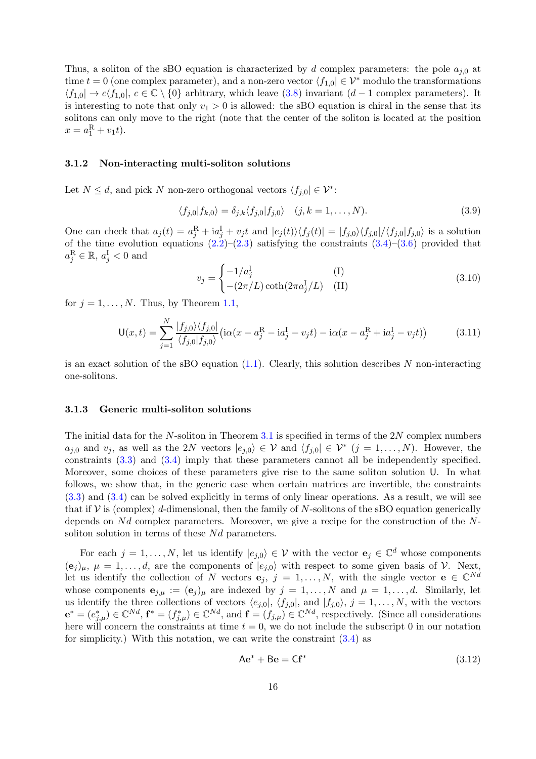Thus, a soliton of the sBO equation is characterized by $d$ complex parameters: the pole $a_{j,0}$ at time $t = 0$ (one complex parameter), and a non-zero vector $\langle f_{1,0}| \in \mathcal{V}^*$ modulo the transformations $\langle f_{1,0}| \to c\langle f_{1,0}|$, $c \in \mathbb{C} \setminus \{0\}$ arbitrary, which leave (3.8) invariant ($d-1$ complex parameters). It is interesting to note that only $v_1 > 0$ is allowed: the sBO equation is chiral in the sense that its solitons can only move to the right (note that the center of the soliton is located at the position $x = a_1^{\mathrm{R}} + v_1 t$).

### 3.1.2 Non-interacting multi-soliton solutions

Let $N \leq d$, and pick $N$ non-zero orthogonal vectors $\langle f_{j,0}| \in \mathcal{V}^*$:

$$\langle f_{j,0}|f_{k,0}\rangle = \delta_{j,k}\langle f_{j,0}|f_{j,0}\rangle \quad (j,k = 1,\ldots,N). \tag{3.9}$$

One can check that $a_j(t) = a_j^{\mathrm{R}} + \mathrm{i}a_j^{\mathrm{I}} + v_j t$ and $|e_j(t)\rangle\langle f_j(t)| = |f_{j,0}\rangle\langle f_{j,0}|/\langle f_{j,0}|f_{j,0}\rangle$ is a solution of the time evolution equations (2.2)–(2.3) satisfying the constraints (3.4)–(3.6) provided that $a_j^{\mathrm{R}} \in \mathbb{R}$, $a_j^{\mathrm{I}} < 0$ and

$$v_j = \begin{cases} -1/a_j^{\mathrm{I}} & \text{(I)} \\ -(2\pi/L)\coth(2\pi a_j^{\mathrm{I}}/L) & \text{(II)} \end{cases} \tag{3.10}$$

for $j = 1,\ldots,N$. Thus, by Theorem 1.1,

$$\mathsf{U}(x,t) = \sum_{j=1}^{N} \frac{|f_{j,0}\rangle\langle f_{j,0}|}{\langle f_{j,0}|f_{j,0}\rangle}\big(\mathrm{i}\alpha(x - a_j^{\mathrm{R}} - \mathrm{i}a_j^{\mathrm{I}} - v_j t) - \mathrm{i}\alpha(x - a_j^{\mathrm{R}} + \mathrm{i}a_j^{\mathrm{I}} - v_j t)\big) \tag{3.11}$$

is an exact solution of the sBO equation (1.1). Clearly, this solution describes $N$ non-interacting one-solitons.

### 3.1.3 Generic multi-soliton solutions

The initial data for the $N$-soliton in Theorem 3.1 is specified in terms of the $2N$ complex numbers $a_{j,0}$ and $v_j$, as well as the $2N$ vectors $|e_{j,0}\rangle \in \mathcal{V}$ and $\langle f_{j,0}| \in \mathcal{V}^*$ ($j = 1,\ldots,N$). However, the constraints (3.3) and (3.4) imply that these parameters cannot all be independently specified. Moreover, some choices of these parameters give rise to the same soliton solution $\mathsf{U}$. In what follows, we show that, in the generic case when certain matrices are invertible, the constraints (3.3) and (3.4) can be solved explicitly in terms of only linear operations. As a result, we will see that if $\mathcal{V}$ is (complex) $d$-dimensional, then the family of $N$-solitons of the sBO equation generically depends on $Nd$ complex parameters. Moreover, we give a recipe for the construction of the $N$-soliton solution in terms of these $Nd$ parameters.

For each $j = 1,\ldots,N$, let us identify $|e_{j,0}\rangle \in \mathcal{V}$ with the vector $\mathbf{e}_j \in \mathbb{C}^d$ whose components $(\mathbf{e}_j)_\mu$, $\mu = 1,\ldots,d$, are the components of $|e_{j,0}\rangle$ with respect to some given basis of $\mathcal{V}$. Next, let us identify the collection of $N$ vectors $\mathbf{e}_j$, $j = 1,\ldots,N$, with the single vector $\mathbf{e} \in \mathbb{C}^{Nd}$ whose components $\mathbf{e}_{j,\mu} := (\mathbf{e}_j)_\mu$ are indexed by $j = 1,\ldots,N$ and $\mu = 1,\ldots,d$. Similarly, let us identify the three collections of vectors $\langle e_{j,0}|$, $\langle f_{j,0}|$, and $|f_{j,0}\rangle$, $j = 1,\ldots,N$, with the vectors $\mathbf{e}^* = (e^*_{j,\mu}) \in \mathbb{C}^{Nd}$, $\mathbf{f}^* = (f^*_{j,\mu}) \in \mathbb{C}^{Nd}$, and $\mathbf{f} = (f_{j,\mu}) \in \mathbb{C}^{Nd}$, respectively. (Since all considerations here will concern the constraints at time $t = 0$, we do not include the subscript 0 in our notation for simplicity.) With this notation, we can write the constraint (3.4) as

$$\mathsf{A}\mathbf{e}^* + \mathsf{B}\mathbf{e} = \mathsf{C}\mathbf{f}^* \tag{3.12}$$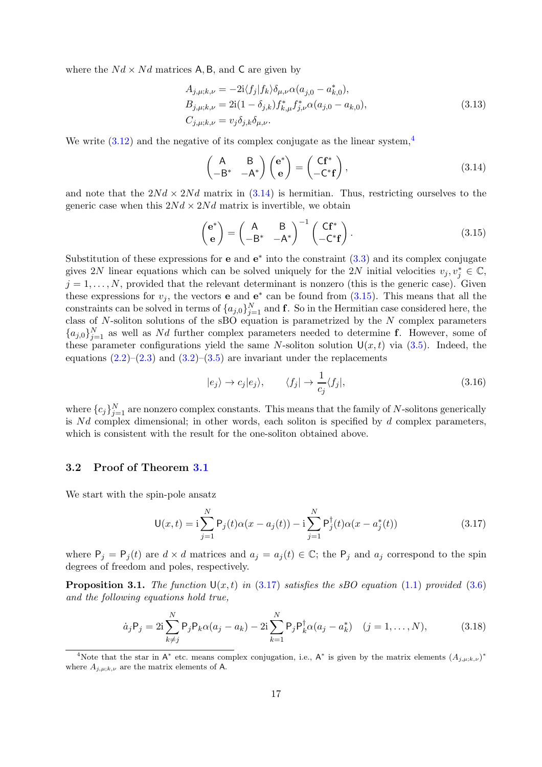where the $Nd \times Nd$ matrices $\mathsf{A}, \mathsf{B}$, and $\mathsf{C}$ are given by

$$
\begin{aligned}
A_{j,\mu;k,\nu} &= -2\mathrm{i}\langle f_j|f_k\rangle \delta_{\mu,\nu}\alpha(a_{j,0} - a_{k,0}^*), \\
B_{j,\mu;k,\nu} &= 2\mathrm{i}(1-\delta_{j,k}) f_{k,\mu}^* f_{j,\nu}^* \alpha(a_{j,0} - a_{k,0}), \\
C_{j,\mu;k,\nu} &= v_j \delta_{j,k}\delta_{\mu,\nu}.
\end{aligned}
\tag{3.13}
$$

We write (3.12) and the negative of its complex conjugate as the linear system,[4]

$$
\begin{pmatrix} \mathsf{A} & \mathsf{B} \\ -\mathsf{B}^* & -\mathsf{A}^* \end{pmatrix} \begin{pmatrix} \mathbf{e}^* \\ \mathbf{e} \end{pmatrix} = \begin{pmatrix} \mathsf{C}\mathbf{f}^* \\ -\mathsf{C}^*\mathbf{f} \end{pmatrix},
\tag{3.14}
$$

and note that the $2Nd \times 2Nd$ matrix in (3.14) is hermitian. Thus, restricting ourselves to the generic case when this $2Nd \times 2Nd$ matrix is invertible, we obtain

$$
\begin{pmatrix} \mathbf{e}^* \\ \mathbf{e} \end{pmatrix} = \begin{pmatrix} \mathsf{A} & \mathsf{B} \\ -\mathsf{B}^* & -\mathsf{A}^* \end{pmatrix}^{-1} \begin{pmatrix} \mathsf{C}\mathbf{f}^* \\ -\mathsf{C}^*\mathbf{f} \end{pmatrix}.
\tag{3.15}
$$

Substitution of these expressions for $\mathbf{e}$ and $\mathbf{e}^*$ into the constraint (3.3) and its complex conjugate gives $2N$ linear equations which can be solved uniquely for the $2N$ initial velocities $v_j, v_j^* \in \mathbb{C}$, $j = 1, \ldots, N$, provided that the relevant determinant is nonzero (this is the generic case). Given these expressions for $v_j$, the vectors $\mathbf{e}$ and $\mathbf{e}^*$ can be found from (3.15). This means that all the constraints can be solved in terms of $\{a_{j,0}\}_{j=1}^N$ and $\mathbf{f}$. So in the Hermitian case considered here, the class of $N$-soliton solutions of the sBO equation is parametrized by the $N$ complex parameters $\{a_{j,0}\}_{j=1}^N$ as well as $Nd$ further complex parameters needed to determine $\mathbf{f}$. However, some of these parameter configurations yield the same $N$-soliton solution $\mathsf{U}(x,t)$ via (3.5). Indeed, the equations (2.2)–(2.3) and (3.2)–(3.5) are invariant under the replacements

$$
|e_j\rangle \to c_j|e_j\rangle, \qquad \langle f_j| \to \frac{1}{c_j}\langle f_j|,
\tag{3.16}
$$

where $\{c_j\}_{j=1}^N$ are nonzero complex constants. This means that the family of $N$-solitons generically is $Nd$ complex dimensional; in other words, each soliton is specified by $d$ complex parameters, which is consistent with the result for the one-soliton obtained above.

### 3.2 Proof of Theorem 3.1

We start with the spin-pole ansatz

$$
\mathsf{U}(x,t) = \mathrm{i}\sum_{j=1}^N \mathsf{P}_j(t)\alpha(x - a_j(t)) - \mathrm{i}\sum_{j=1}^N \mathsf{P}_j^\dagger(t)\alpha(x - a_j^*(t))
\tag{3.17}
$$

where $\mathsf{P}_j = \mathsf{P}_j(t)$ are $d \times d$ matrices and $a_j = a_j(t) \in \mathbb{C}$; the $\mathsf{P}_j$ and $a_j$ correspond to the spin degrees of freedom and poles, respectively.

**Proposition 3.1.** *The function $\mathsf{U}(x,t)$ in (3.17) satisfies the sBO equation (1.1) provided (3.6) and the following equations hold true,*

$$
\dot{a}_j \mathsf{P}_j = 2\mathrm{i}\sum_{k\neq j}^N \mathsf{P}_j\mathsf{P}_k\alpha(a_j - a_k) - 2\mathrm{i}\sum_{k=1}^N \mathsf{P}_j\mathsf{P}_k^\dagger\alpha(a_j - a_k^*) \quad (j = 1, \ldots, N),
\tag{3.18}
$$

---

[4] Note that the star in $\mathsf{A}^*$ etc. means complex conjugation, i.e., $\mathsf{A}^*$ is given by the matrix elements $(A_{j,\mu;k,\nu})^*$ where $A_{j,\mu;k,\nu}$ are the matrix elements of $\mathsf{A}$.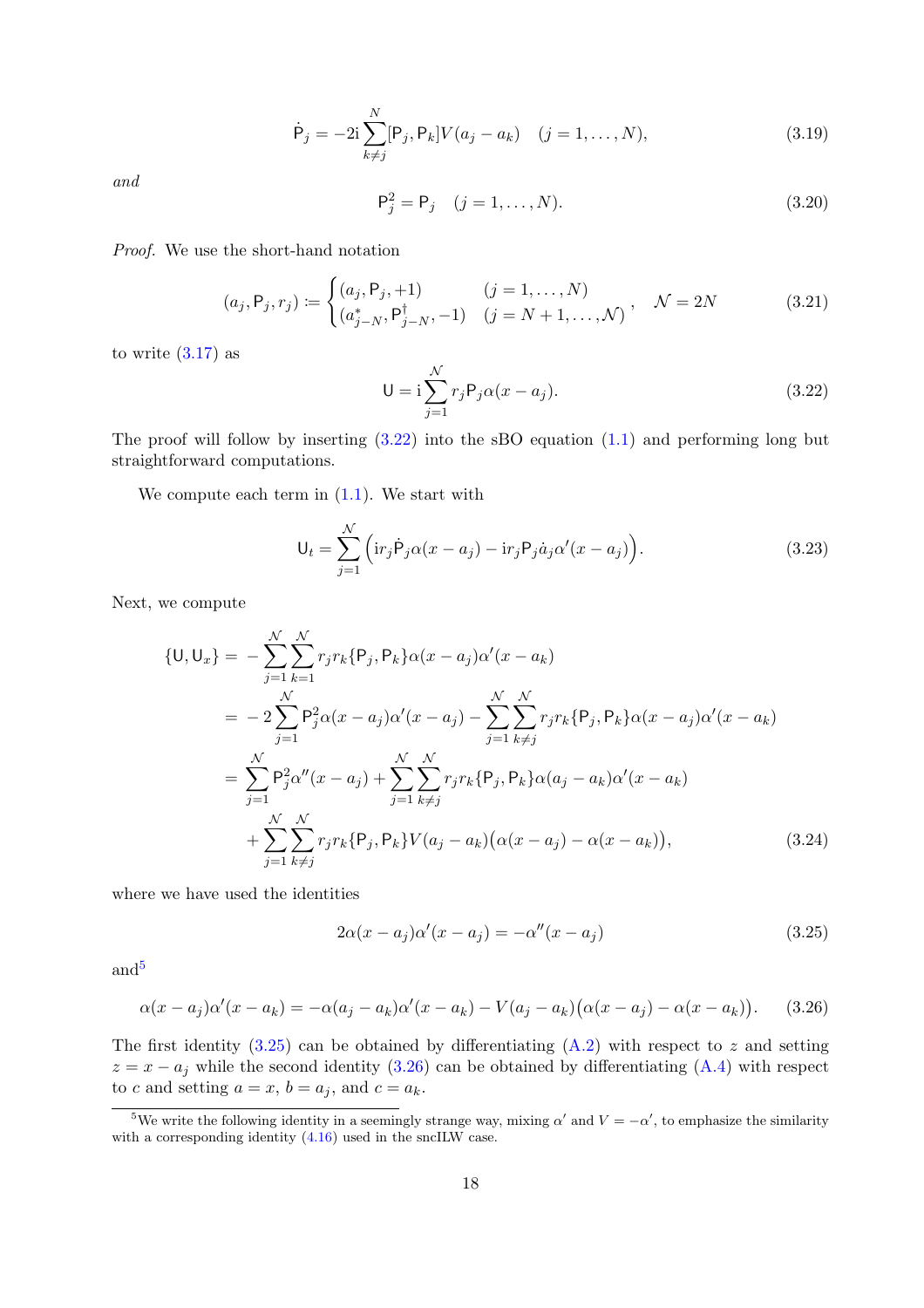$$\dot{\mathsf{P}}_j = -2\mathrm{i}\sum_{k\neq j}^{N}[\mathsf{P}_j, \mathsf{P}_k]V(a_j - a_k) \quad (j = 1, \ldots, N), \tag{3.19}$$

*and*

$$\mathsf{P}_j^2 = \mathsf{P}_j \quad (j = 1, \ldots, N). \tag{3.20}$$

*Proof.* We use the short-hand notation

$$(a_j, \mathsf{P}_j, r_j) \coloneqq \begin{cases} (a_j, \mathsf{P}_j, +1) & (j = 1, \ldots, N) \\ (a_{j-N}^*, \mathsf{P}_{j-N}^\dagger, -1) & (j = N+1, \ldots, \mathcal{N}) \end{cases}, \quad \mathcal{N} = 2N \tag{3.21}$$

to write (3.17) as

$$\mathsf{U} = \mathrm{i}\sum_{j=1}^{\mathcal{N}} r_j \mathsf{P}_j \alpha(x - a_j). \tag{3.22}$$

The proof will follow by inserting (3.22) into the sBO equation (1.1) and performing long but straightforward computations.

We compute each term in (1.1). We start with

$$\mathsf{U}_t = \sum_{j=1}^{\mathcal{N}} \Big( \mathrm{i} r_j \dot{\mathsf{P}}_j \alpha(x - a_j) - \mathrm{i} r_j \mathsf{P}_j \dot{a}_j \alpha'(x - a_j) \Big). \tag{3.23}$$

Next, we compute

$$\begin{aligned}
\{\mathsf{U}, \mathsf{U}_x\} &= -\sum_{j=1}^{\mathcal{N}}\sum_{k=1}^{\mathcal{N}} r_j r_k \{\mathsf{P}_j, \mathsf{P}_k\}\alpha(x - a_j)\alpha'(x - a_k) \\
&= -2\sum_{j=1}^{\mathcal{N}} \mathsf{P}_j^2 \alpha(x - a_j)\alpha'(x - a_j) - \sum_{j=1}^{\mathcal{N}}\sum_{k\neq j}^{\mathcal{N}} r_j r_k \{\mathsf{P}_j, \mathsf{P}_k\}\alpha(x - a_j)\alpha'(x - a_k) \\
&= \sum_{j=1}^{\mathcal{N}} \mathsf{P}_j^2 \alpha''(x - a_j) + \sum_{j=1}^{\mathcal{N}}\sum_{k\neq j}^{\mathcal{N}} r_j r_k \{\mathsf{P}_j, \mathsf{P}_k\}\alpha(a_j - a_k)\alpha'(x - a_k) \\
&\quad + \sum_{j=1}^{\mathcal{N}}\sum_{k\neq j}^{\mathcal{N}} r_j r_k \{\mathsf{P}_j, \mathsf{P}_k\} V(a_j - a_k)\big(\alpha(x - a_j) - \alpha(x - a_k)\big),
\end{aligned} \tag{3.24}$$

where we have used the identities

$$2\alpha(x - a_j)\alpha'(x - a_j) = -\alpha''(x - a_j) \tag{3.25}$$

and[5]

$$\alpha(x - a_j)\alpha'(x - a_k) = -\alpha(a_j - a_k)\alpha'(x - a_k) - V(a_j - a_k)\big(\alpha(x - a_j) - \alpha(x - a_k)\big). \tag{3.26}$$

The first identity (3.25) can be obtained by differentiating (A.2) with respect to $z$ and setting $z = x - a_j$ while the second identity (3.26) can be obtained by differentiating (A.4) with respect to $c$ and setting $a = x$, $b = a_j$, and $c = a_k$.

[5] We write the following identity in a seemingly strange way, mixing $\alpha'$ and $V = -\alpha'$, to emphasize the similarity with a corresponding identity (4.16) used in the sncILW case.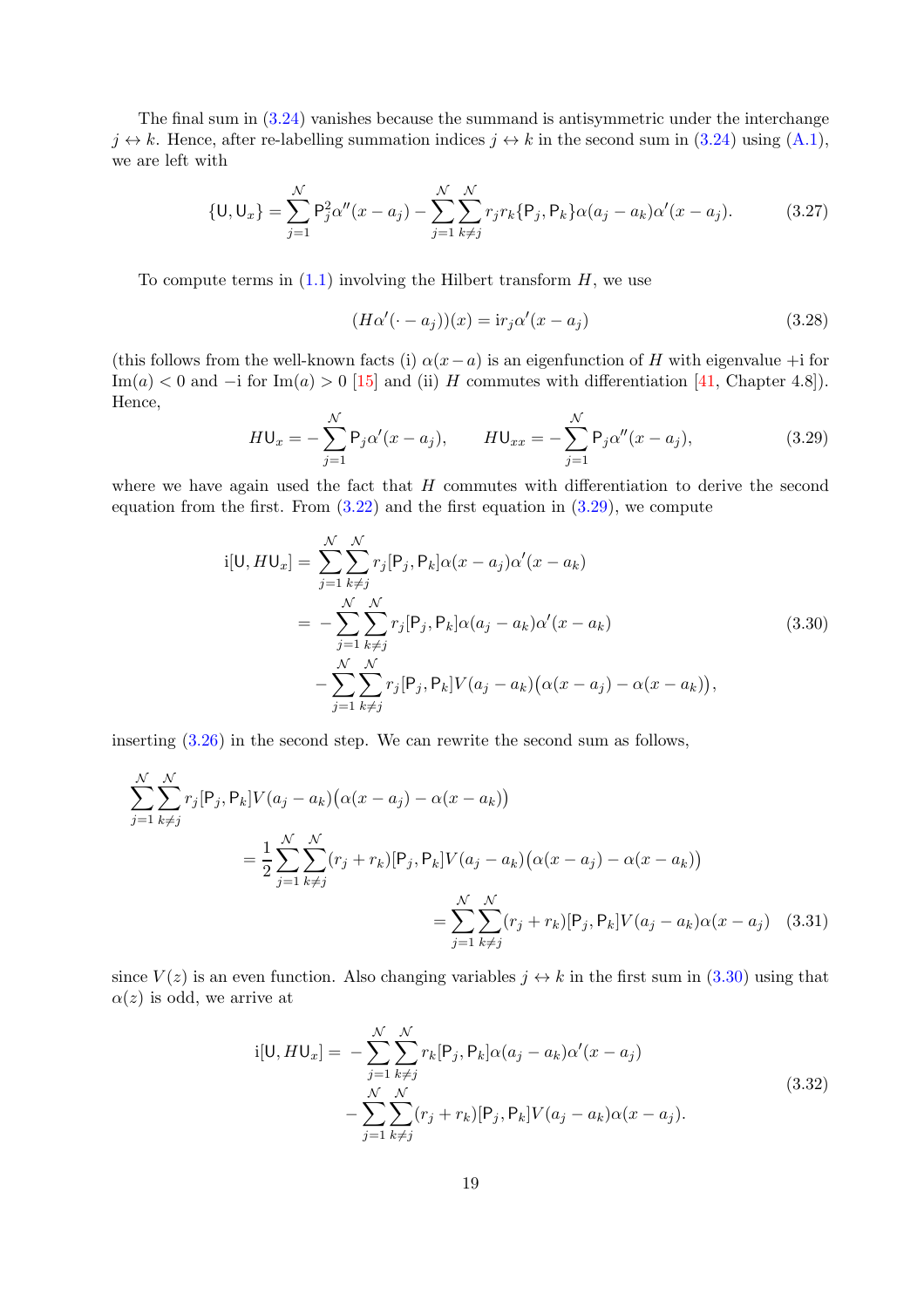The final sum in (3.24) vanishes because the summand is antisymmetric under the interchange $j \leftrightarrow k$. Hence, after re-labelling summation indices $j \leftrightarrow k$ in the second sum in (3.24) using (A.1), we are left with

$$\{\mathsf{U}, \mathsf{U}_x\} = \sum_{j=1}^{\mathcal{N}} \mathsf{P}_j^2 \alpha''(x-a_j) - \sum_{j=1}^{\mathcal{N}} \sum_{k \neq j}^{\mathcal{N}} r_j r_k \{\mathsf{P}_j, \mathsf{P}_k\} \alpha(a_j - a_k) \alpha'(x-a_j). \tag{3.27}$$

To compute terms in (1.1) involving the Hilbert transform $H$, we use

$$(H\alpha'(\cdot - a_j))(x) = \mathrm{i} r_j \alpha'(x-a_j) \tag{3.28}$$

(this follows from the well-known facts (i) $\alpha(x-a)$ is an eigenfunction of $H$ with eigenvalue $+\mathrm{i}$ for $\mathrm{Im}(a) < 0$ and $-\mathrm{i}$ for $\mathrm{Im}(a) > 0$ [15] and (ii) $H$ commutes with differentiation [41, Chapter 4.8]). Hence,

$$H\mathsf{U}_x = -\sum_{j=1}^{\mathcal{N}} \mathsf{P}_j \alpha'(x-a_j), \qquad H\mathsf{U}_{xx} = -\sum_{j=1}^{\mathcal{N}} \mathsf{P}_j \alpha''(x-a_j), \tag{3.29}$$

where we have again used the fact that $H$ commutes with differentiation to derive the second equation from the first. From (3.22) and the first equation in (3.29), we compute

$$\begin{aligned}
\mathrm{i}[\mathsf{U}, H\mathsf{U}_x] &= \sum_{j=1}^{\mathcal{N}} \sum_{k \neq j}^{\mathcal{N}} r_j [\mathsf{P}_j, \mathsf{P}_k] \alpha(x-a_j) \alpha'(x-a_k) \\
&= -\sum_{j=1}^{\mathcal{N}} \sum_{k \neq j}^{\mathcal{N}} r_j [\mathsf{P}_j, \mathsf{P}_k] \alpha(a_j - a_k) \alpha'(x-a_k) \\
&\quad - \sum_{j=1}^{\mathcal{N}} \sum_{k \neq j}^{\mathcal{N}} r_j [\mathsf{P}_j, \mathsf{P}_k] V(a_j - a_k) \big(\alpha(x-a_j) - \alpha(x-a_k)\big),
\end{aligned} \tag{3.30}$$

inserting (3.26) in the second step. We can rewrite the second sum as follows,

$$\begin{aligned}
&\sum_{j=1}^{\mathcal{N}} \sum_{k \neq j}^{\mathcal{N}} r_j [\mathsf{P}_j, \mathsf{P}_k] V(a_j - a_k) \big(\alpha(x-a_j) - \alpha(x-a_k)\big) \\
&\quad = \frac{1}{2} \sum_{j=1}^{\mathcal{N}} \sum_{k \neq j}^{\mathcal{N}} (r_j + r_k) [\mathsf{P}_j, \mathsf{P}_k] V(a_j - a_k) \big(\alpha(x-a_j) - \alpha(x-a_k)\big) \\
&\quad = \sum_{j=1}^{\mathcal{N}} \sum_{k \neq j}^{\mathcal{N}} (r_j + r_k) [\mathsf{P}_j, \mathsf{P}_k] V(a_j - a_k) \alpha(x-a_j)
\end{aligned} \tag{3.31}$$

since $V(z)$ is an even function. Also changing variables $j \leftrightarrow k$ in the first sum in (3.30) using that $\alpha(z)$ is odd, we arrive at

$$\begin{aligned}
\mathrm{i}[\mathsf{U}, H\mathsf{U}_x] = &-\sum_{j=1}^{\mathcal{N}} \sum_{k \neq j}^{\mathcal{N}} r_k [\mathsf{P}_j, \mathsf{P}_k] \alpha(a_j - a_k) \alpha'(x-a_j) \\
&- \sum_{j=1}^{\mathcal{N}} \sum_{k \neq j}^{\mathcal{N}} (r_j + r_k) [\mathsf{P}_j, \mathsf{P}_k] V(a_j - a_k) \alpha(x-a_j).
\end{aligned} \tag{3.32}$$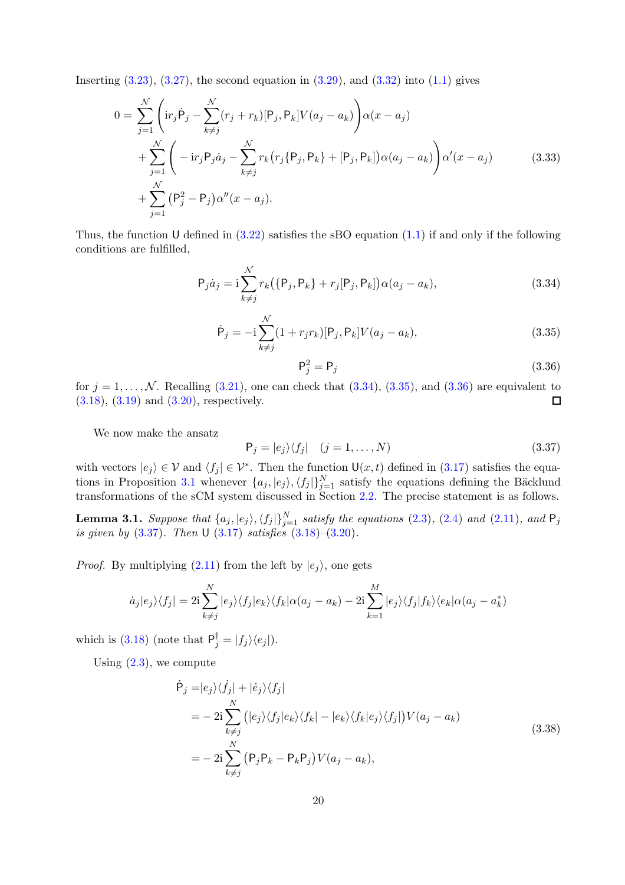Inserting (3.23), (3.27), the second equation in (3.29), and (3.32) into (1.1) gives

$$
\begin{aligned}
0 = &\sum_{j=1}^{\mathcal{N}} \left( \mathrm{i} r_j \dot{\mathsf{P}}_j - \sum_{k\neq j}^{\mathcal{N}} (r_j + r_k)[\mathsf{P}_j, \mathsf{P}_k] V(a_j - a_k) \right) \alpha(x - a_j) \\
&+ \sum_{j=1}^{\mathcal{N}} \left( -\mathrm{i} r_j \mathsf{P}_j \dot{a}_j - \sum_{k\neq j}^{\mathcal{N}} r_k \big( r_j \{\mathsf{P}_j, \mathsf{P}_k\} + [\mathsf{P}_j, \mathsf{P}_k] \big) \alpha(a_j - a_k) \right) \alpha'(x - a_j) \\
&+ \sum_{j=1}^{\mathcal{N}} \big( \mathsf{P}_j^2 - \mathsf{P}_j \big) \alpha''(x - a_j).
\end{aligned}
\tag{3.33}
$$

Thus, the function $\mathsf{U}$ defined in (3.22) satisfies the sBO equation (1.1) if and only if the following conditions are fulfilled,

$$
\mathsf{P}_j \dot{a}_j = \mathrm{i} \sum_{k\neq j}^{\mathcal{N}} r_k \big( \{\mathsf{P}_j, \mathsf{P}_k\} + r_j [\mathsf{P}_j, \mathsf{P}_k] \big) \alpha(a_j - a_k), \tag{3.34}
$$

$$
\dot{\mathsf{P}}_j = -\mathrm{i} \sum_{k\neq j}^{\mathcal{N}} (1 + r_j r_k) [\mathsf{P}_j, \mathsf{P}_k] V(a_j - a_k), \tag{3.35}
$$

$$
\mathsf{P}_j^2 = \mathsf{P}_j \tag{3.36}
$$

for $j = 1, \ldots, \mathcal{N}$. Recalling (3.21), one can check that (3.34), (3.35), and (3.36) are equivalent to (3.18), (3.19) and (3.20), respectively. ☐

We now make the ansatz

$$
\mathsf{P}_j = |e_j\rangle\langle f_j| \quad (j = 1, \ldots, N) \tag{3.37}
$$

with vectors $|e_j\rangle \in \mathcal{V}$ and $\langle f_j| \in \mathcal{V}^*$. Then the function $\mathsf{U}(x,t)$ defined in (3.17) satisfies the equations in Proposition 3.1 whenever $\{a_j, |e_j\rangle, \langle f_j|\}_{j=1}^N$ satisfy the equations defining the Bäcklund transformations of the sCM system discussed in Section 2.2. The precise statement is as follows.

**Lemma 3.1.** *Suppose that $\{a_j, |e_j\rangle, \langle f_j|\}_{j=1}^N$ satisfy the equations (2.3), (2.4) and (2.11), and $\mathsf{P}_j$ is given by (3.37). Then $\mathsf{U}$ (3.17) satisfies (3.18)–(3.20).*

*Proof.* By multiplying (2.11) from the left by $|e_j\rangle$, one gets

$$
\dot{a}_j |e_j\rangle\langle f_j| = 2\mathrm{i} \sum_{k\neq j}^{N} |e_j\rangle\langle f_j|e_k\rangle\langle f_k| \alpha(a_j - a_k) - 2\mathrm{i} \sum_{k=1}^{M} |e_j\rangle\langle f_j|f_k\rangle\langle e_k| \alpha(a_j - a_k^*)
$$

which is (3.18) (note that $\mathsf{P}_j^\dagger = |f_j\rangle\langle e_j|$).

Using (2.3), we compute

$$
\begin{aligned}
\dot{\mathsf{P}}_j &= |e_j\rangle\langle \dot{f}_j| + |\dot{e}_j\rangle\langle f_j| \\
&= -2\mathrm{i} \sum_{k\neq j}^{N} \big( |e_j\rangle\langle f_j|e_k\rangle\langle f_k| - |e_k\rangle\langle f_k|e_j\rangle\langle f_j| \big) V(a_j - a_k) \\
&= -2\mathrm{i} \sum_{k\neq j}^{N} \big( \mathsf{P}_j \mathsf{P}_k - \mathsf{P}_k \mathsf{P}_j \big) V(a_j - a_k),
\end{aligned}
\tag{3.38}
$$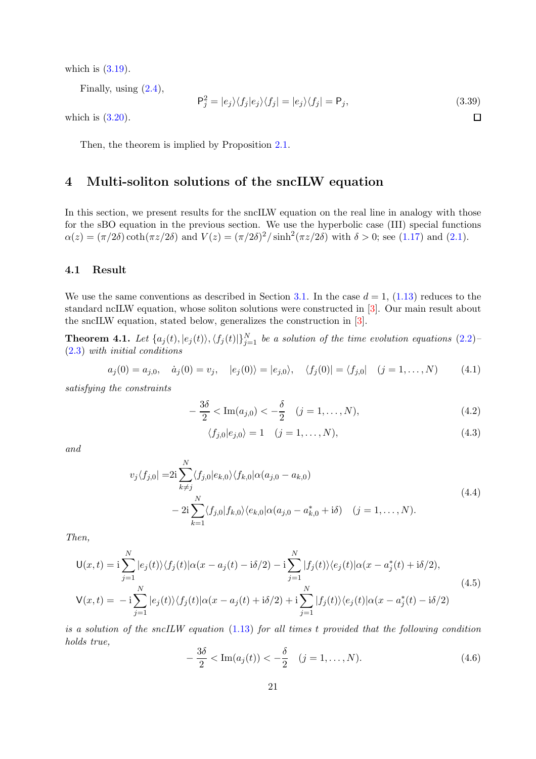which is (3.19).

Finally, using (2.4),

$$\mathsf{P}_j^2 = |e_j\rangle\langle f_j|e_j\rangle\langle f_j| = |e_j\rangle\langle f_j| = \mathsf{P}_j, \tag{3.39}$$

which is (3.20). □

Then, the theorem is implied by Proposition 2.1.

## 4 Multi-soliton solutions of the sncILW equation

In this section, we present results for the sncILW equation on the real line in analogy with those for the sBO equation in the previous section. We use the hyperbolic case (III) special functions $\alpha(z) = (\pi/2\delta)\coth(\pi z/2\delta)$ and $V(z) = (\pi/2\delta)^2/\sinh^2(\pi z/2\delta)$ with $\delta > 0$; see (1.17) and (2.1).

### 4.1 Result

We use the same conventions as described in Section 3.1. In the case $d = 1$, (1.13) reduces to the standard ncILW equation, whose soliton solutions were constructed in [3]. Our main result about the sncILW equation, stated below, generalizes the construction in [3].

**Theorem 4.1.** *Let $\{a_j(t), |e_j(t)\rangle, \langle f_j(t)|\}_{j=1}^N$ be a solution of the time evolution equations (2.2)–(2.3) with initial conditions*

$$a_j(0) = a_{j,0}, \quad \dot{a}_j(0) = v_j, \quad |e_j(0)\rangle = |e_{j,0}\rangle, \quad \langle f_j(0)| = \langle f_{j,0}| \quad (j = 1, \ldots, N) \tag{4.1}$$

*satisfying the constraints*

$$-\frac{3\delta}{2} < \mathrm{Im}(a_{j,0}) < -\frac{\delta}{2} \quad (j = 1, \ldots, N), \tag{4.2}$$

$$\langle f_{j,0}|e_{j,0}\rangle = 1 \quad (j = 1, \ldots, N), \tag{4.3}$$

*and*

$$\begin{aligned} v_j\langle f_{j,0}| =& 2\mathrm{i}\sum_{k\neq j}^N \langle f_{j,0}|e_{k,0}\rangle\langle f_{k,0}|\alpha(a_{j,0} - a_{k,0}) \\ &- 2\mathrm{i}\sum_{k=1}^N \langle f_{j,0}|f_{k,0}\rangle\langle e_{k,0}|\alpha(a_{j,0} - a_{k,0}^* + \mathrm{i}\delta) \quad (j = 1, \ldots, N). \end{aligned} \tag{4.4}$$

*Then,*

$$\begin{aligned} \mathsf{U}(x,t) &= \mathrm{i}\sum_{j=1}^N |e_j(t)\rangle\langle f_j(t)|\alpha(x - a_j(t) - \mathrm{i}\delta/2) - \mathrm{i}\sum_{j=1}^N |f_j(t)\rangle\langle e_j(t)|\alpha(x - a_j^*(t) + \mathrm{i}\delta/2), \\ \mathsf{V}(x,t) &= -\mathrm{i}\sum_{j=1}^N |e_j(t)\rangle\langle f_j(t)|\alpha(x - a_j(t) + \mathrm{i}\delta/2) + \mathrm{i}\sum_{j=1}^N |f_j(t)\rangle\langle e_j(t)|\alpha(x - a_j^*(t) - \mathrm{i}\delta/2) \end{aligned} \tag{4.5}$$

*is a solution of the sncILW equation (1.13) for all times $t$ provided that the following condition holds true,*

$$-\frac{3\delta}{2} < \mathrm{Im}(a_j(t)) < -\frac{\delta}{2} \quad (j = 1, \ldots, N). \tag{4.6}$$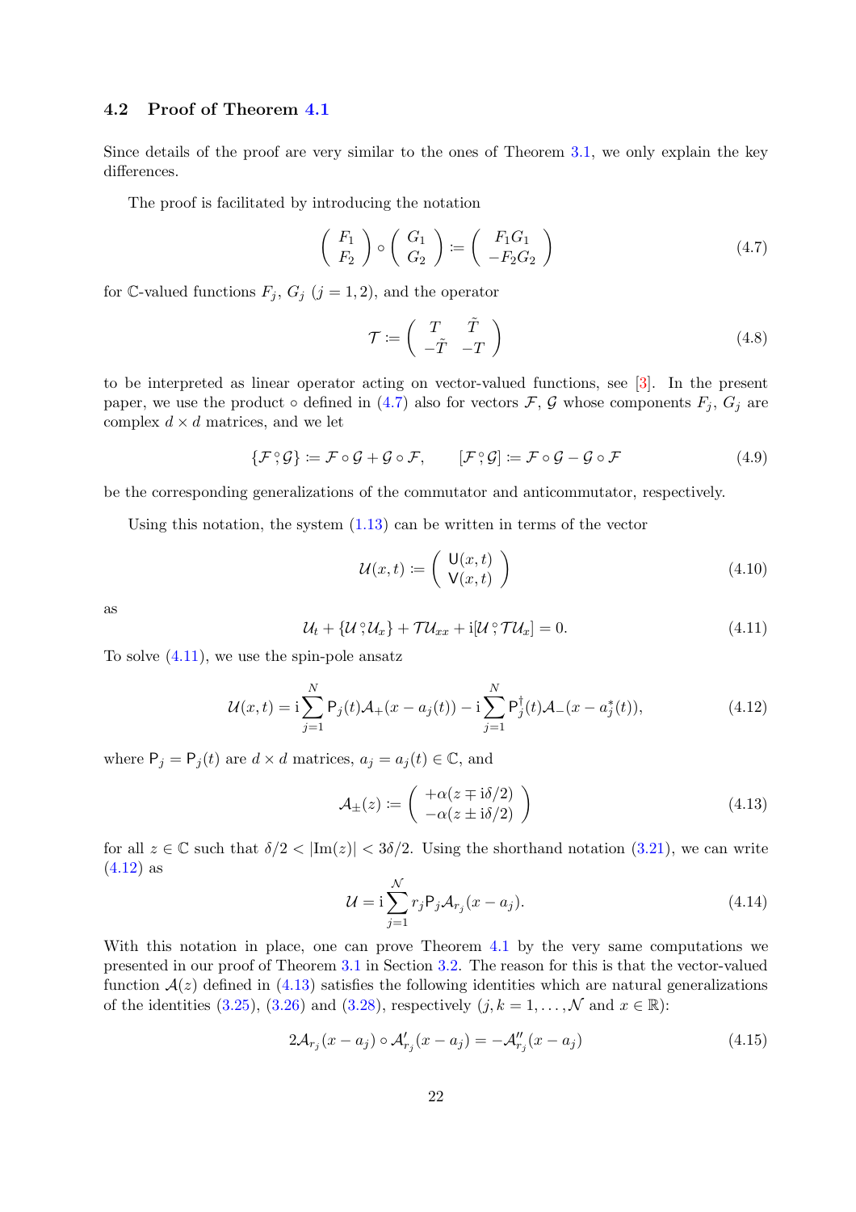### 4.2 Proof of Theorem 4.1

Since details of the proof are very similar to the ones of Theorem 3.1, we only explain the key differences.

The proof is facilitated by introducing the notation

$$\begin{pmatrix} F_1 \\ F_2 \end{pmatrix} \circ \begin{pmatrix} G_1 \\ G_2 \end{pmatrix} \coloneqq \begin{pmatrix} F_1 G_1 \\ -F_2 G_2 \end{pmatrix} \tag{4.7}$$

for $\mathbb{C}$-valued functions $F_j$, $G_j$ $(j = 1, 2)$, and the operator

$$\mathcal{T} \coloneqq \begin{pmatrix} T & \tilde{T} \\ -\tilde{T} & -T \end{pmatrix} \tag{4.8}$$

to be interpreted as linear operator acting on vector-valued functions, see [3]. In the present paper, we use the product $\circ$ defined in (4.7) also for vectors $\mathcal{F}$, $\mathcal{G}$ whose components $F_j$, $G_j$ are complex $d \times d$ matrices, and we let

$$\{\mathcal{F} \,\mathring{,}\, \mathcal{G}\} \coloneqq \mathcal{F} \circ \mathcal{G} + \mathcal{G} \circ \mathcal{F}, \qquad [\mathcal{F} \,\mathring{,}\, \mathcal{G}] \coloneqq \mathcal{F} \circ \mathcal{G} - \mathcal{G} \circ \mathcal{F} \tag{4.9}$$

be the corresponding generalizations of the commutator and anticommutator, respectively.

Using this notation, the system (1.13) can be written in terms of the vector

$$\mathcal{U}(x,t) \coloneqq \begin{pmatrix} \mathsf{U}(x,t) \\ \mathsf{V}(x,t) \end{pmatrix} \tag{4.10}$$

as

$$\mathcal{U}_t + \{\mathcal{U} \,\mathring{,}\, \mathcal{U}_x\} + \mathcal{T}\mathcal{U}_{xx} + \mathrm{i}[\mathcal{U} \,\mathring{,}\, \mathcal{T}\mathcal{U}_x] = 0. \tag{4.11}$$

To solve (4.11), we use the spin-pole ansatz

$$\mathcal{U}(x,t) = \mathrm{i}\sum_{j=1}^{N} \mathsf{P}_j(t)\mathcal{A}_+(x - a_j(t)) - \mathrm{i}\sum_{j=1}^{N} \mathsf{P}_j^\dagger(t)\mathcal{A}_-(x - a_j^*(t)), \tag{4.12}$$

where $\mathsf{P}_j = \mathsf{P}_j(t)$ are $d \times d$ matrices, $a_j = a_j(t) \in \mathbb{C}$, and

$$\mathcal{A}_\pm(z) \coloneqq \begin{pmatrix} +\alpha(z \mp \mathrm{i}\delta/2) \\ -\alpha(z \pm \mathrm{i}\delta/2) \end{pmatrix} \tag{4.13}$$

for all $z \in \mathbb{C}$ such that $\delta/2 < |\mathrm{Im}(z)| < 3\delta/2$. Using the shorthand notation (3.21), we can write (4.12) as

$$\mathcal{U} = \mathrm{i}\sum_{j=1}^{\mathcal{N}} r_j \mathsf{P}_j \mathcal{A}_{r_j}(x - a_j). \tag{4.14}$$

With this notation in place, one can prove Theorem 4.1 by the very same computations we presented in our proof of Theorem 3.1 in Section 3.2. The reason for this is that the vector-valued function $\mathcal{A}(z)$ defined in (4.13) satisfies the following identities which are natural generalizations of the identities (3.25), (3.26) and (3.28), respectively ($j, k = 1, \ldots, \mathcal{N}$ and $x \in \mathbb{R}$):

$$2\mathcal{A}_{r_j}(x - a_j) \circ \mathcal{A}'_{r_j}(x - a_j) = -\mathcal{A}''_{r_j}(x - a_j) \tag{4.15}$$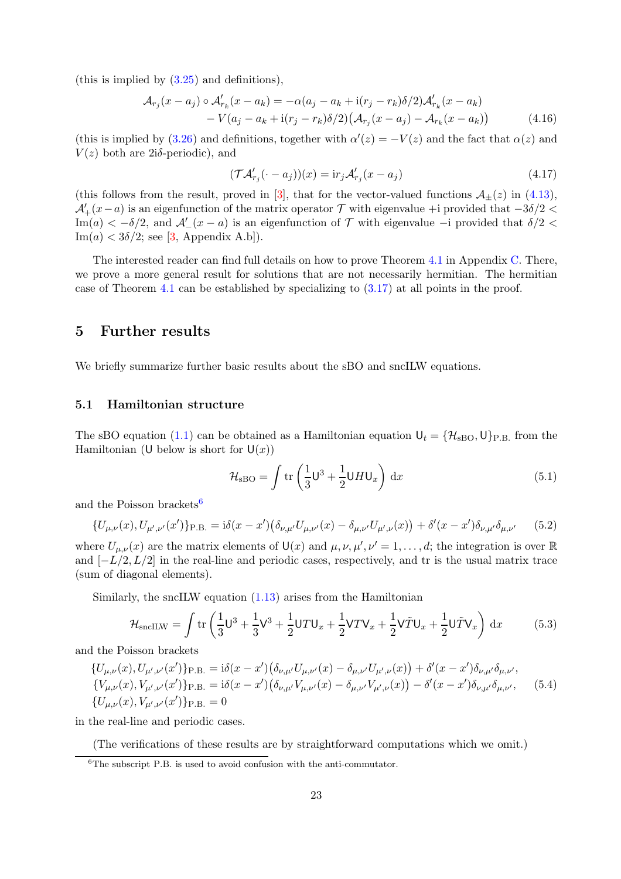(this is implied by (3.25) and definitions),

$$
\begin{aligned}
\mathcal{A}_{r_j}(x-a_j)\circ\mathcal{A}'_{r_k}(x-a_k) = &-\alpha(a_j-a_k+\mathrm{i}(r_j-r_k)\delta/2)\mathcal{A}'_{r_k}(x-a_k) \\
&- V(a_j-a_k+\mathrm{i}(r_j-r_k)\delta/2)\big(\mathcal{A}_{r_j}(x-a_j)-\mathcal{A}_{r_k}(x-a_k)\big)
\end{aligned}
\tag{4.16}
$$

(this is implied by (3.26) and definitions, together with $\alpha'(z) = -V(z)$ and the fact that $\alpha(z)$ and $V(z)$ both are $2\mathrm{i}\delta$-periodic), and

$$
(\mathcal{T}\mathcal{A}'_{r_j}(\cdot - a_j))(x) = \mathrm{i}r_j\mathcal{A}'_{r_j}(x-a_j) \tag{4.17}
$$

(this follows from the result, proved in [3], that for the vector-valued functions $\mathcal{A}_\pm(z)$ in (4.13), $\mathcal{A}'_+(x-a)$ is an eigenfunction of the matrix operator $\mathcal{T}$ with eigenvalue $+\mathrm{i}$ provided that $-3\delta/2 < \mathrm{Im}(a) < -\delta/2$, and $\mathcal{A}'_-(x-a)$ is an eigenfunction of $\mathcal{T}$ with eigenvalue $-\mathrm{i}$ provided that $\delta/2 < \mathrm{Im}(a) < 3\delta/2$; see [3, Appendix A.b]).

The interested reader can find full details on how to prove Theorem 4.1 in Appendix C. There, we prove a more general result for solutions that are not necessarily hermitian. The hermitian case of Theorem 4.1 can be established by specializing to (3.17) at all points in the proof.

# 5 Further results

We briefly summarize further basic results about the sBO and sncILW equations.

## 5.1 Hamiltonian structure

The sBO equation (1.1) can be obtained as a Hamiltonian equation $\mathsf{U}_t = \{\mathcal{H}_{\mathrm{sBO}}, \mathsf{U}\}_{\mathrm{P.B.}}$ from the Hamiltonian ($\mathsf{U}$ below is short for $\mathsf{U}(x)$)

$$
\mathcal{H}_{\mathrm{sBO}} = \int \mathrm{tr}\left(\frac{1}{3}\mathsf{U}^3 + \frac{1}{2}\mathsf{U}H\mathsf{U}_x\right)\,\mathrm{d}x \tag{5.1}
$$

and the Poisson brackets[6]

$$
\{U_{\mu,\nu}(x), U_{\mu',\nu'}(x')\}_{\mathrm{P.B.}} = \mathrm{i}\delta(x-x')\big(\delta_{\nu,\mu'}U_{\mu,\nu'}(x) - \delta_{\mu,\nu'}U_{\mu',\nu}(x)\big) + \delta'(x-x')\delta_{\nu,\mu'}\delta_{\mu,\nu'} \tag{5.2}
$$

where $U_{\mu,\nu}(x)$ are the matrix elements of $\mathsf{U}(x)$ and $\mu,\nu,\mu',\nu' = 1,\ldots,d$; the integration is over $\mathbb{R}$ and $[-L/2, L/2]$ in the real-line and periodic cases, respectively, and tr is the usual matrix trace (sum of diagonal elements).

Similarly, the sncILW equation (1.13) arises from the Hamiltonian

$$
\mathcal{H}_{\mathrm{sncILW}} = \int \mathrm{tr}\left(\frac{1}{3}\mathsf{U}^3 + \frac{1}{3}\mathsf{V}^3 + \frac{1}{2}\mathsf{U}T\mathsf{U}_x + \frac{1}{2}\mathsf{V}T\mathsf{V}_x + \frac{1}{2}\mathsf{V}\tilde{T}\mathsf{U}_x + \frac{1}{2}\mathsf{U}\tilde{T}\mathsf{V}_x\right)\,\mathrm{d}x \tag{5.3}
$$

and the Poisson brackets

$$
\begin{aligned}
\{U_{\mu,\nu}(x), U_{\mu',\nu'}(x')\}_{\mathrm{P.B.}} &= \mathrm{i}\delta(x-x')\big(\delta_{\nu,\mu'}U_{\mu,\nu'}(x) - \delta_{\mu,\nu'}U_{\mu',\nu}(x)\big) + \delta'(x-x')\delta_{\nu,\mu'}\delta_{\mu,\nu'}, \\
\{V_{\mu,\nu}(x), V_{\mu',\nu'}(x')\}_{\mathrm{P.B.}} &= \mathrm{i}\delta(x-x')\big(\delta_{\nu,\mu'}V_{\mu,\nu'}(x) - \delta_{\mu,\nu'}V_{\mu',\nu}(x)\big) - \delta'(x-x')\delta_{\nu,\mu'}\delta_{\mu,\nu'}, \\
\{U_{\mu,\nu}(x), V_{\mu',\nu'}(x')\}_{\mathrm{P.B.}} &= 0
\end{aligned}
\tag{5.4}
$$

in the real-line and periodic cases.

(The verifications of these results are by straightforward computations which we omit.)

[6] The subscript P.B. is used to avoid confusion with the anti-commutator.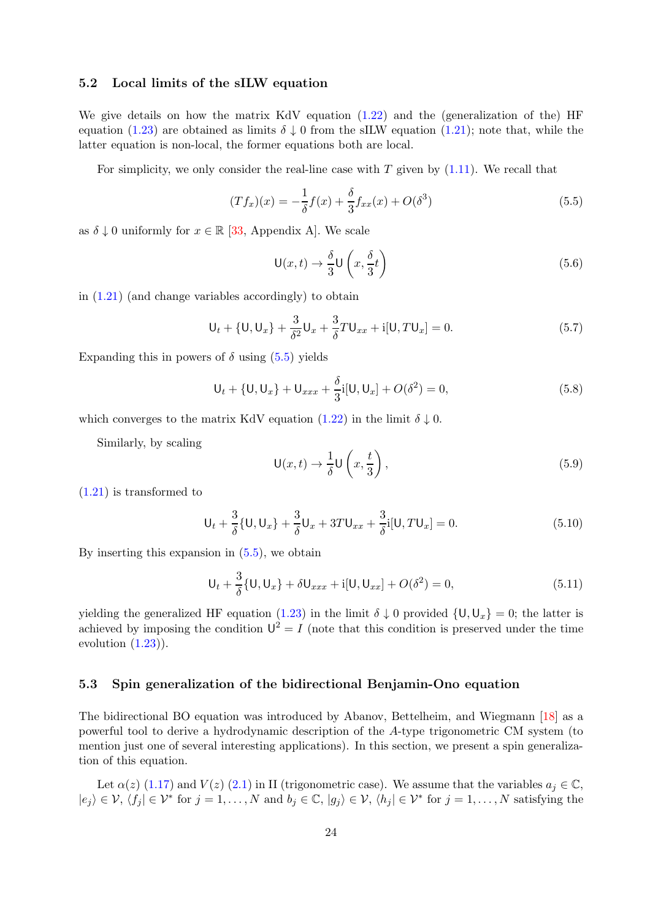### 5.2 Local limits of the sILW equation

We give details on how the matrix KdV equation (1.22) and the (generalization of the) HF equation (1.23) are obtained as limits $\delta \downarrow 0$ from the sILW equation (1.21); note that, while the latter equation is non-local, the former equations both are local.

For simplicity, we only consider the real-line case with $T$ given by (1.11). We recall that

$$(Tf_x)(x) = -\frac{1}{\delta}f(x) + \frac{\delta}{3}f_{xx}(x) + O(\delta^3) \tag{5.5}$$

as $\delta \downarrow 0$ uniformly for $x \in \mathbb{R}$ [33, Appendix A]. We scale

$$\mathsf{U}(x,t) \to \frac{\delta}{3}\mathsf{U}\left(x, \frac{\delta}{3}t\right) \tag{5.6}$$

in (1.21) (and change variables accordingly) to obtain

$$\mathsf{U}_t + \{\mathsf{U}, \mathsf{U}_x\} + \frac{3}{\delta^2}\mathsf{U}_x + \frac{3}{\delta}T\mathsf{U}_{xx} + \mathrm{i}[\mathsf{U}, T\mathsf{U}_x] = 0. \tag{5.7}$$

Expanding this in powers of $\delta$ using (5.5) yields

$$\mathsf{U}_t + \{\mathsf{U}, \mathsf{U}_x\} + \mathsf{U}_{xxx} + \frac{\delta}{3}\mathrm{i}[\mathsf{U}, \mathsf{U}_x] + O(\delta^2) = 0, \tag{5.8}$$

which converges to the matrix KdV equation (1.22) in the limit $\delta \downarrow 0$.

Similarly, by scaling

$$\mathsf{U}(x,t) \to \frac{1}{\delta}\mathsf{U}\left(x, \frac{t}{3}\right), \tag{5.9}$$

(1.21) is transformed to

$$\mathsf{U}_t + \frac{3}{\delta}\{\mathsf{U}, \mathsf{U}_x\} + \frac{3}{\delta}\mathsf{U}_x + 3T\mathsf{U}_{xx} + \frac{3}{\delta}\mathrm{i}[\mathsf{U}, T\mathsf{U}_x] = 0. \tag{5.10}$$

By inserting this expansion in (5.5), we obtain

$$\mathsf{U}_t + \frac{3}{\delta}\{\mathsf{U}, \mathsf{U}_x\} + \delta\mathsf{U}_{xxx} + \mathrm{i}[\mathsf{U}, \mathsf{U}_{xx}] + O(\delta^2) = 0, \tag{5.11}$$

yielding the generalized HF equation (1.23) in the limit $\delta \downarrow 0$ provided $\{\mathsf{U}, \mathsf{U}_x\} = 0$; the latter is achieved by imposing the condition $\mathsf{U}^2 = I$ (note that this condition is preserved under the time evolution (1.23)).

### 5.3 Spin generalization of the bidirectional Benjamin-Ono equation

The bidirectional BO equation was introduced by Abanov, Bettelheim, and Wiegmann [18] as a powerful tool to derive a hydrodynamic description of the $A$-type trigonometric CM system (to mention just one of several interesting applications). In this section, we present a spin generalization of this equation.

Let $\alpha(z)$ (1.17) and $V(z)$ (2.1) in II (trigonometric case). We assume that the variables $a_j \in \mathbb{C}$, $|e_j\rangle \in \mathcal{V}$, $\langle f_j| \in \mathcal{V}^*$ for $j = 1, \ldots, N$ and $b_j \in \mathbb{C}$, $|g_j\rangle \in \mathcal{V}$, $\langle h_j| \in \mathcal{V}^*$ for $j = 1, \ldots, N$ satisfying the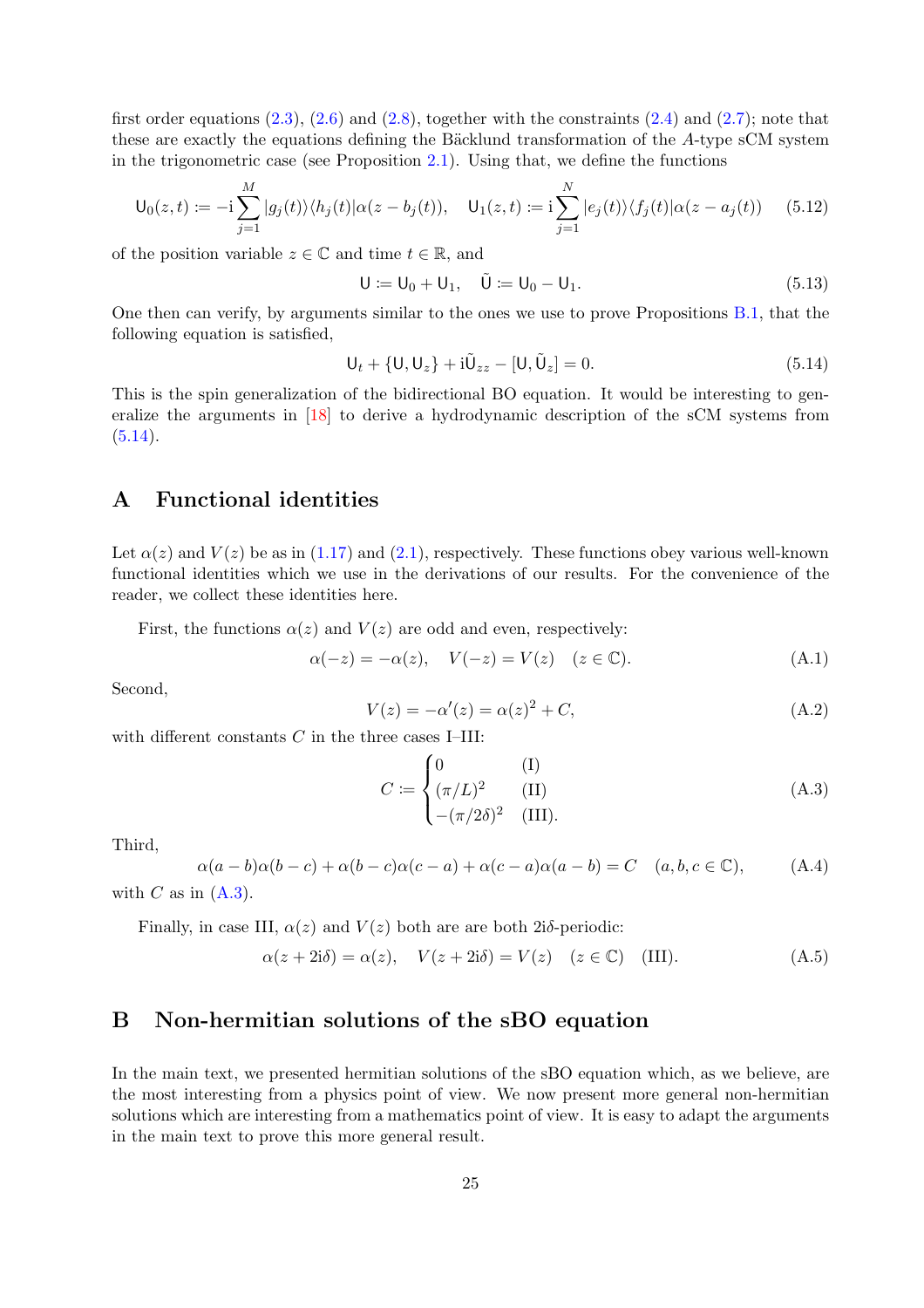first order equations (2.3), (2.6) and (2.8), together with the constraints (2.4) and (2.7); note that these are exactly the equations defining the Bäcklund transformation of the $A$-type sCM system in the trigonometric case (see Proposition 2.1). Using that, we define the functions

$$\mathsf{U}_0(z,t) := -\mathrm{i}\sum_{j=1}^{M} |g_j(t)\rangle\langle h_j(t)|\alpha(z-b_j(t)), \quad \mathsf{U}_1(z,t) := \mathrm{i}\sum_{j=1}^{N} |e_j(t)\rangle\langle f_j(t)|\alpha(z-a_j(t)) \tag{5.12}$$

of the position variable $z \in \mathbb{C}$ and time $t \in \mathbb{R}$, and

$$\mathsf{U} := \mathsf{U}_0 + \mathsf{U}_1, \quad \tilde{\mathsf{U}} := \mathsf{U}_0 - \mathsf{U}_1. \tag{5.13}$$

One then can verify, by arguments similar to the ones we use to prove Propositions B.1, that the following equation is satisfied,

$$\mathsf{U}_t + \{\mathsf{U}, \mathsf{U}_z\} + \mathrm{i}\tilde{\mathsf{U}}_{zz} - [\mathsf{U}, \tilde{\mathsf{U}}_z] = 0. \tag{5.14}$$

This is the spin generalization of the bidirectional BO equation. It would be interesting to generalize the arguments in [18] to derive a hydrodynamic description of the sCM systems from (5.14).

# A Functional identities

Let $\alpha(z)$ and $V(z)$ be as in (1.17) and (2.1), respectively. These functions obey various well-known functional identities which we use in the derivations of our results. For the convenience of the reader, we collect these identities here.

First, the functions $\alpha(z)$ and $V(z)$ are odd and even, respectively:

$$\alpha(-z) = -\alpha(z), \quad V(-z) = V(z) \quad (z \in \mathbb{C}). \tag{A.1}$$

Second,

$$V(z) = -\alpha'(z) = \alpha(z)^2 + C, \tag{A.2}$$

with different constants $C$ in the three cases I–III:

$$C := \begin{cases} 0 & \text{(I)} \\ (\pi/L)^2 & \text{(II)} \\ -(\pi/2\delta)^2 & \text{(III)}. \end{cases} \tag{A.3}$$

Third,

$$\alpha(a-b)\alpha(b-c) + \alpha(b-c)\alpha(c-a) + \alpha(c-a)\alpha(a-b) = C \quad (a,b,c \in \mathbb{C}), \tag{A.4}$$

with $C$ as in (A.3).

Finally, in case III, $\alpha(z)$ and $V(z)$ both are are both $2\mathrm{i}\delta$-periodic:

$$\alpha(z + 2\mathrm{i}\delta) = \alpha(z), \quad V(z+2\mathrm{i}\delta) = V(z) \quad (z \in \mathbb{C}) \quad \text{(III)}. \tag{A.5}$$

# B Non-hermitian solutions of the sBO equation

In the main text, we presented hermitian solutions of the sBO equation which, as we believe, are the most interesting from a physics point of view. We now present more general non-hermitian solutions which are interesting from a mathematics point of view. It is easy to adapt the arguments in the main text to prove this more general result.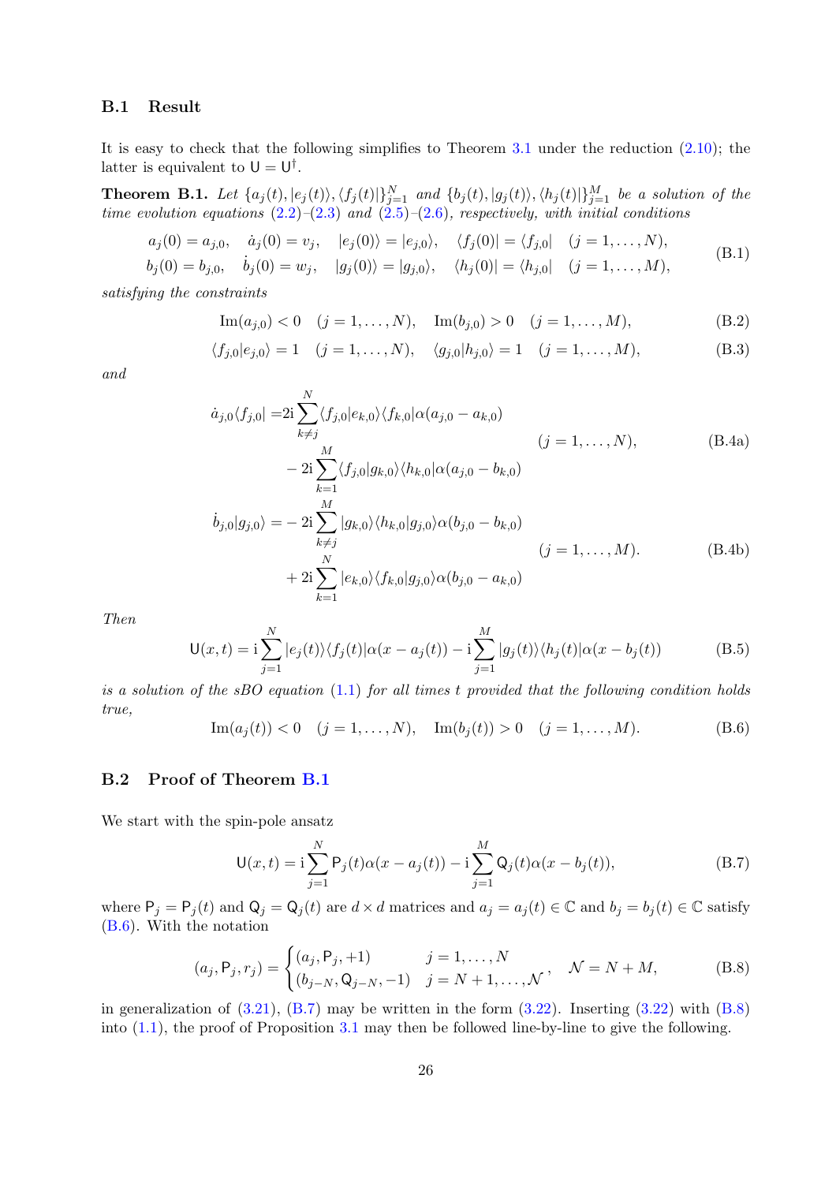### B.1 Result

It is easy to check that the following simplifies to Theorem 3.1 under the reduction (2.10); the latter is equivalent to $\mathsf{U} = \mathsf{U}^\dagger$.

**Theorem B.1.** *Let $\{a_j(t), |e_j(t)\rangle, \langle f_j(t)|\}_{j=1}^N$ and $\{b_j(t), |g_j(t)\rangle, \langle h_j(t)|\}_{j=1}^M$ be a solution of the time evolution equations (2.2)–(2.3) and (2.5)–(2.6), respectively, with initial conditions*

$$
\begin{aligned}
&a_j(0) = a_{j,0}, \quad \dot{a}_j(0) = v_j, \quad |e_j(0)\rangle = |e_{j,0}\rangle, \quad \langle f_j(0)| = \langle f_{j,0}| \quad (j = 1, \ldots, N), \\
&b_j(0) = b_{j,0}, \quad \dot{b}_j(0) = w_j, \quad |g_j(0)\rangle = |g_{j,0}\rangle, \quad \langle h_j(0)| = \langle h_{j,0}| \quad (j = 1, \ldots, M),
\end{aligned} \tag{B.1}
$$

*satisfying the constraints*

$$
\mathrm{Im}(a_{j,0}) < 0 \quad (j = 1, \ldots, N), \quad \mathrm{Im}(b_{j,0}) > 0 \quad (j = 1, \ldots, M), \tag{B.2}
$$

$$
\langle f_{j,0}|e_{j,0}\rangle = 1 \quad (j = 1, \ldots, N), \quad \langle g_{j,0}|h_{j,0}\rangle = 1 \quad (j = 1, \ldots, M), \tag{B.3}
$$

*and*

$$
\begin{aligned}
\dot{a}_{j,0}\langle f_{j,0}| =& 2\mathrm{i}\sum_{k\neq j}^{N} \langle f_{j,0}|e_{k,0}\rangle\langle f_{k,0}|\alpha(a_{j,0} - a_{k,0}) \\
&- 2\mathrm{i}\sum_{k=1}^{M} \langle f_{j,0}|g_{k,0}\rangle\langle h_{k,0}|\alpha(a_{j,0} - b_{k,0})
\end{aligned} \qquad (j = 1, \ldots, N), \tag{B.4a}
$$

$$
\begin{aligned}
\dot{b}_{j,0}|g_{j,0}\rangle =& -2\mathrm{i}\sum_{k\neq j}^{M} |g_{k,0}\rangle\langle h_{k,0}|g_{j,0}\rangle\alpha(b_{j,0} - b_{k,0}) \\
&+ 2\mathrm{i}\sum_{k=1}^{N} |e_{k,0}\rangle\langle f_{k,0}|g_{j,0}\rangle\alpha(b_{j,0} - a_{k,0})
\end{aligned} \qquad (j = 1, \ldots, M). \tag{B.4b}
$$

*Then*

$$
\mathsf{U}(x,t) = \mathrm{i}\sum_{j=1}^{N} |e_j(t)\rangle\langle f_j(t)|\alpha(x - a_j(t)) - \mathrm{i}\sum_{j=1}^{M} |g_j(t)\rangle\langle h_j(t)|\alpha(x - b_j(t)) \tag{B.5}
$$

*is a solution of the sBO equation (1.1) for all times $t$ provided that the following condition holds true,*

$$
\mathrm{Im}(a_j(t)) < 0 \quad (j = 1, \ldots, N), \quad \mathrm{Im}(b_j(t)) > 0 \quad (j = 1, \ldots, M). \tag{B.6}
$$

### B.2 Proof of Theorem B.1

We start with the spin-pole ansatz

$$
\mathsf{U}(x,t) = \mathrm{i}\sum_{j=1}^{N} \mathsf{P}_j(t)\alpha(x - a_j(t)) - \mathrm{i}\sum_{j=1}^{M} \mathsf{Q}_j(t)\alpha(x - b_j(t)), \tag{B.7}
$$

where $\mathsf{P}_j = \mathsf{P}_j(t)$ and $\mathsf{Q}_j = \mathsf{Q}_j(t)$ are $d \times d$ matrices and $a_j = a_j(t) \in \mathbb{C}$ and $b_j = b_j(t) \in \mathbb{C}$ satisfy (B.6). With the notation

$$
(a_j, \mathsf{P}_j, r_j) = \begin{cases} (a_j, \mathsf{P}_j, +1) & j = 1, \ldots, N \\ (b_{j-N}, \mathsf{Q}_{j-N}, -1) & j = N+1, \ldots, \mathcal{N} \end{cases}, \quad \mathcal{N} = N + M, \tag{B.8}
$$

in generalization of (3.21), (B.7) may be written in the form (3.22). Inserting (3.22) with (B.8) into (1.1), the proof of Proposition 3.1 may then be followed line-by-line to give the following.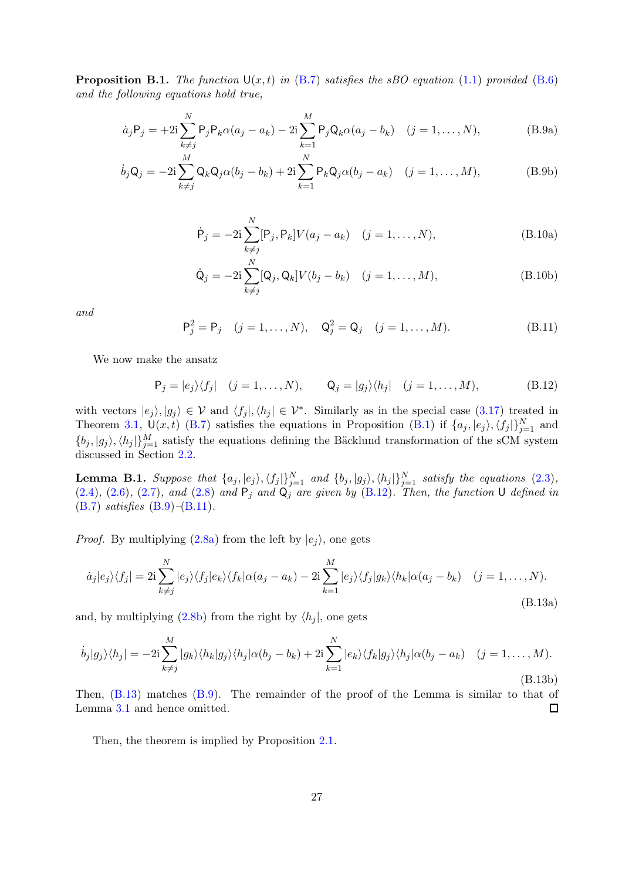**Proposition B.1.** *The function* $\mathsf{U}(x,t)$ *in* (B.7) *satisfies the sBO equation* (1.1) *provided* (B.6) *and the following equations hold true,*

$$\dot{a}_j \mathsf{P}_j = +2\mathrm{i}\sum_{k\neq j}^{N} \mathsf{P}_j\mathsf{P}_k\alpha(a_j - a_k) - 2\mathrm{i}\sum_{k=1}^{M} \mathsf{P}_j\mathsf{Q}_k\alpha(a_j - b_k) \quad (j = 1,\ldots,N), \tag{B.9a}$$

$$\dot{b}_j \mathsf{Q}_j = -2\mathrm{i}\sum_{k\neq j}^{M} \mathsf{Q}_k\mathsf{Q}_j\alpha(b_j - b_k) + 2\mathrm{i}\sum_{k=1}^{N} \mathsf{P}_k\mathsf{Q}_j\alpha(b_j - a_k) \quad (j = 1,\ldots,M), \tag{B.9b}$$

$$\dot{\mathsf{P}}_j = -2\mathrm{i}\sum_{k\neq j}^{N} [\mathsf{P}_j,\mathsf{P}_k]V(a_j - a_k) \quad (j = 1,\ldots,N), \tag{B.10a}$$

$$\dot{\mathsf{Q}}_j = -2\mathrm{i}\sum_{k\neq j}^{N} [\mathsf{Q}_j,\mathsf{Q}_k]V(b_j - b_k) \quad (j = 1,\ldots,M), \tag{B.10b}$$

*and*

$$\mathsf{P}_j^2 = \mathsf{P}_j \quad (j = 1,\ldots,N), \qquad \mathsf{Q}_j^2 = \mathsf{Q}_j \quad (j = 1,\ldots,M). \tag{B.11}$$

We now make the ansatz

$$\mathsf{P}_j = |e_j\rangle\langle f_j| \quad (j = 1,\ldots,N), \qquad \mathsf{Q}_j = |g_j\rangle\langle h_j| \quad (j = 1,\ldots,M), \tag{B.12}$$

with vectors $|e_j\rangle, |g_j\rangle \in \mathcal{V}$ and $\langle f_j|, \langle h_j| \in \mathcal{V}^*$. Similarly as in the special case (3.17) treated in Theorem 3.1, $\mathsf{U}(x,t)$ (B.7) satisfies the equations in Proposition (B.1) if $\{a_j, |e_j\rangle, \langle f_j|\}_{j=1}^N$ and $\{b_j, |g_j\rangle, \langle h_j|\}_{j=1}^M$ satisfy the equations defining the Bäcklund transformation of the sCM system discussed in Section 2.2.

**Lemma B.1.** *Suppose that* $\{a_j, |e_j\rangle, \langle f_j|\}_{j=1}^N$ *and* $\{b_j, |g_j\rangle, \langle h_j|\}_{j=1}^N$ *satisfy the equations* (2.3), (2.4), (2.6), (2.7), *and* (2.8) *and* $\mathsf{P}_j$ *and* $\mathsf{Q}_j$ *are given by* (B.12). *Then, the function* $\mathsf{U}$ *defined in* (B.7) *satisfies* (B.9)–(B.11).

*Proof.* By multiplying (2.8a) from the left by $|e_j\rangle$, one gets

$$\dot{a}_j|e_j\rangle\langle f_j| = 2\mathrm{i}\sum_{k\neq j}^{N} |e_j\rangle\langle f_j|e_k\rangle\langle f_k|\alpha(a_j - a_k) - 2\mathrm{i}\sum_{k=1}^{M} |e_j\rangle\langle f_j|g_k\rangle\langle h_k|\alpha(a_j - b_k) \quad (j = 1,\ldots,N). \tag{B.13a}$$

and, by multiplying (2.8b) from the right by $\langle h_j|$, one gets

$$\dot{b}_j|g_j\rangle\langle h_j| = -2\mathrm{i}\sum_{k\neq j}^{M} |g_k\rangle\langle h_k|g_j\rangle\langle h_j|\alpha(b_j - b_k) + 2\mathrm{i}\sum_{k=1}^{N} |e_k\rangle\langle f_k|g_j\rangle\langle h_j|\alpha(b_j - a_k) \quad (j = 1,\ldots,M). \tag{B.13b}$$

Then, (B.13) matches (B.9). The remainder of the proof of the Lemma is similar to that of Lemma 3.1 and hence omitted. ☐

Then, the theorem is implied by Proposition 2.1.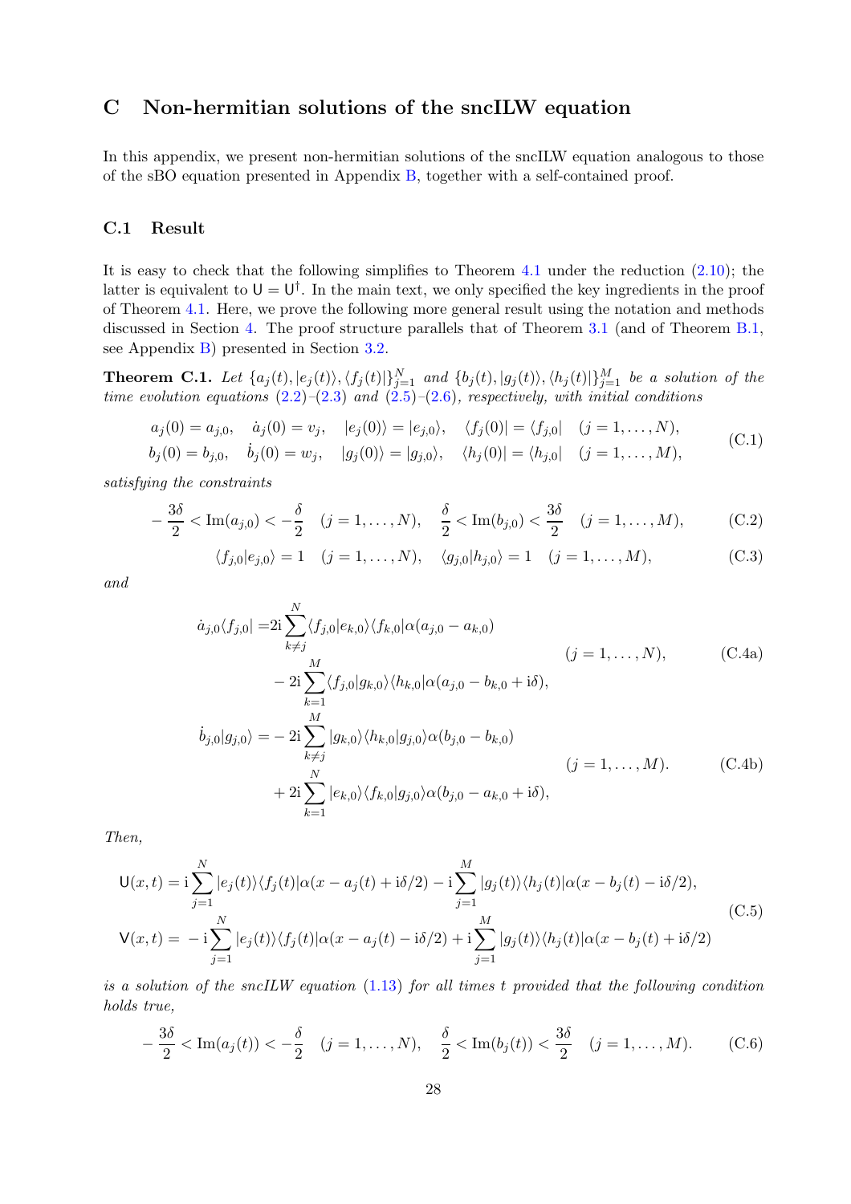# C Non-hermitian solutions of the sncILW equation

In this appendix, we present non-hermitian solutions of the sncILW equation analogous to those of the sBO equation presented in Appendix B, together with a self-contained proof.

## C.1 Result

It is easy to check that the following simplifies to Theorem 4.1 under the reduction (2.10); the latter is equivalent to $\mathsf{U} = \mathsf{U}^\dagger$. In the main text, we only specified the key ingredients in the proof of Theorem 4.1. Here, we prove the following more general result using the notation and methods discussed in Section 4. The proof structure parallels that of Theorem 3.1 (and of Theorem B.1, see Appendix B) presented in Section 3.2.

**Theorem C.1.** *Let $\{a_j(t), |e_j(t)\rangle, \langle f_j(t)|\}_{j=1}^N$ and $\{b_j(t), |g_j(t)\rangle, \langle h_j(t)|\}_{j=1}^M$ be a solution of the time evolution equations (2.2)–(2.3) and (2.5)–(2.6), respectively, with initial conditions*

$$
\begin{aligned}
&a_j(0) = a_{j,0}, \quad \dot{a}_j(0) = v_j, \quad |e_j(0)\rangle = |e_{j,0}\rangle, \quad \langle f_j(0)| = \langle f_{j,0}| \quad (j = 1, \ldots, N), \\
&b_j(0) = b_{j,0}, \quad \dot{b}_j(0) = w_j, \quad |g_j(0)\rangle = |g_{j,0}\rangle, \quad \langle h_j(0)| = \langle h_{j,0}| \quad (j = 1, \ldots, M),
\end{aligned}
\tag{C.1}
$$

*satisfying the constraints*

$$
-\frac{3\delta}{2} < \mathrm{Im}(a_{j,0}) < -\frac{\delta}{2} \quad (j = 1, \ldots, N), \qquad \frac{\delta}{2} < \mathrm{Im}(b_{j,0}) < \frac{3\delta}{2} \quad (j = 1, \ldots, M),
\tag{C.2}
$$

$$
\langle f_{j,0}|e_{j,0}\rangle = 1 \quad (j = 1, \ldots, N), \qquad \langle g_{j,0}|h_{j,0}\rangle = 1 \quad (j = 1, \ldots, M),
\tag{C.3}
$$

*and*

$$
\begin{aligned}
\dot{a}_{j,0}\langle f_{j,0}| =\; &2\mathrm{i}\sum_{k\neq j}^N \langle f_{j,0}|e_{k,0}\rangle\langle f_{k,0}|\alpha(a_{j,0} - a_{k,0}) \\
&- 2\mathrm{i}\sum_{k=1}^M \langle f_{j,0}|g_{k,0}\rangle\langle h_{k,0}|\alpha(a_{j,0} - b_{k,0} + \mathrm{i}\delta),
\end{aligned}
\qquad (j = 1, \ldots, N),
\tag{C.4a}
$$

$$
\begin{aligned}
\dot{b}_{j,0}|g_{j,0}\rangle =\; &-2\mathrm{i}\sum_{k\neq j}^M |g_{k,0}\rangle\langle h_{k,0}|g_{j,0}\rangle\alpha(b_{j,0} - b_{k,0}) \\
&+ 2\mathrm{i}\sum_{k=1}^N |e_{k,0}\rangle\langle f_{k,0}|g_{j,0}\rangle\alpha(b_{j,0} - a_{k,0} + \mathrm{i}\delta),
\end{aligned}
\qquad (j = 1, \ldots, M).
\tag{C.4b}
$$

*Then,*

$$
\begin{aligned}
\mathsf{U}(x,t) &= \mathrm{i}\sum_{j=1}^N |e_j(t)\rangle\langle f_j(t)|\alpha(x - a_j(t) + \mathrm{i}\delta/2) - \mathrm{i}\sum_{j=1}^M |g_j(t)\rangle\langle h_j(t)|\alpha(x - b_j(t) - \mathrm{i}\delta/2), \\
\mathsf{V}(x,t) &= -\mathrm{i}\sum_{j=1}^N |e_j(t)\rangle\langle f_j(t)|\alpha(x - a_j(t) - \mathrm{i}\delta/2) + \mathrm{i}\sum_{j=1}^M |g_j(t)\rangle\langle h_j(t)|\alpha(x - b_j(t) + \mathrm{i}\delta/2)
\end{aligned}
\tag{C.5}
$$

*is a solution of the sncILW equation (1.13) for all times $t$ provided that the following condition holds true,*

$$
-\frac{3\delta}{2} < \mathrm{Im}(a_j(t)) < -\frac{\delta}{2} \quad (j = 1, \ldots, N), \qquad \frac{\delta}{2} < \mathrm{Im}(b_j(t)) < \frac{3\delta}{2} \quad (j = 1, \ldots, M).
\tag{C.6}
$$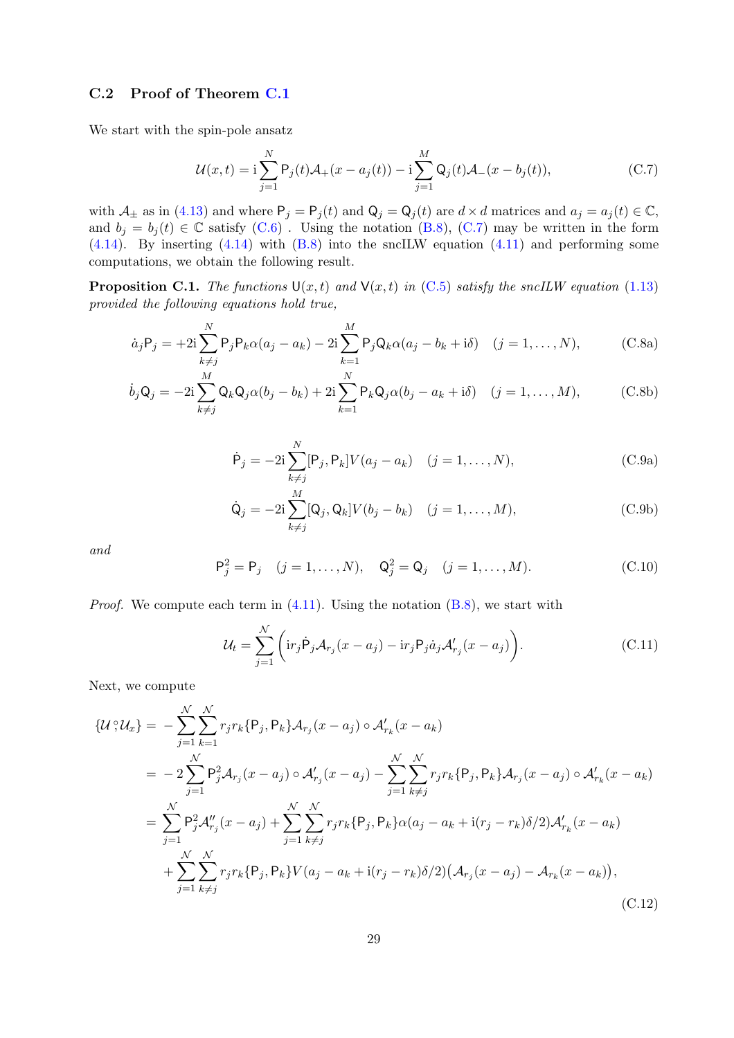### C.2 Proof of Theorem C.1

We start with the spin-pole ansatz

$$\mathcal{U}(x,t) = \mathrm{i}\sum_{j=1}^{N} \mathsf{P}_j(t)\mathcal{A}_+(x - a_j(t)) - \mathrm{i}\sum_{j=1}^{M} \mathsf{Q}_j(t)\mathcal{A}_-(x - b_j(t)), \tag{C.7}$$

with $\mathcal{A}_\pm$ as in (4.13) and where $\mathsf{P}_j = \mathsf{P}_j(t)$ and $\mathsf{Q}_j = \mathsf{Q}_j(t)$ are $d \times d$ matrices and $a_j = a_j(t) \in \mathbb{C}$, and $b_j = b_j(t) \in \mathbb{C}$ satisfy (C.6) . Using the notation (B.8), (C.7) may be written in the form (4.14). By inserting (4.14) with (B.8) into the sncILW equation (4.11) and performing some computations, we obtain the following result.

**Proposition C.1.** *The functions $\mathsf{U}(x,t)$ and $\mathsf{V}(x,t)$ in (C.5) satisfy the sncILW equation (1.13) provided the following equations hold true,*

$$\dot{a}_j\mathsf{P}_j = +2\mathrm{i}\sum_{k\neq j}^{N} \mathsf{P}_j\mathsf{P}_k\alpha(a_j - a_k) - 2\mathrm{i}\sum_{k=1}^{M} \mathsf{P}_j\mathsf{Q}_k\alpha(a_j - b_k + \mathrm{i}\delta) \quad (j = 1,\dots,N), \tag{C.8a}$$

$$\dot{b}_j\mathsf{Q}_j = -2\mathrm{i}\sum_{k\neq j}^{M} \mathsf{Q}_k\mathsf{Q}_j\alpha(b_j - b_k) + 2\mathrm{i}\sum_{k=1}^{N} \mathsf{P}_k\mathsf{Q}_j\alpha(b_j - a_k + \mathrm{i}\delta) \quad (j = 1,\dots,M), \tag{C.8b}$$

$$\dot{\mathsf{P}}_j = -2\mathrm{i}\sum_{k\neq j}^{N} [\mathsf{P}_j, \mathsf{P}_k]V(a_j - a_k) \quad (j = 1,\dots,N), \tag{C.9a}$$

$$\dot{\mathsf{Q}}_j = -2\mathrm{i}\sum_{k\neq j}^{M} [\mathsf{Q}_j, \mathsf{Q}_k]V(b_j - b_k) \quad (j = 1,\dots,M), \tag{C.9b}$$

*and*

$$\mathsf{P}_j^2 = \mathsf{P}_j \quad (j = 1,\dots,N), \qquad \mathsf{Q}_j^2 = \mathsf{Q}_j \quad (j = 1,\dots,M). \tag{C.10}$$

*Proof.* We compute each term in (4.11). Using the notation (B.8), we start with

$$\mathcal{U}_t = \sum_{j=1}^{\mathcal{N}} \Big(\mathrm{i}r_j\dot{\mathsf{P}}_j\mathcal{A}_{r_j}(x - a_j) - \mathrm{i}r_j\mathsf{P}_j\dot{a}_j\mathcal{A}'_{r_j}(x - a_j)\Big). \tag{C.11}$$

Next, we compute

$$\begin{aligned}
\{\mathcal{U} \,\overset{\circ}{,}\, \mathcal{U}_x\} = &-\sum_{j=1}^{\mathcal{N}}\sum_{k=1}^{\mathcal{N}} r_jr_k\{\mathsf{P}_j, \mathsf{P}_k\}\mathcal{A}_{r_j}(x - a_j) \circ \mathcal{A}'_{r_k}(x - a_k) \\
= &-2\sum_{j=1}^{\mathcal{N}} \mathsf{P}_j^2\mathcal{A}_{r_j}(x - a_j) \circ \mathcal{A}'_{r_j}(x - a_j) - \sum_{j=1}^{\mathcal{N}}\sum_{k\neq j}^{\mathcal{N}} r_jr_k\{\mathsf{P}_j, \mathsf{P}_k\}\mathcal{A}_{r_j}(x - a_j) \circ \mathcal{A}'_{r_k}(x - a_k) \\
= &\sum_{j=1}^{\mathcal{N}} \mathsf{P}_j^2\mathcal{A}''_{r_j}(x - a_j) + \sum_{j=1}^{\mathcal{N}}\sum_{k\neq j}^{\mathcal{N}} r_jr_k\{\mathsf{P}_j, \mathsf{P}_k\}\alpha(a_j - a_k + \mathrm{i}(r_j - r_k)\delta/2)\mathcal{A}'_{r_k}(x - a_k) \\
&+ \sum_{j=1}^{\mathcal{N}}\sum_{k\neq j}^{\mathcal{N}} r_jr_k\{\mathsf{P}_j, \mathsf{P}_k\}V(a_j - a_k + \mathrm{i}(r_j - r_k)\delta/2)\big(\mathcal{A}_{r_j}(x - a_j) - \mathcal{A}_{r_k}(x - a_k)\big),
\end{aligned} \tag{C.12}$$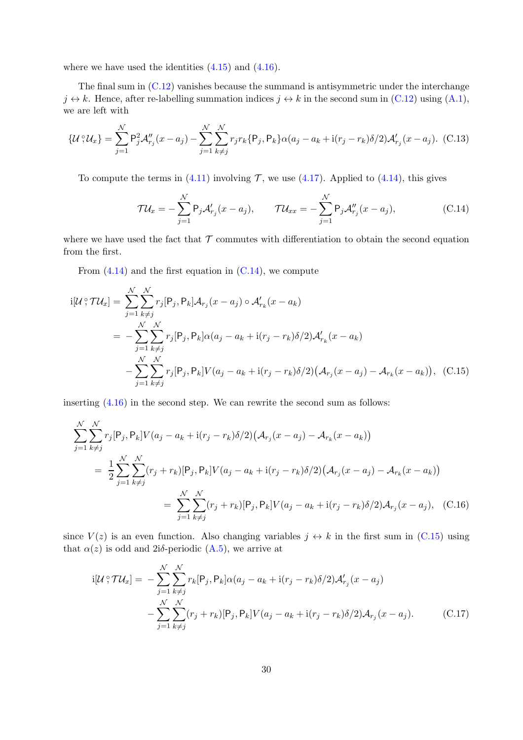where we have used the identities (4.15) and (4.16).

The final sum in (C.12) vanishes because the summand is antisymmetric under the interchange $j \leftrightarrow k$. Hence, after re-labelling summation indices $j \leftrightarrow k$ in the second sum in (C.12) using (A.1), we are left with

$$\{\mathcal{U} \,\mathring{,}\, \mathcal{U}_x\} = \sum_{j=1}^{\mathcal{N}} \mathsf{P}_j^2 \mathcal{A}''_{r_j}(x-a_j) - \sum_{j=1}^{\mathcal{N}} \sum_{k \neq j}^{\mathcal{N}} r_j r_k \{\mathsf{P}_j, \mathsf{P}_k\} \alpha(a_j - a_k + \mathrm{i}(r_j - r_k)\delta/2) \mathcal{A}'_{r_j}(x-a_j). \quad \text{(C.13)}$$

To compute the terms in (4.11) involving $\mathcal{T}$, we use (4.17). Applied to (4.14), this gives

$$\mathcal{T}\mathcal{U}_x = -\sum_{j=1}^{\mathcal{N}} \mathsf{P}_j \mathcal{A}'_{r_j}(x-a_j), \qquad \mathcal{T}\mathcal{U}_{xx} = -\sum_{j=1}^{\mathcal{N}} \mathsf{P}_j \mathcal{A}''_{r_j}(x-a_j), \quad \text{(C.14)}$$

where we have used the fact that $\mathcal{T}$ commutes with differentiation to obtain the second equation from the first.

From (4.14) and the first equation in (C.14), we compute

$$\begin{aligned}
\mathrm{i}[\mathcal{U} \,\mathring{,}\, \mathcal{T}\mathcal{U}_x] &= \sum_{j=1}^{\mathcal{N}} \sum_{k \neq j}^{\mathcal{N}} r_j [\mathsf{P}_j, \mathsf{P}_k] \mathcal{A}_{r_j}(x-a_j) \circ \mathcal{A}'_{r_k}(x-a_k) \\
&= -\sum_{j=1}^{\mathcal{N}} \sum_{k \neq j}^{\mathcal{N}} r_j [\mathsf{P}_j, \mathsf{P}_k] \alpha(a_j - a_k + \mathrm{i}(r_j - r_k)\delta/2) \mathcal{A}'_{r_k}(x-a_k) \\
&\quad - \sum_{j=1}^{\mathcal{N}} \sum_{k \neq j}^{\mathcal{N}} r_j [\mathsf{P}_j, \mathsf{P}_k] V(a_j - a_k + \mathrm{i}(r_j - r_k)\delta/2) \big(\mathcal{A}_{r_j}(x-a_j) - \mathcal{A}_{r_k}(x-a_k)\big), \quad \text{(C.15)}
\end{aligned}$$

inserting (4.16) in the second step. We can rewrite the second sum as follows:

$$\begin{aligned}
&\sum_{j=1}^{\mathcal{N}} \sum_{k \neq j}^{\mathcal{N}} r_j [\mathsf{P}_j, \mathsf{P}_k] V(a_j - a_k + \mathrm{i}(r_j - r_k)\delta/2) \big(\mathcal{A}_{r_j}(x-a_j) - \mathcal{A}_{r_k}(x-a_k)\big) \\
&\quad = \frac{1}{2} \sum_{j=1}^{\mathcal{N}} \sum_{k \neq j}^{\mathcal{N}} (r_j + r_k) [\mathsf{P}_j, \mathsf{P}_k] V(a_j - a_k + \mathrm{i}(r_j - r_k)\delta/2) \big(\mathcal{A}_{r_j}(x-a_j) - \mathcal{A}_{r_k}(x-a_k)\big) \\
&\quad = \sum_{j=1}^{\mathcal{N}} \sum_{k \neq j}^{\mathcal{N}} (r_j + r_k) [\mathsf{P}_j, \mathsf{P}_k] V(a_j - a_k + \mathrm{i}(r_j - r_k)\delta/2) \mathcal{A}_{r_j}(x-a_j), \quad \text{(C.16)}
\end{aligned}$$

since $V(z)$ is an even function. Also changing variables $j \leftrightarrow k$ in the first sum in (C.15) using that $\alpha(z)$ is odd and $2\mathrm{i}\delta$-periodic (A.5), we arrive at

$$\begin{aligned}
\mathrm{i}[\mathcal{U} \,\mathring{,}\, \mathcal{T}\mathcal{U}_x] = &-\sum_{j=1}^{\mathcal{N}} \sum_{k \neq j}^{\mathcal{N}} r_k [\mathsf{P}_j, \mathsf{P}_k] \alpha(a_j - a_k + \mathrm{i}(r_j - r_k)\delta/2) \mathcal{A}'_{r_j}(x-a_j) \\
&- \sum_{j=1}^{\mathcal{N}} \sum_{k \neq j}^{\mathcal{N}} (r_j + r_k) [\mathsf{P}_j, \mathsf{P}_k] V(a_j - a_k + \mathrm{i}(r_j - r_k)\delta/2) \mathcal{A}_{r_j}(x-a_j). \quad \text{(C.17)}
\end{aligned}$$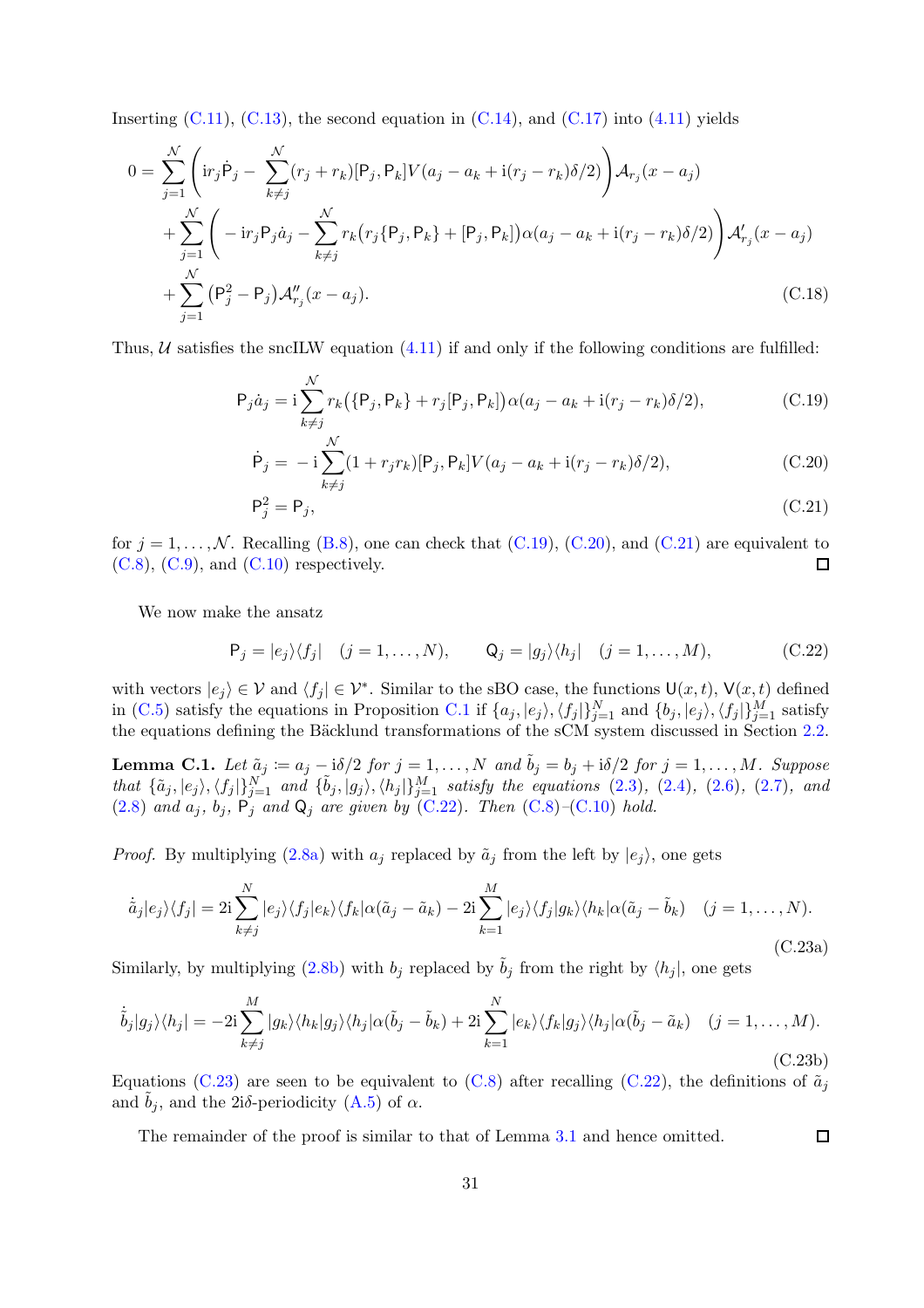Inserting (C.11), (C.13), the second equation in (C.14), and (C.17) into (4.11) yields

$$
\begin{aligned}
0 = &\sum_{j=1}^{\mathcal{N}} \Bigg( \mathrm{i} r_j \dot{\mathsf{P}}_j - \sum_{k\neq j}^{\mathcal{N}} (r_j + r_k)[\mathsf{P}_j, \mathsf{P}_k] V(a_j - a_k + \mathrm{i}(r_j - r_k)\delta/2) \Bigg) \mathcal{A}_{r_j}(x - a_j) \\
&+ \sum_{j=1}^{\mathcal{N}} \Bigg( -\mathrm{i} r_j \mathsf{P}_j \dot{a}_j - \sum_{k\neq j}^{\mathcal{N}} r_k\big( r_j\{\mathsf{P}_j, \mathsf{P}_k\} + [\mathsf{P}_j, \mathsf{P}_k]\big) \alpha(a_j - a_k + \mathrm{i}(r_j - r_k)\delta/2) \Bigg) \mathcal{A}'_{r_j}(x - a_j) \\
&+ \sum_{j=1}^{\mathcal{N}} \big(\mathsf{P}_j^2 - \mathsf{P}_j\big) \mathcal{A}''_{r_j}(x - a_j).
\end{aligned} \tag{C.18}
$$

Thus, $\mathcal{U}$ satisfies the sncILW equation (4.11) if and only if the following conditions are fulfilled:

$$
\mathsf{P}_j \dot{a}_j = \mathrm{i} \sum_{k\neq j}^{\mathcal{N}} r_k \big(\{\mathsf{P}_j, \mathsf{P}_k\} + r_j[\mathsf{P}_j, \mathsf{P}_k]\big) \alpha(a_j - a_k + \mathrm{i}(r_j - r_k)\delta/2), \tag{C.19}
$$

$$
\dot{\mathsf{P}}_j = -\mathrm{i} \sum_{k\neq j}^{\mathcal{N}} (1 + r_j r_k)[\mathsf{P}_j, \mathsf{P}_k] V(a_j - a_k + \mathrm{i}(r_j - r_k)\delta/2), \tag{C.20}
$$

$$
\mathsf{P}_j^2 = \mathsf{P}_j, \tag{C.21}
$$

for $j = 1, \ldots, \mathcal{N}$. Recalling (B.8), one can check that (C.19), (C.20), and (C.21) are equivalent to (C.8), (C.9), and (C.10) respectively. ☐

We now make the ansatz

$$
\mathsf{P}_j = |e_j\rangle\langle f_j| \quad (j = 1, \ldots, N), \qquad \mathsf{Q}_j = |g_j\rangle\langle h_j| \quad (j = 1, \ldots, M), \tag{C.22}
$$

with vectors $|e_j\rangle \in \mathcal{V}$ and $\langle f_j| \in \mathcal{V}^*$. Similar to the sBO case, the functions $\mathsf{U}(x,t)$, $\mathsf{V}(x,t)$ defined in (C.5) satisfy the equations in Proposition C.1 if $\{a_j, |e_j\rangle, \langle f_j|\}_{j=1}^N$ and $\{b_j, |e_j\rangle, \langle f_j|\}_{j=1}^M$ satisfy the equations defining the Bäcklund transformations of the sCM system discussed in Section 2.2.

**Lemma C.1.** *Let $\tilde{a}_j := a_j - \mathrm{i}\delta/2$ for $j = 1, \ldots, N$ and $\tilde{b}_j = b_j + \mathrm{i}\delta/2$ for $j = 1, \ldots, M$. Suppose that $\{\tilde{a}_j, |e_j\rangle, \langle f_j|\}_{j=1}^N$ and $\{\tilde{b}_j, |g_j\rangle, \langle h_j|\}_{j=1}^M$ satisfy the equations (2.3), (2.4), (2.6), (2.7), and (2.8) and $a_j$, $b_j$, $\mathsf{P}_j$ and $\mathsf{Q}_j$ are given by (C.22). Then (C.8)–(C.10) hold.*

*Proof.* By multiplying (2.8a) with $a_j$ replaced by $\tilde{a}_j$ from the left by $|e_j\rangle$, one gets

$$
\dot{a}_j |e_j\rangle\langle f_j| = 2\mathrm{i} \sum_{k\neq j}^{N} |e_j\rangle\langle f_j|e_k\rangle\langle f_k| \alpha(\tilde{a}_j - \tilde{a}_k) - 2\mathrm{i} \sum_{k=1}^{M} |e_j\rangle\langle f_j|g_k\rangle\langle h_k| \alpha(\tilde{a}_j - \tilde{b}_k) \quad (j = 1, \ldots, N). \tag{C.23a}
$$

Similarly, by multiplying (2.8b) with $b_j$ replaced by $\tilde{b}_j$ from the right by $\langle h_j|$, one gets

$$
\dot{\tilde{b}}_j |g_j\rangle\langle h_j| = -2\mathrm{i} \sum_{k\neq j}^{M} |g_k\rangle\langle h_k|g_j\rangle\langle h_j| \alpha(\tilde{b}_j - \tilde{b}_k) + 2\mathrm{i} \sum_{k=1}^{N} |e_k\rangle\langle f_k|g_j\rangle\langle h_j| \alpha(\tilde{b}_j - \tilde{a}_k) \quad (j = 1, \ldots, M). \tag{C.23b}
$$

Equations (C.23) are seen to be equivalent to (C.8) after recalling (C.22), the definitions of $\tilde{a}_j$ and $\tilde{b}_j$, and the $2\mathrm{i}\delta$-periodicity (A.5) of $\alpha$.

The remainder of the proof is similar to that of Lemma 3.1 and hence omitted. ☐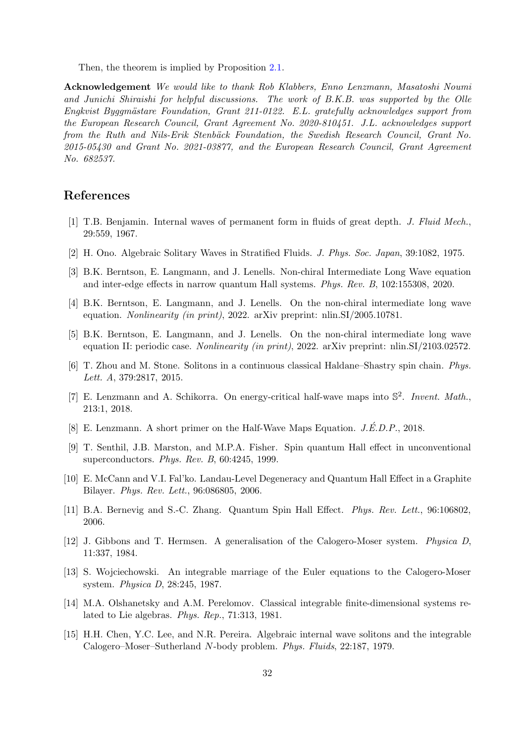Then, the theorem is implied by Proposition 2.1.

**Acknowledgement** *We would like to thank Rob Klabbers, Enno Lenzmann, Masatoshi Noumi and Junichi Shiraishi for helpful discussions. The work of B.K.B. was supported by the Olle Engkvist Byggmästare Foundation, Grant 211-0122. E.L. gratefully acknowledges support from the European Research Council, Grant Agreement No. 2020-810451. J.L. acknowledges support from the Ruth and Nils-Erik Stenbäck Foundation, the Swedish Research Council, Grant No. 2015-05430 and Grant No. 2021-03877, and the European Research Council, Grant Agreement No. 682537.*

# References

[1] T.B. Benjamin. Internal waves of permanent form in fluids of great depth. *J. Fluid Mech.*, 29:559, 1967.

[2] H. Ono. Algebraic Solitary Waves in Stratified Fluids. *J. Phys. Soc. Japan*, 39:1082, 1975.

[3] B.K. Berntson, E. Langmann, and J. Lenells. Non-chiral Intermediate Long Wave equation and inter-edge effects in narrow quantum Hall systems. *Phys. Rev. B*, 102:155308, 2020.

[4] B.K. Berntson, E. Langmann, and J. Lenells. On the non-chiral intermediate long wave equation. *Nonlinearity (in print)*, 2022. arXiv preprint: nlin.SI/2005.10781.

[5] B.K. Berntson, E. Langmann, and J. Lenells. On the non-chiral intermediate long wave equation II: periodic case. *Nonlinearity (in print)*, 2022. arXiv preprint: nlin.SI/2103.02572.

[6] T. Zhou and M. Stone. Solitons in a continuous classical Haldane–Shastry spin chain. *Phys. Lett. A*, 379:2817, 2015.

[7] E. Lenzmann and A. Schikorra. On energy-critical half-wave maps into $\mathbb{S}^2$. *Invent. Math.*, 213:1, 2018.

[8] E. Lenzmann. A short primer on the Half-Wave Maps Equation. *J.É.D.P.*, 2018.

[9] T. Senthil, J.B. Marston, and M.P.A. Fisher. Spin quantum Hall effect in unconventional superconductors. *Phys. Rev. B*, 60:4245, 1999.

[10] E. McCann and V.I. Fal'ko. Landau-Level Degeneracy and Quantum Hall Effect in a Graphite Bilayer. *Phys. Rev. Lett.*, 96:086805, 2006.

[11] B.A. Bernevig and S.-C. Zhang. Quantum Spin Hall Effect. *Phys. Rev. Lett.*, 96:106802, 2006.

[12] J. Gibbons and T. Hermsen. A generalisation of the Calogero-Moser system. *Physica D*, 11:337, 1984.

[13] S. Wojciechowski. An integrable marriage of the Euler equations to the Calogero-Moser system. *Physica D*, 28:245, 1987.

[14] M.A. Olshanetsky and A.M. Perelomov. Classical integrable finite-dimensional systems related to Lie algebras. *Phys. Rep.*, 71:313, 1981.

[15] H.H. Chen, Y.C. Lee, and N.R. Pereira. Algebraic internal wave solitons and the integrable Calogero–Moser–Sutherland $N$-body problem. *Phys. Fluids*, 22:187, 1979.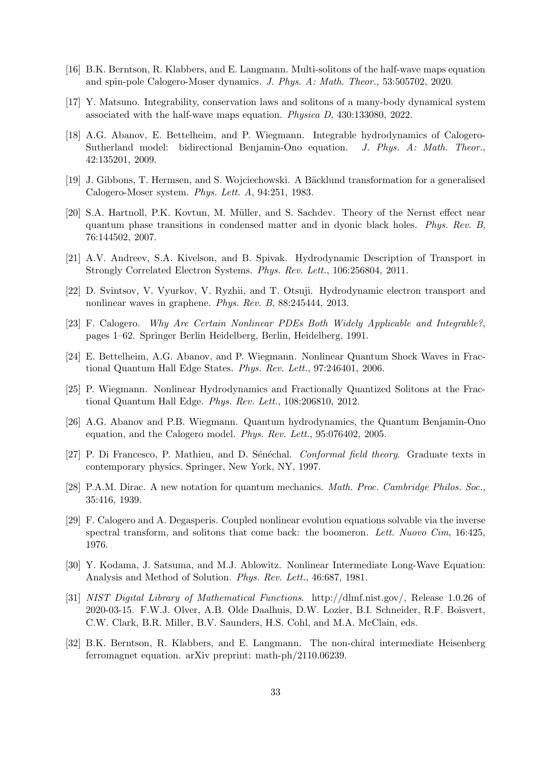[16] B.K. Berntson, R. Klabbers, and E. Langmann. Multi-solitons of the half-wave maps equation and spin-pole Calogero-Moser dynamics. *J. Phys. A: Math. Theor.*, 53:505702, 2020.

[17] Y. Matsuno. Integrability, conservation laws and solitons of a many-body dynamical system associated with the half-wave maps equation. *Physica D*, 430:133080, 2022.

[18] A.G. Abanov, E. Bettelheim, and P. Wiegmann. Integrable hydrodynamics of Calogero-Sutherland model: bidirectional Benjamin-Ono equation. *J. Phys. A: Math. Theor.*, 42:135201, 2009.

[19] J. Gibbons, T. Hermsen, and S. Wojciechowski. A Bäcklund transformation for a generalised Calogero-Moser system. *Phys. Lett. A*, 94:251, 1983.

[20] S.A. Hartnoll, P.K. Kovtun, M. Müller, and S. Sachdev. Theory of the Nernst effect near quantum phase transitions in condensed matter and in dyonic black holes. *Phys. Rev. B*, 76:144502, 2007.

[21] A.V. Andreev, S.A. Kivelson, and B. Spivak. Hydrodynamic Description of Transport in Strongly Correlated Electron Systems. *Phys. Rev. Lett.*, 106:256804, 2011.

[22] D. Svintsov, V. Vyurkov, V. Ryzhii, and T. Otsuji. Hydrodynamic electron transport and nonlinear waves in graphene. *Phys. Rev. B*, 88:245444, 2013.

[23] F. Calogero. *Why Are Certain Nonlinear PDEs Both Widely Applicable and Integrable?*, pages 1–62. Springer Berlin Heidelberg, Berlin, Heidelberg, 1991.

[24] E. Bettelheim, A.G. Abanov, and P. Wiegmann. Nonlinear Quantum Shock Waves in Fractional Quantum Hall Edge States. *Phys. Rev. Lett.*, 97:246401, 2006.

[25] P. Wiegmann. Nonlinear Hydrodynamics and Fractionally Quantized Solitons at the Fractional Quantum Hall Edge. *Phys. Rev. Lett.*, 108:206810, 2012.

[26] A.G. Abanov and P.B. Wiegmann. Quantum hydrodynamics, the Quantum Benjamin-Ono equation, and the Calogero model. *Phys. Rev. Lett.*, 95:076402, 2005.

[27] P. Di Francesco, P. Mathieu, and D. Sénéchal. *Conformal field theory*. Graduate texts in contemporary physics. Springer, New York, NY, 1997.

[28] P.A.M. Dirac. A new notation for quantum mechanics. *Math. Proc. Cambridge Philos. Soc.*, 35:416, 1939.

[29] F. Calogero and A. Degasperis. Coupled nonlinear evolution equations solvable via the inverse spectral transform, and solitons that come back: the boomeron. *Lett. Nuovo Cim*, 16:425, 1976.

[30] Y. Kodama, J. Satsuma, and M.J. Ablowitz. Nonlinear Intermediate Long-Wave Equation: Analysis and Method of Solution. *Phys. Rev. Lett.*, 46:687, 1981.

[31] *NIST Digital Library of Mathematical Functions*. http://dlmf.nist.gov/, Release 1.0.26 of 2020-03-15. F.W.J. Olver, A.B. Olde Daalhuis, D.W. Lozier, B.I. Schneider, R.F. Boisvert, C.W. Clark, B.R. Miller, B.V. Saunders, H.S. Cohl, and M.A. McClain, eds.

[32] B.K. Berntson, R. Klabbers, and E. Langmann. The non-chiral intermediate Heisenberg ferromagnet equation. arXiv preprint: math-ph/2110.06239.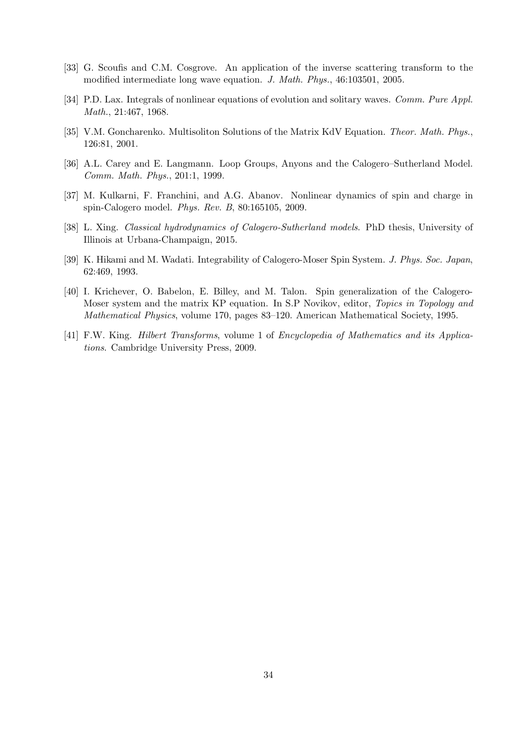[33] G. Scoufis and C.M. Cosgrove. An application of the inverse scattering transform to the modified intermediate long wave equation. *J. Math. Phys.*, 46:103501, 2005.

[34] P.D. Lax. Integrals of nonlinear equations of evolution and solitary waves. *Comm. Pure Appl. Math.*, 21:467, 1968.

[35] V.M. Goncharenko. Multisoliton Solutions of the Matrix KdV Equation. *Theor. Math. Phys.*, 126:81, 2001.

[36] A.L. Carey and E. Langmann. Loop Groups, Anyons and the Calogero–Sutherland Model. *Comm. Math. Phys.*, 201:1, 1999.

[37] M. Kulkarni, F. Franchini, and A.G. Abanov. Nonlinear dynamics of spin and charge in spin-Calogero model. *Phys. Rev. B*, 80:165105, 2009.

[38] L. Xing. *Classical hydrodynamics of Calogero-Sutherland models*. PhD thesis, University of Illinois at Urbana-Champaign, 2015.

[39] K. Hikami and M. Wadati. Integrability of Calogero-Moser Spin System. *J. Phys. Soc. Japan*, 62:469, 1993.

[40] I. Krichever, O. Babelon, E. Billey, and M. Talon. Spin generalization of the Calogero-Moser system and the matrix KP equation. In S.P Novikov, editor, *Topics in Topology and Mathematical Physics*, volume 170, pages 83–120. American Mathematical Society, 1995.

[41] F.W. King. *Hilbert Transforms*, volume 1 of *Encyclopedia of Mathematics and its Applications*. Cambridge University Press, 2009.